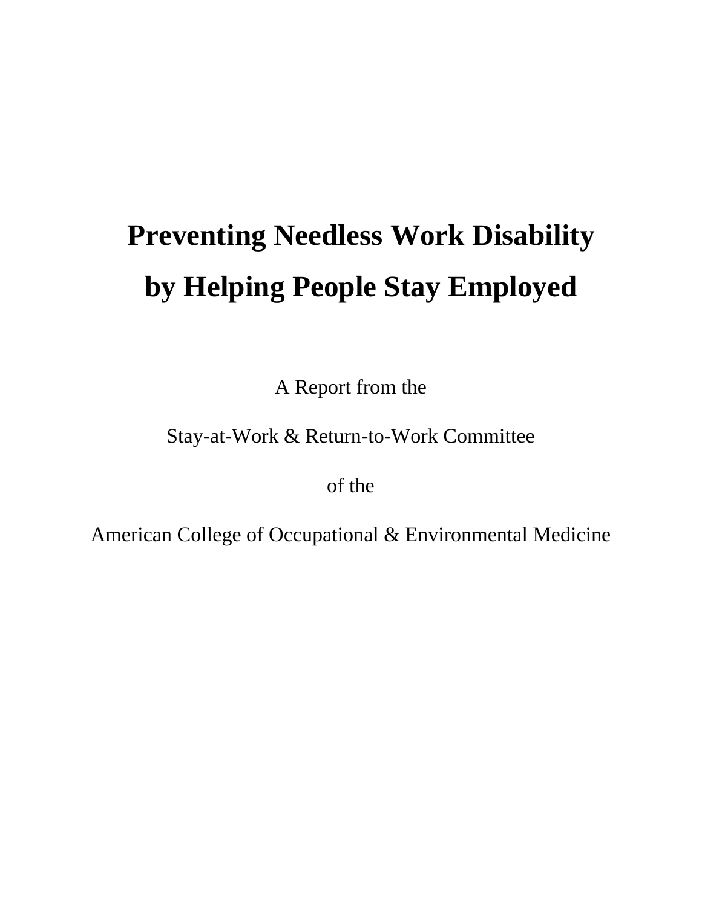# Preventing Needless Work Disability by Helping People Stay Employed

A Report from the

Stay-at-Work & Return-to-Work Committee

of the

American College of Occupational & Environmental Medicine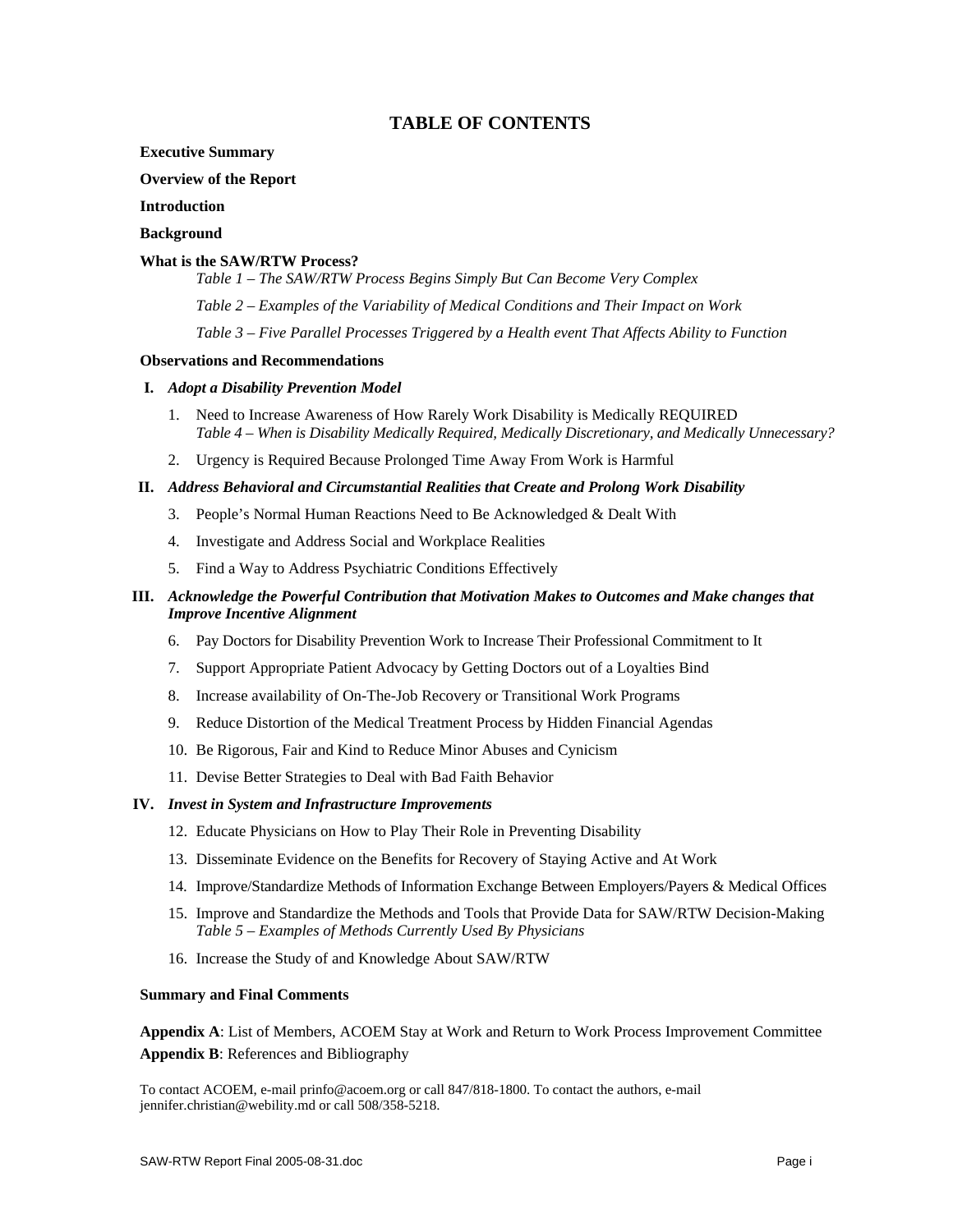# TABLE OF CONTENTS

**Executive Summary**

**Overview of the Report**

**Introduction**

**Background**

**What is the SAW/RTW Process?**

*Table 1 – The SAW/RTW Process Begins Simply But Can Become Very Complex*

*Table 2 – Examples of the Variability of Medical Conditions and Their Impact on Work*

*Table 3 – Five Parallel Processes Triggered by a Health event That Affects Ability to Function*

**Observations and Recommendations**

**I.** ***Adopt a Disability Prevention Model***

1. Need to Increase Awareness of How Rarely Work Disability is Medically REQUIRED
   *Table 4 – When is Disability Medically Required, Medically Discretionary, and Medically Unnecessary?*
2. Urgency is Required Because Prolonged Time Away From Work is Harmful

**II.** ***Address Behavioral and Circumstantial Realities that Create and Prolong Work Disability***

3. People's Normal Human Reactions Need to Be Acknowledged & Dealt With
4. Investigate and Address Social and Workplace Realities
5. Find a Way to Address Psychiatric Conditions Effectively

**III.** ***Acknowledge the Powerful Contribution that Motivation Makes to Outcomes and Make changes that Improve Incentive Alignment***

6. Pay Doctors for Disability Prevention Work to Increase Their Professional Commitment to It
7. Support Appropriate Patient Advocacy by Getting Doctors out of a Loyalties Bind
8. Increase availability of On-The-Job Recovery or Transitional Work Programs
9. Reduce Distortion of the Medical Treatment Process by Hidden Financial Agendas
10. Be Rigorous, Fair and Kind to Reduce Minor Abuses and Cynicism
11. Devise Better Strategies to Deal with Bad Faith Behavior

**IV.** ***Invest in System and Infrastructure Improvements***

12. Educate Physicians on How to Play Their Role in Preventing Disability
13. Disseminate Evidence on the Benefits for Recovery of Staying Active and At Work
14. Improve/Standardize Methods of Information Exchange Between Employers/Payers & Medical Offices
15. Improve and Standardize the Methods and Tools that Provide Data for SAW/RTW Decision-Making
    *Table 5 – Examples of Methods Currently Used By Physicians*
16. Increase the Study of and Knowledge About SAW/RTW

**Summary and Final Comments**

**Appendix A**: List of Members, ACOEM Stay at Work and Return to Work Process Improvement Committee

**Appendix B**: References and Bibliography

To contact ACOEM, e-mail prinfo@acoem.org or call 847/818-1800. To contact the authors, e-mail jennifer.christian@webility.md or call 508/358-5218.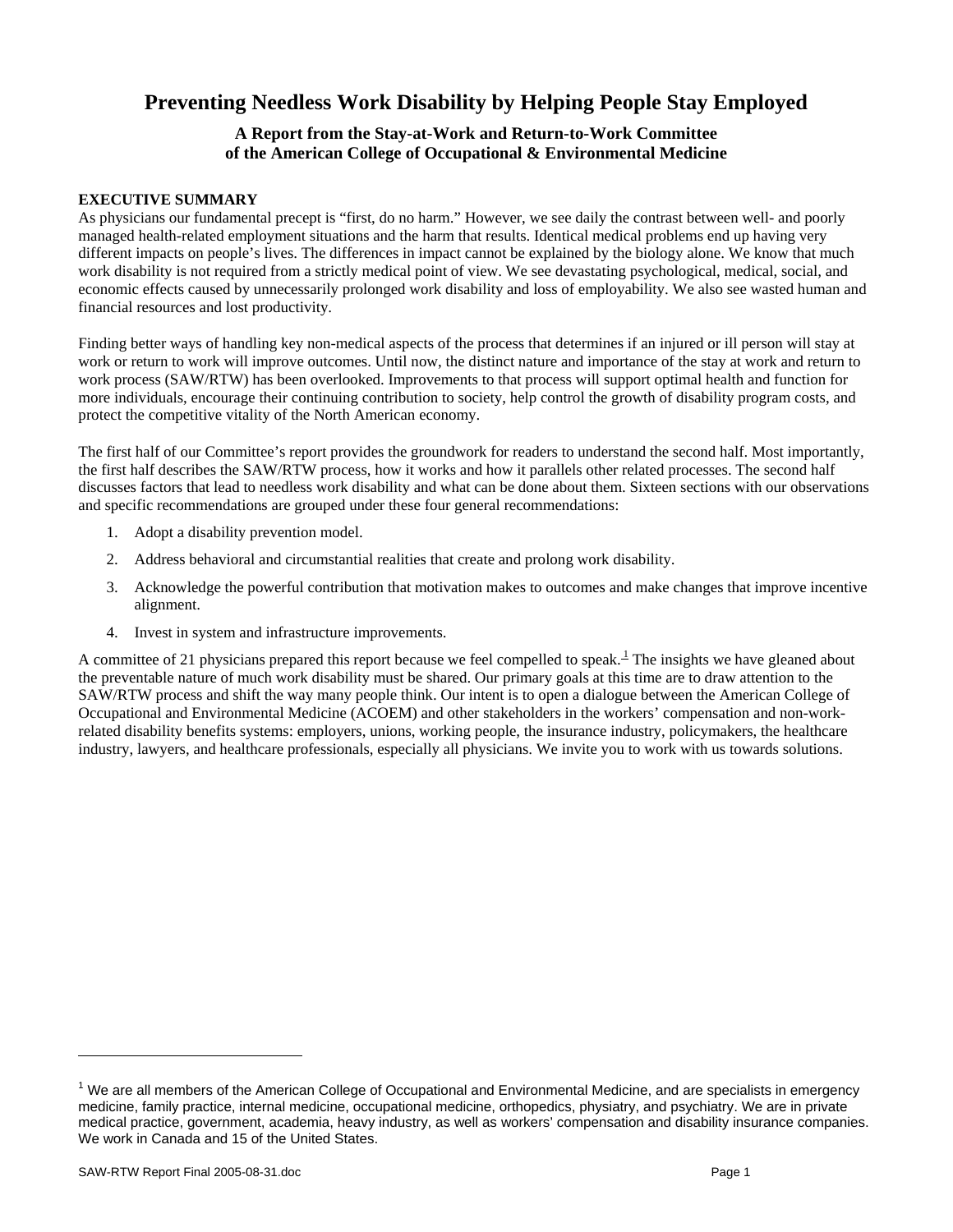# Preventing Needless Work Disability by Helping People Stay Employed

### A Report from the Stay-at-Work and Return-to-Work Committee of the American College of Occupational & Environmental Medicine

**EXECUTIVE SUMMARY**

As physicians our fundamental precept is "first, do no harm." However, we see daily the contrast between well- and poorly managed health-related employment situations and the harm that results. Identical medical problems end up having very different impacts on people's lives. The differences in impact cannot be explained by the biology alone. We know that much work disability is not required from a strictly medical point of view. We see devastating psychological, medical, social, and economic effects caused by unnecessarily prolonged work disability and loss of employability. We also see wasted human and financial resources and lost productivity.

Finding better ways of handling key non-medical aspects of the process that determines if an injured or ill person will stay at work or return to work will improve outcomes. Until now, the distinct nature and importance of the stay at work and return to work process (SAW/RTW) has been overlooked. Improvements to that process will support optimal health and function for more individuals, encourage their continuing contribution to society, help control the growth of disability program costs, and protect the competitive vitality of the North American economy.

The first half of our Committee's report provides the groundwork for readers to understand the second half. Most importantly, the first half describes the SAW/RTW process, how it works and how it parallels other related processes. The second half discusses factors that lead to needless work disability and what can be done about them. Sixteen sections with our observations and specific recommendations are grouped under these four general recommendations:

1. Adopt a disability prevention model.
2. Address behavioral and circumstantial realities that create and prolong work disability.
3. Acknowledge the powerful contribution that motivation makes to outcomes and make changes that improve incentive alignment.
4. Invest in system and infrastructure improvements.

A committee of 21 physicians prepared this report because we feel compelled to speak.[1] The insights we have gleaned about the preventable nature of much work disability must be shared. Our primary goals at this time are to draw attention to the SAW/RTW process and shift the way many people think. Our intent is to open a dialogue between the American College of Occupational and Environmental Medicine (ACOEM) and other stakeholders in the workers' compensation and non-work-related disability benefits systems: employers, unions, working people, the insurance industry, policymakers, the healthcare industry, lawyers, and healthcare professionals, especially all physicians. We invite you to work with us towards solutions.

---

[1] We are all members of the American College of Occupational and Environmental Medicine, and are specialists in emergency medicine, family practice, internal medicine, occupational medicine, orthopedics, physiatry, and psychiatry. We are in private medical practice, government, academia, heavy industry, as well as workers' compensation and disability insurance companies. We work in Canada and 15 of the United States.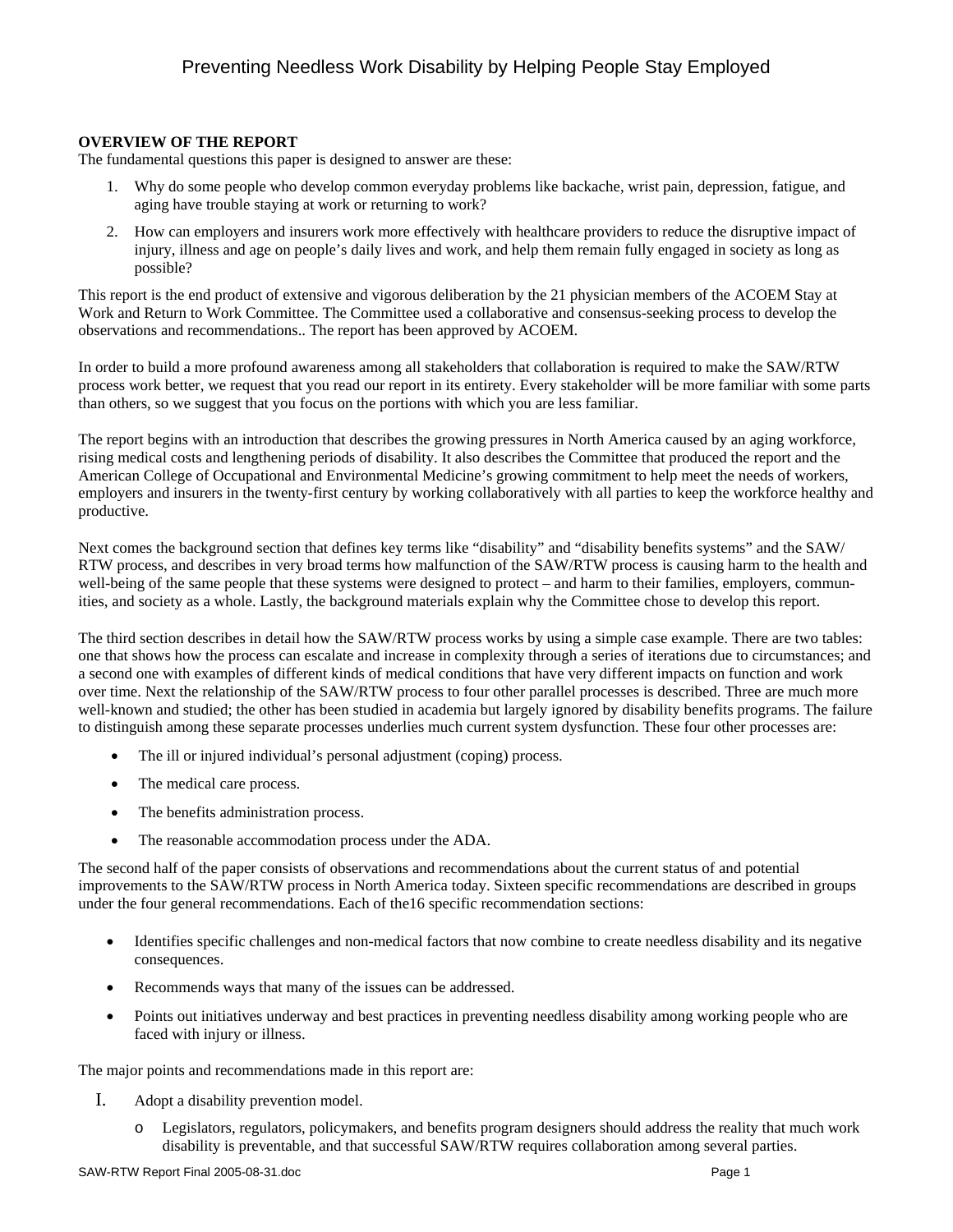# Preventing Needless Work Disability by Helping People Stay Employed

**OVERVIEW OF THE REPORT**
The fundamental questions this paper is designed to answer are these:

1. Why do some people who develop common everyday problems like backache, wrist pain, depression, fatigue, and aging have trouble staying at work or returning to work?
2. How can employers and insurers work more effectively with healthcare providers to reduce the disruptive impact of injury, illness and age on people's daily lives and work, and help them remain fully engaged in society as long as possible?

This report is the end product of extensive and vigorous deliberation by the 21 physician members of the ACOEM Stay at Work and Return to Work Committee. The Committee used a collaborative and consensus-seeking process to develop the observations and recommendations.. The report has been approved by ACOEM.

In order to build a more profound awareness among all stakeholders that collaboration is required to make the SAW/RTW process work better, we request that you read our report in its entirety. Every stakeholder will be more familiar with some parts than others, so we suggest that you focus on the portions with which you are less familiar.

The report begins with an introduction that describes the growing pressures in North America caused by an aging workforce, rising medical costs and lengthening periods of disability. It also describes the Committee that produced the report and the American College of Occupational and Environmental Medicine's growing commitment to help meet the needs of workers, employers and insurers in the twenty-first century by working collaboratively with all parties to keep the workforce healthy and productive.

Next comes the background section that defines key terms like "disability" and "disability benefits systems" and the SAW/RTW process, and describes in very broad terms how malfunction of the SAW/RTW process is causing harm to the health and well-being of the same people that these systems were designed to protect – and harm to their families, employers, communities, and society as a whole. Lastly, the background materials explain why the Committee chose to develop this report.

The third section describes in detail how the SAW/RTW process works by using a simple case example. There are two tables: one that shows how the process can escalate and increase in complexity through a series of iterations due to circumstances; and a second one with examples of different kinds of medical conditions that have very different impacts on function and work over time. Next the relationship of the SAW/RTW process to four other parallel processes is described. Three are much more well-known and studied; the other has been studied in academia but largely ignored by disability benefits programs. The failure to distinguish among these separate processes underlies much current system dysfunction. These four other processes are:

- The ill or injured individual's personal adjustment (coping) process.
- The medical care process.
- The benefits administration process.
- The reasonable accommodation process under the ADA.

The second half of the paper consists of observations and recommendations about the current status of and potential improvements to the SAW/RTW process in North America today. Sixteen specific recommendations are described in groups under the four general recommendations. Each of the16 specific recommendation sections:

- Identifies specific challenges and non-medical factors that now combine to create needless disability and its negative consequences.
- Recommends ways that many of the issues can be addressed.
- Points out initiatives underway and best practices in preventing needless disability among working people who are faced with injury or illness.

The major points and recommendations made in this report are:

I. Adopt a disability prevention model.
   - Legislators, regulators, policymakers, and benefits program designers should address the reality that much work disability is preventable, and that successful SAW/RTW requires collaboration among several parties.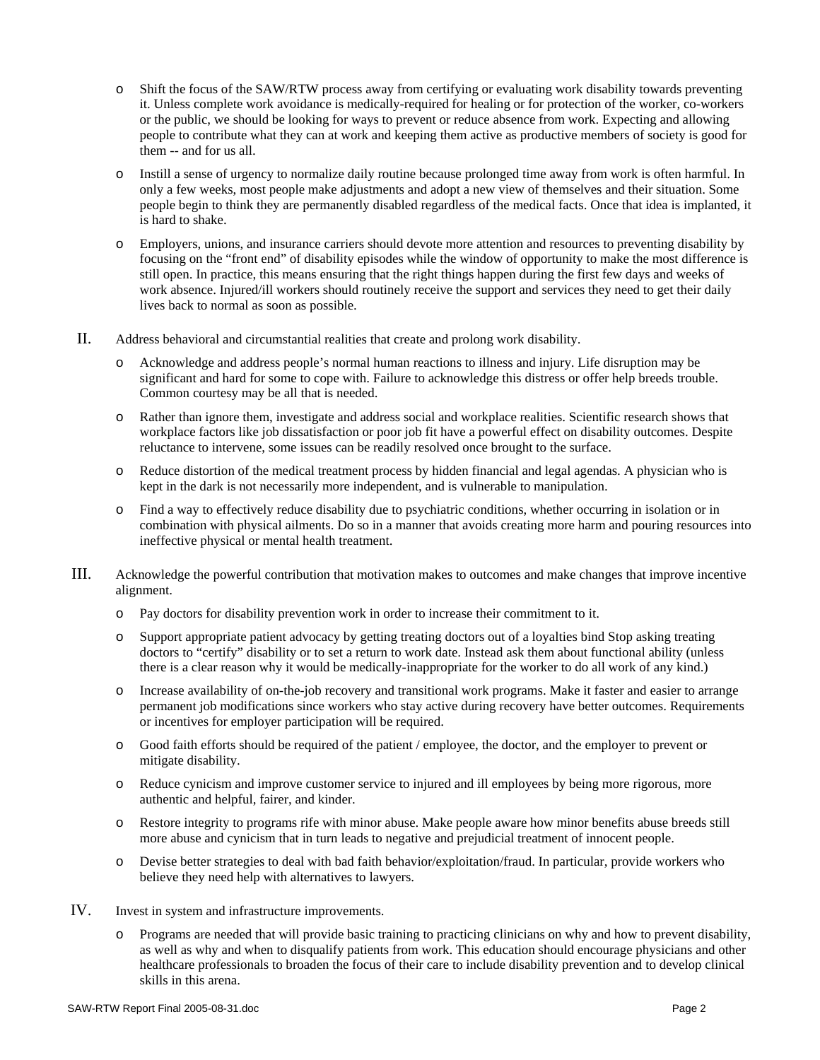- Shift the focus of the SAW/RTW process away from certifying or evaluating work disability towards preventing it. Unless complete work avoidance is medically-required for healing or for protection of the worker, co-workers or the public, we should be looking for ways to prevent or reduce absence from work. Expecting and allowing people to contribute what they can at work and keeping them active as productive members of society is good for them -- and for us all.
- Instill a sense of urgency to normalize daily routine because prolonged time away from work is often harmful. In only a few weeks, most people make adjustments and adopt a new view of themselves and their situation. Some people begin to think they are permanently disabled regardless of the medical facts. Once that idea is implanted, it is hard to shake.
- Employers, unions, and insurance carriers should devote more attention and resources to preventing disability by focusing on the "front end" of disability episodes while the window of opportunity to make the most difference is still open. In practice, this means ensuring that the right things happen during the first few days and weeks of work absence. Injured/ill workers should routinely receive the support and services they need to get their daily lives back to normal as soon as possible.

II. Address behavioral and circumstantial realities that create and prolong work disability.

- Acknowledge and address people's normal human reactions to illness and injury. Life disruption may be significant and hard for some to cope with. Failure to acknowledge this distress or offer help breeds trouble. Common courtesy may be all that is needed.
- Rather than ignore them, investigate and address social and workplace realities. Scientific research shows that workplace factors like job dissatisfaction or poor job fit have a powerful effect on disability outcomes. Despite reluctance to intervene, some issues can be readily resolved once brought to the surface.
- Reduce distortion of the medical treatment process by hidden financial and legal agendas. A physician who is kept in the dark is not necessarily more independent, and is vulnerable to manipulation.
- Find a way to effectively reduce disability due to psychiatric conditions, whether occurring in isolation or in combination with physical ailments. Do so in a manner that avoids creating more harm and pouring resources into ineffective physical or mental health treatment.

III. Acknowledge the powerful contribution that motivation makes to outcomes and make changes that improve incentive alignment.

- Pay doctors for disability prevention work in order to increase their commitment to it.
- Support appropriate patient advocacy by getting treating doctors out of a loyalties bind Stop asking treating doctors to "certify" disability or to set a return to work date. Instead ask them about functional ability (unless there is a clear reason why it would be medically-inappropriate for the worker to do all work of any kind.)
- Increase availability of on-the-job recovery and transitional work programs. Make it faster and easier to arrange permanent job modifications since workers who stay active during recovery have better outcomes. Requirements or incentives for employer participation will be required.
- Good faith efforts should be required of the patient / employee, the doctor, and the employer to prevent or mitigate disability.
- Reduce cynicism and improve customer service to injured and ill employees by being more rigorous, more authentic and helpful, fairer, and kinder.
- Restore integrity to programs rife with minor abuse. Make people aware how minor benefits abuse breeds still more abuse and cynicism that in turn leads to negative and prejudicial treatment of innocent people.
- Devise better strategies to deal with bad faith behavior/exploitation/fraud. In particular, provide workers who believe they need help with alternatives to lawyers.

IV. Invest in system and infrastructure improvements.

- Programs are needed that will provide basic training to practicing clinicians on why and how to prevent disability, as well as why and when to disqualify patients from work. This education should encourage physicians and other healthcare professionals to broaden the focus of their care to include disability prevention and to develop clinical skills in this arena.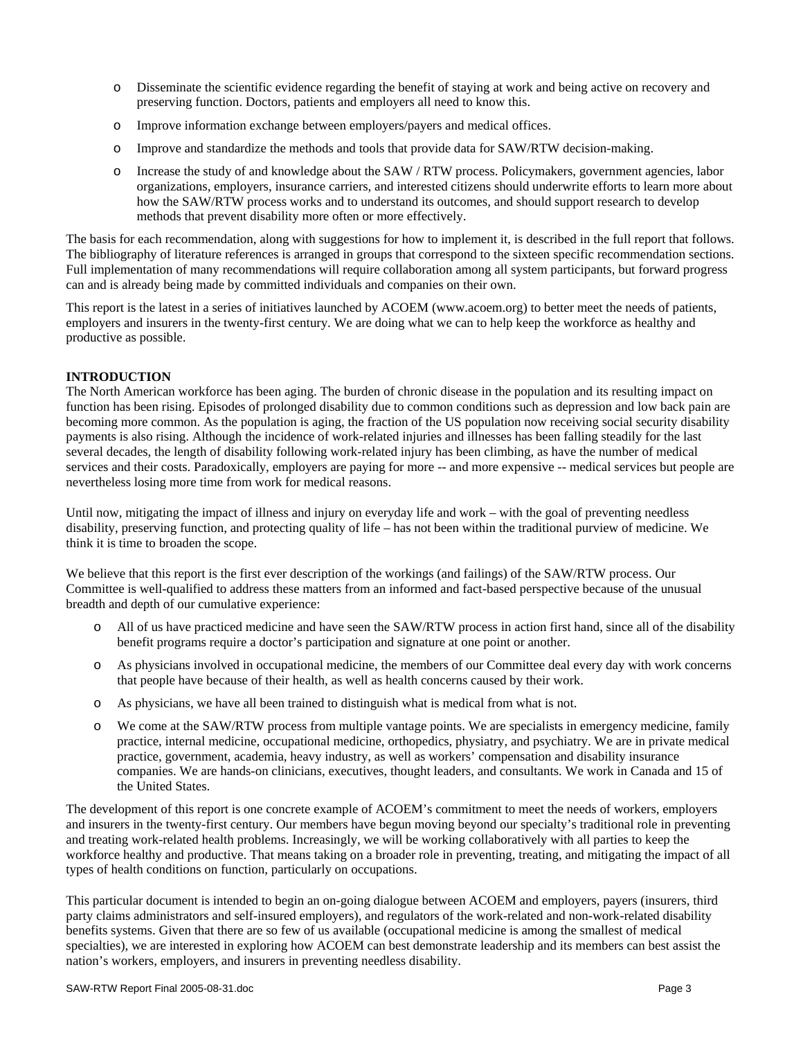- Disseminate the scientific evidence regarding the benefit of staying at work and being active on recovery and preserving function. Doctors, patients and employers all need to know this.
- Improve information exchange between employers/payers and medical offices.
- Improve and standardize the methods and tools that provide data for SAW/RTW decision-making.
- Increase the study of and knowledge about the SAW / RTW process. Policymakers, government agencies, labor organizations, employers, insurance carriers, and interested citizens should underwrite efforts to learn more about how the SAW/RTW process works and to understand its outcomes, and should support research to develop methods that prevent disability more often or more effectively.

The basis for each recommendation, along with suggestions for how to implement it, is described in the full report that follows. The bibliography of literature references is arranged in groups that correspond to the sixteen specific recommendation sections. Full implementation of many recommendations will require collaboration among all system participants, but forward progress can and is already being made by committed individuals and companies on their own.

This report is the latest in a series of initiatives launched by ACOEM (www.acoem.org) to better meet the needs of patients, employers and insurers in the twenty-first century. We are doing what we can to help keep the workforce as healthy and productive as possible.

**INTRODUCTION**

The North American workforce has been aging. The burden of chronic disease in the population and its resulting impact on function has been rising. Episodes of prolonged disability due to common conditions such as depression and low back pain are becoming more common. As the population is aging, the fraction of the US population now receiving social security disability payments is also rising. Although the incidence of work-related injuries and illnesses has been falling steadily for the last several decades, the length of disability following work-related injury has been climbing, as have the number of medical services and their costs. Paradoxically, employers are paying for more -- and more expensive -- medical services but people are nevertheless losing more time from work for medical reasons.

Until now, mitigating the impact of illness and injury on everyday life and work – with the goal of preventing needless disability, preserving function, and protecting quality of life – has not been within the traditional purview of medicine. We think it is time to broaden the scope.

We believe that this report is the first ever description of the workings (and failings) of the SAW/RTW process. Our Committee is well-qualified to address these matters from an informed and fact-based perspective because of the unusual breadth and depth of our cumulative experience:

- All of us have practiced medicine and have seen the SAW/RTW process in action first hand, since all of the disability benefit programs require a doctor's participation and signature at one point or another.
- As physicians involved in occupational medicine, the members of our Committee deal every day with work concerns that people have because of their health, as well as health concerns caused by their work.
- As physicians, we have all been trained to distinguish what is medical from what is not.
- We come at the SAW/RTW process from multiple vantage points. We are specialists in emergency medicine, family practice, internal medicine, occupational medicine, orthopedics, physiatry, and psychiatry. We are in private medical practice, government, academia, heavy industry, as well as workers' compensation and disability insurance companies. We are hands-on clinicians, executives, thought leaders, and consultants. We work in Canada and 15 of the United States.

The development of this report is one concrete example of ACOEM's commitment to meet the needs of workers, employers and insurers in the twenty-first century. Our members have begun moving beyond our specialty's traditional role in preventing and treating work-related health problems. Increasingly, we will be working collaboratively with all parties to keep the workforce healthy and productive. That means taking on a broader role in preventing, treating, and mitigating the impact of all types of health conditions on function, particularly on occupations.

This particular document is intended to begin an on-going dialogue between ACOEM and employers, payers (insurers, third party claims administrators and self-insured employers), and regulators of the work-related and non-work-related disability benefits systems. Given that there are so few of us available (occupational medicine is among the smallest of medical specialties), we are interested in exploring how ACOEM can best demonstrate leadership and its members can best assist the nation's workers, employers, and insurers in preventing needless disability.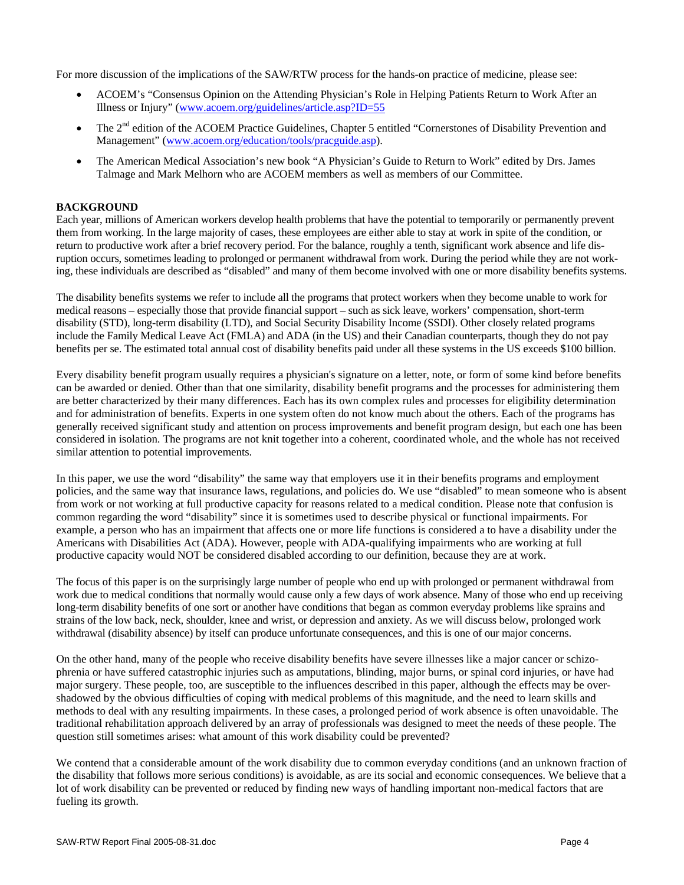For more discussion of the implications of the SAW/RTW process for the hands-on practice of medicine, please see:

- ACOEM's "Consensus Opinion on the Attending Physician's Role in Helping Patients Return to Work After an Illness or Injury" (www.acoem.org/guidelines/article.asp?ID=55
- The 2nd edition of the ACOEM Practice Guidelines, Chapter 5 entitled "Cornerstones of Disability Prevention and Management" (www.acoem.org/education/tools/pracguide.asp).
- The American Medical Association's new book "A Physician's Guide to Return to Work" edited by Drs. James Talmage and Mark Melhorn who are ACOEM members as well as members of our Committee.

**BACKGROUND**

Each year, millions of American workers develop health problems that have the potential to temporarily or permanently prevent them from working. In the large majority of cases, these employees are either able to stay at work in spite of the condition, or return to productive work after a brief recovery period. For the balance, roughly a tenth, significant work absence and life disruption occurs, sometimes leading to prolonged or permanent withdrawal from work. During the period while they are not working, these individuals are described as "disabled" and many of them become involved with one or more disability benefits systems.

The disability benefits systems we refer to include all the programs that protect workers when they become unable to work for medical reasons – especially those that provide financial support – such as sick leave, workers' compensation, short-term disability (STD), long-term disability (LTD), and Social Security Disability Income (SSDI). Other closely related programs include the Family Medical Leave Act (FMLA) and ADA (in the US) and their Canadian counterparts, though they do not pay benefits per se. The estimated total annual cost of disability benefits paid under all these systems in the US exceeds $100 billion.

Every disability benefit program usually requires a physician's signature on a letter, note, or form of some kind before benefits can be awarded or denied. Other than that one similarity, disability benefit programs and the processes for administering them are better characterized by their many differences. Each has its own complex rules and processes for eligibility determination and for administration of benefits. Experts in one system often do not know much about the others. Each of the programs has generally received significant study and attention on process improvements and benefit program design, but each one has been considered in isolation. The programs are not knit together into a coherent, coordinated whole, and the whole has not received similar attention to potential improvements.

In this paper, we use the word "disability" the same way that employers use it in their benefits programs and employment policies, and the same way that insurance laws, regulations, and policies do. We use "disabled" to mean someone who is absent from work or not working at full productive capacity for reasons related to a medical condition. Please note that confusion is common regarding the word "disability" since it is sometimes used to describe physical or functional impairments. For example, a person who has an impairment that affects one or more life functions is considered a to have a disability under the Americans with Disabilities Act (ADA). However, people with ADA-qualifying impairments who are working at full productive capacity would NOT be considered disabled according to our definition, because they are at work.

The focus of this paper is on the surprisingly large number of people who end up with prolonged or permanent withdrawal from work due to medical conditions that normally would cause only a few days of work absence. Many of those who end up receiving long-term disability benefits of one sort or another have conditions that began as common everyday problems like sprains and strains of the low back, neck, shoulder, knee and wrist, or depression and anxiety. As we will discuss below, prolonged work withdrawal (disability absence) by itself can produce unfortunate consequences, and this is one of our major concerns.

On the other hand, many of the people who receive disability benefits have severe illnesses like a major cancer or schizophrenia or have suffered catastrophic injuries such as amputations, blinding, major burns, or spinal cord injuries, or have had major surgery. These people, too, are susceptible to the influences described in this paper, although the effects may be overshadowed by the obvious difficulties of coping with medical problems of this magnitude, and the need to learn skills and methods to deal with any resulting impairments. In these cases, a prolonged period of work absence is often unavoidable. The traditional rehabilitation approach delivered by an array of professionals was designed to meet the needs of these people. The question still sometimes arises: what amount of this work disability could be prevented?

We contend that a considerable amount of the work disability due to common everyday conditions (and an unknown fraction of the disability that follows more serious conditions) is avoidable, as are its social and economic consequences. We believe that a lot of work disability can be prevented or reduced by finding new ways of handling important non-medical factors that are fueling its growth.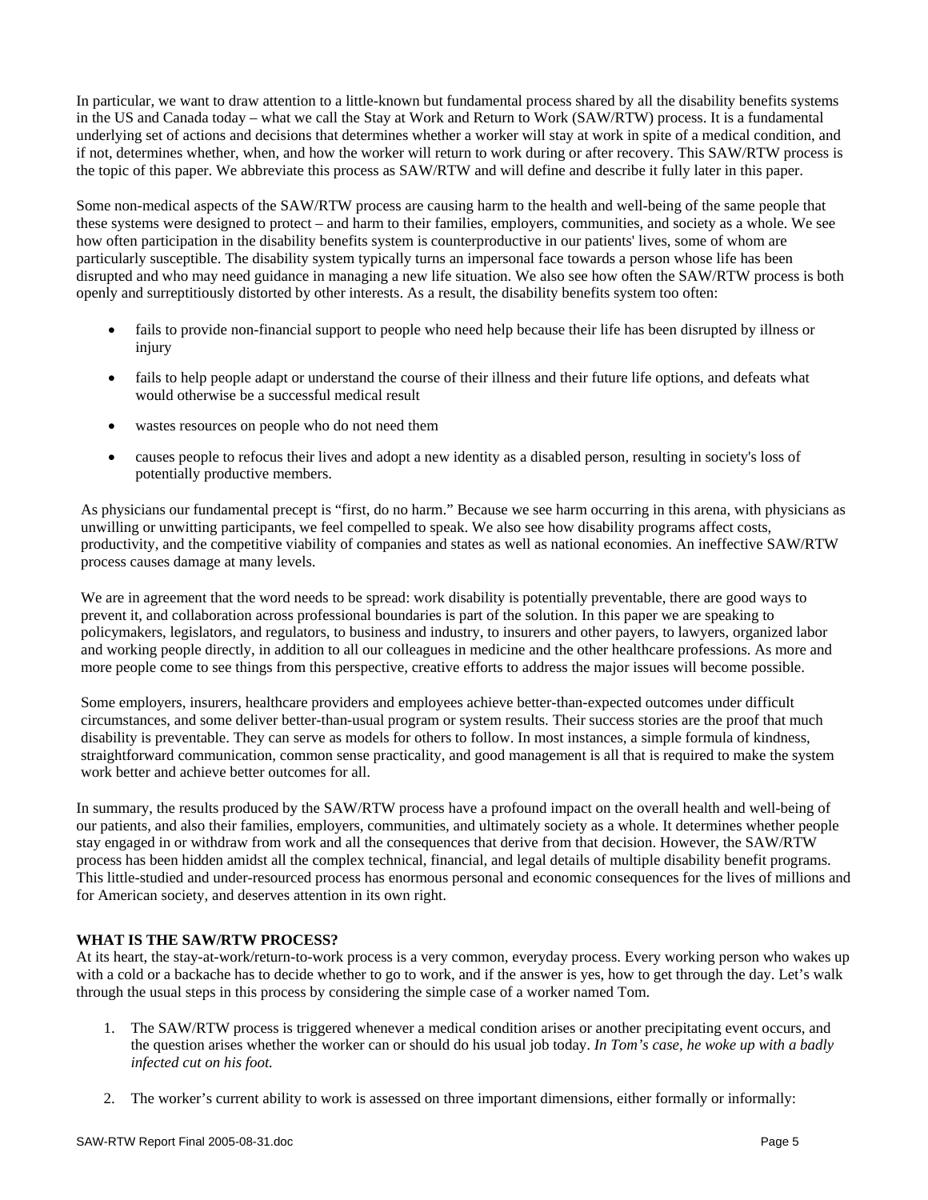In particular, we want to draw attention to a little-known but fundamental process shared by all the disability benefits systems in the US and Canada today – what we call the Stay at Work and Return to Work (SAW/RTW) process. It is a fundamental underlying set of actions and decisions that determines whether a worker will stay at work in spite of a medical condition, and if not, determines whether, when, and how the worker will return to work during or after recovery. This SAW/RTW process is the topic of this paper. We abbreviate this process as SAW/RTW and will define and describe it fully later in this paper.

Some non-medical aspects of the SAW/RTW process are causing harm to the health and well-being of the same people that these systems were designed to protect – and harm to their families, employers, communities, and society as a whole. We see how often participation in the disability benefits system is counterproductive in our patients' lives, some of whom are particularly susceptible. The disability system typically turns an impersonal face towards a person whose life has been disrupted and who may need guidance in managing a new life situation. We also see how often the SAW/RTW process is both openly and surreptitiously distorted by other interests. As a result, the disability benefits system too often:

- fails to provide non-financial support to people who need help because their life has been disrupted by illness or injury
- fails to help people adapt or understand the course of their illness and their future life options, and defeats what would otherwise be a successful medical result
- wastes resources on people who do not need them
- causes people to refocus their lives and adopt a new identity as a disabled person, resulting in society's loss of potentially productive members.

As physicians our fundamental precept is "first, do no harm." Because we see harm occurring in this arena, with physicians as unwilling or unwitting participants, we feel compelled to speak. We also see how disability programs affect costs, productivity, and the competitive viability of companies and states as well as national economies. An ineffective SAW/RTW process causes damage at many levels.

We are in agreement that the word needs to be spread: work disability is potentially preventable, there are good ways to prevent it, and collaboration across professional boundaries is part of the solution. In this paper we are speaking to policymakers, legislators, and regulators, to business and industry, to insurers and other payers, to lawyers, organized labor and working people directly, in addition to all our colleagues in medicine and the other healthcare professions. As more and more people come to see things from this perspective, creative efforts to address the major issues will become possible.

Some employers, insurers, healthcare providers and employees achieve better-than-expected outcomes under difficult circumstances, and some deliver better-than-usual program or system results. Their success stories are the proof that much disability is preventable. They can serve as models for others to follow. In most instances, a simple formula of kindness, straightforward communication, common sense practicality, and good management is all that is required to make the system work better and achieve better outcomes for all.

In summary, the results produced by the SAW/RTW process have a profound impact on the overall health and well-being of our patients, and also their families, employers, communities, and ultimately society as a whole. It determines whether people stay engaged in or withdraw from work and all the consequences that derive from that decision. However, the SAW/RTW process has been hidden amidst all the complex technical, financial, and legal details of multiple disability benefit programs. This little-studied and under-resourced process has enormous personal and economic consequences for the lives of millions and for American society, and deserves attention in its own right.

**WHAT IS THE SAW/RTW PROCESS?**

At its heart, the stay-at-work/return-to-work process is a very common, everyday process. Every working person who wakes up with a cold or a backache has to decide whether to go to work, and if the answer is yes, how to get through the day. Let's walk through the usual steps in this process by considering the simple case of a worker named Tom.

1. The SAW/RTW process is triggered whenever a medical condition arises or another precipitating event occurs, and the question arises whether the worker can or should do his usual job today. *In Tom's case, he woke up with a badly infected cut on his foot.*
2. The worker's current ability to work is assessed on three important dimensions, either formally or informally: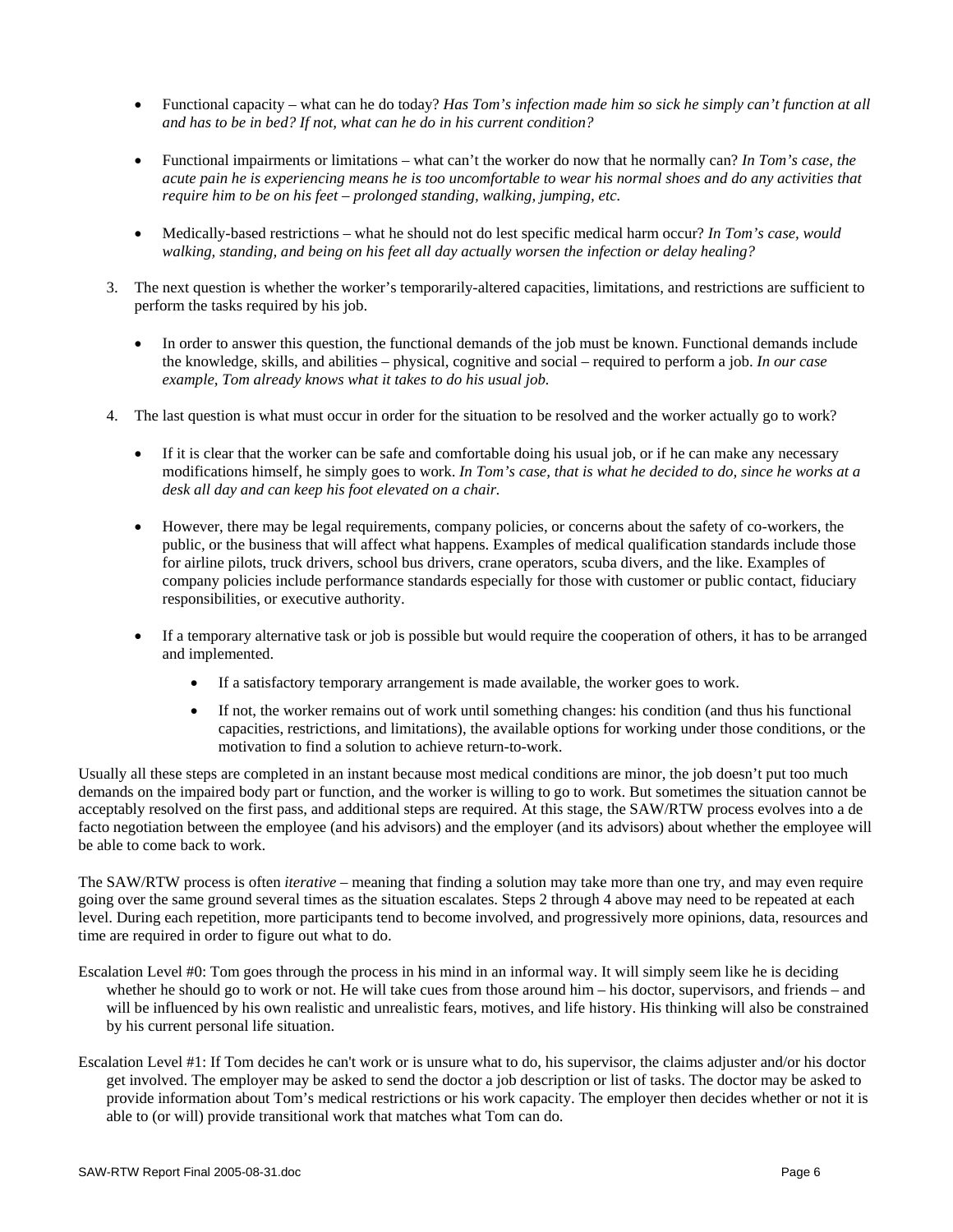- Functional capacity – what can he do today? *Has Tom's infection made him so sick he simply can't function at all and has to be in bed? If not, what can he do in his current condition?*

- Functional impairments or limitations – what can't the worker do now that he normally can? *In Tom's case, the acute pain he is experiencing means he is too uncomfortable to wear his normal shoes and do any activities that require him to be on his feet – prolonged standing, walking, jumping, etc.*

- Medically-based restrictions – what he should not do lest specific medical harm occur? *In Tom's case, would walking, standing, and being on his feet all day actually worsen the infection or delay healing?*

3. The next question is whether the worker's temporarily-altered capacities, limitations, and restrictions are sufficient to perform the tasks required by his job.

   - In order to answer this question, the functional demands of the job must be known. Functional demands include the knowledge, skills, and abilities – physical, cognitive and social – required to perform a job. *In our case example, Tom already knows what it takes to do his usual job.*

4. The last question is what must occur in order for the situation to be resolved and the worker actually go to work?

   - If it is clear that the worker can be safe and comfortable doing his usual job, or if he can make any necessary modifications himself, he simply goes to work. *In Tom's case, that is what he decided to do, since he works at a desk all day and can keep his foot elevated on a chair.*

   - However, there may be legal requirements, company policies, or concerns about the safety of co-workers, the public, or the business that will affect what happens. Examples of medical qualification standards include those for airline pilots, truck drivers, school bus drivers, crane operators, scuba divers, and the like. Examples of company policies include performance standards especially for those with customer or public contact, fiduciary responsibilities, or executive authority.

   - If a temporary alternative task or job is possible but would require the cooperation of others, it has to be arranged and implemented.

     - If a satisfactory temporary arrangement is made available, the worker goes to work.

     - If not, the worker remains out of work until something changes: his condition (and thus his functional capacities, restrictions, and limitations), the available options for working under those conditions, or the motivation to find a solution to achieve return-to-work.

Usually all these steps are completed in an instant because most medical conditions are minor, the job doesn't put too much demands on the impaired body part or function, and the worker is willing to go to work. But sometimes the situation cannot be acceptably resolved on the first pass, and additional steps are required. At this stage, the SAW/RTW process evolves into a de facto negotiation between the employee (and his advisors) and the employer (and its advisors) about whether the employee will be able to come back to work.

The SAW/RTW process is often *iterative* – meaning that finding a solution may take more than one try, and may even require going over the same ground several times as the situation escalates. Steps 2 through 4 above may need to be repeated at each level. During each repetition, more participants tend to become involved, and progressively more opinions, data, resources and time are required in order to figure out what to do.

Escalation Level #0: Tom goes through the process in his mind in an informal way. It will simply seem like he is deciding whether he should go to work or not. He will take cues from those around him – his doctor, supervisors, and friends – and will be influenced by his own realistic and unrealistic fears, motives, and life history. His thinking will also be constrained by his current personal life situation.

Escalation Level #1: If Tom decides he can't work or is unsure what to do, his supervisor, the claims adjuster and/or his doctor get involved. The employer may be asked to send the doctor a job description or list of tasks. The doctor may be asked to provide information about Tom's medical restrictions or his work capacity. The employer then decides whether or not it is able to (or will) provide transitional work that matches what Tom can do.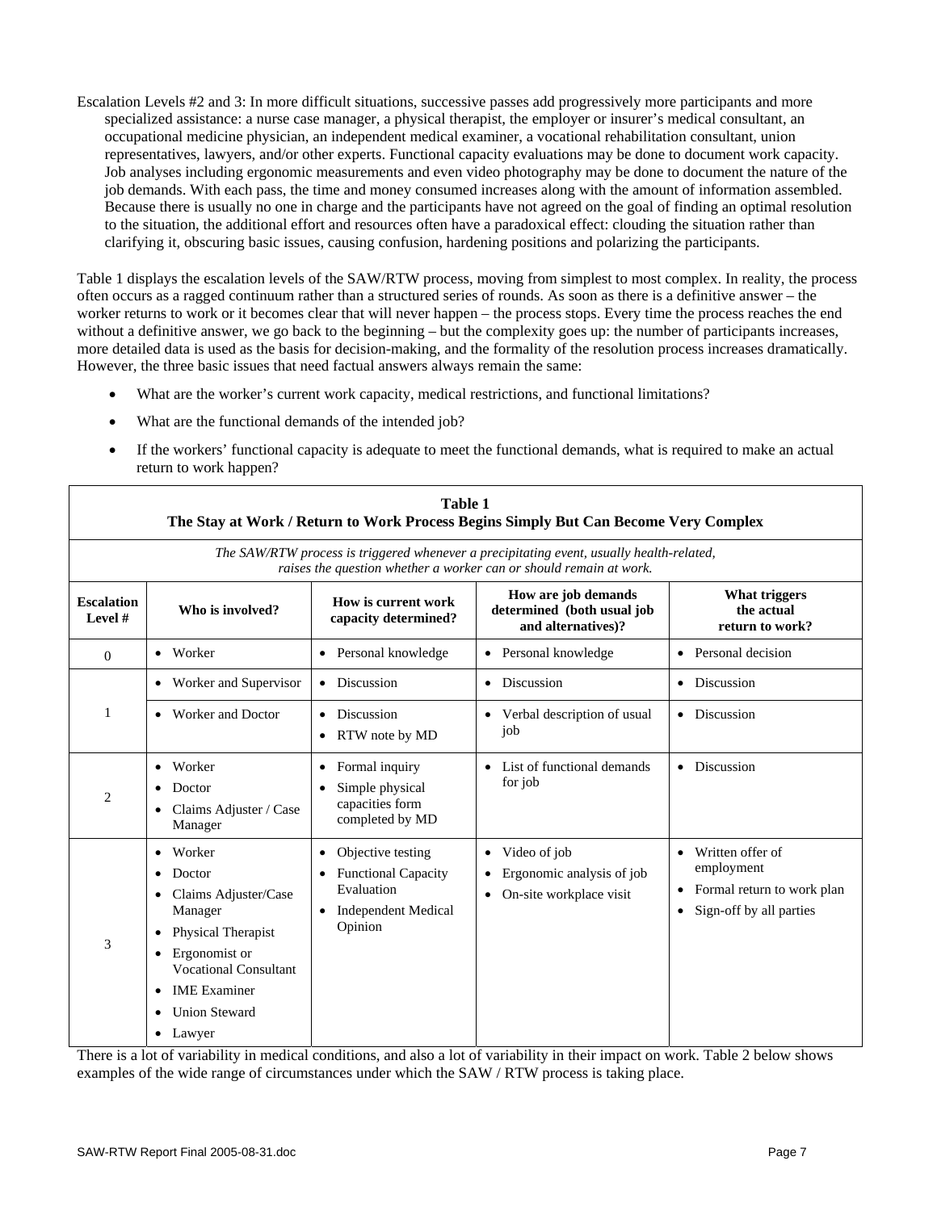Escalation Levels #2 and 3: In more difficult situations, successive passes add progressively more participants and more specialized assistance: a nurse case manager, a physical therapist, the employer or insurer's medical consultant, an occupational medicine physician, an independent medical examiner, a vocational rehabilitation consultant, union representatives, lawyers, and/or other experts. Functional capacity evaluations may be done to document work capacity. Job analyses including ergonomic measurements and even video photography may be done to document the nature of the job demands. With each pass, the time and money consumed increases along with the amount of information assembled. Because there is usually no one in charge and the participants have not agreed on the goal of finding an optimal resolution to the situation, the additional effort and resources often have a paradoxical effect: clouding the situation rather than clarifying it, obscuring basic issues, causing confusion, hardening positions and polarizing the participants.

Table 1 displays the escalation levels of the SAW/RTW process, moving from simplest to most complex. In reality, the process often occurs as a ragged continuum rather than a structured series of rounds. As soon as there is a definitive answer – the worker returns to work or it becomes clear that will never happen – the process stops. Every time the process reaches the end without a definitive answer, we go back to the beginning – but the complexity goes up: the number of participants increases, more detailed data is used as the basis for decision-making, and the formality of the resolution process increases dramatically. However, the three basic issues that need factual answers always remain the same:

- What are the worker's current work capacity, medical restrictions, and functional limitations?
- What are the functional demands of the intended job?
- If the workers' functional capacity is adequate to meet the functional demands, what is required to make an actual return to work happen?

**Table 1**
**The Stay at Work / Return to Work Process Begins Simply But Can Become Very Complex**

*The SAW/RTW process is triggered whenever a precipitating event, usually health-related, raises the question whether a worker can or should remain at work.*

| Escalation Level # | Who is involved? | How is current work capacity determined? | How are job demands determined (both usual job and alternatives)? | What triggers the actual return to work? |
|---|---|---|---|---|
| 0 | • Worker | • Personal knowledge | • Personal knowledge | • Personal decision |
| 1 | • Worker and Supervisor | • Discussion | • Discussion | • Discussion |
| | • Worker and Doctor | • Discussion<br>• RTW note by MD | • Verbal description of usual job | • Discussion |
| 2 | • Worker<br>• Doctor<br>• Claims Adjuster / Case Manager | • Formal inquiry<br>• Simple physical capacities form completed by MD | • List of functional demands for job | • Discussion |
| 3 | • Worker<br>• Doctor<br>• Claims Adjuster/Case Manager<br>• Physical Therapist<br>• Ergonomist or Vocational Consultant<br>• IME Examiner<br>• Union Steward<br>• Lawyer | • Objective testing<br>• Functional Capacity Evaluation<br>• Independent Medical Opinion | • Video of job<br>• Ergonomic analysis of job<br>• On-site workplace visit | • Written offer of employment<br>• Formal return to work plan<br>• Sign-off by all parties |

There is a lot of variability in medical conditions, and also a lot of variability in their impact on work. Table 2 below shows examples of the wide range of circumstances under which the SAW / RTW process is taking place.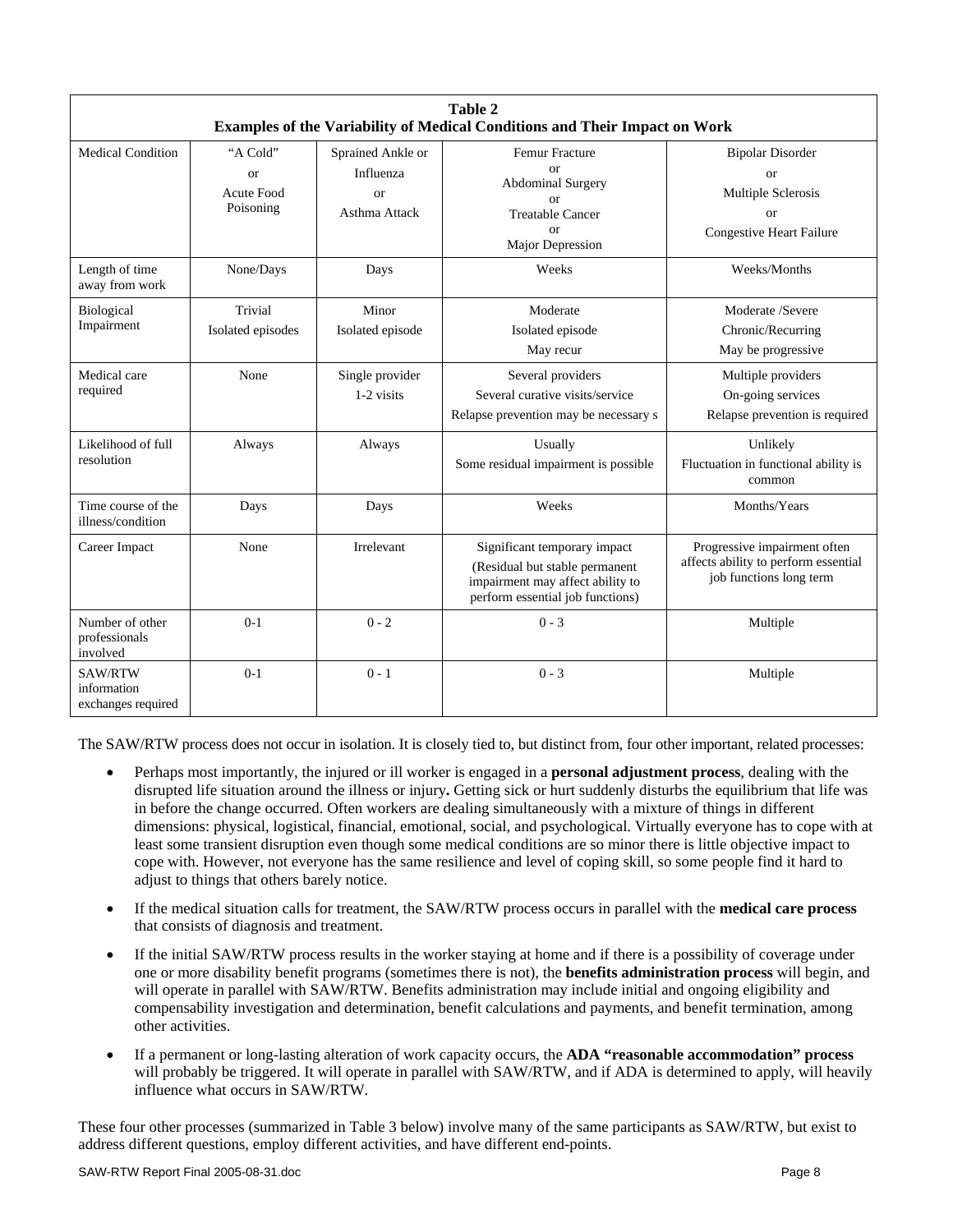**Table 2**
**Examples of the Variability of Medical Conditions and Their Impact on Work**

| Medical Condition | "A Cold" or Acute Food Poisoning | Sprained Ankle or Influenza or Asthma Attack | Femur Fracture or Abdominal Surgery or Treatable Cancer or Major Depression | Bipolar Disorder or Multiple Sclerosis or Congestive Heart Failure |
|---|---|---|---|---|
| Length of time away from work | None/Days | Days | Weeks | Weeks/Months |
| Biological Impairment | Trivial<br>Isolated episodes | Minor<br>Isolated episode | Moderate<br>Isolated episode<br>May recur | Moderate /Severe<br>Chronic/Recurring<br>May be progressive |
| Medical care required | None | Single provider<br>1-2 visits | Several providers<br>Several curative visits/service<br>Relapse prevention may be necessary s | Multiple providers<br>On-going services<br>Relapse prevention is required |
| Likelihood of full resolution | Always | Always | Usually<br>Some residual impairment is possible | Unlikely<br>Fluctuation in functional ability is common |
| Time course of the illness/condition | Days | Days | Weeks | Months/Years |
| Career Impact | None | Irrelevant | Significant temporary impact<br>(Residual but stable permanent impairment may affect ability to perform essential job functions) | Progressive impairment often affects ability to perform essential job functions long term |
| Number of other professionals involved | 0-1 | 0 - 2 | 0 - 3 | Multiple |
| SAW/RTW information exchanges required | 0-1 | 0 - 1 | 0 - 3 | Multiple |

The SAW/RTW process does not occur in isolation. It is closely tied to, but distinct from, four other important, related processes:

- Perhaps most importantly, the injured or ill worker is engaged in a **personal adjustment process**, dealing with the disrupted life situation around the illness or injury**.** Getting sick or hurt suddenly disturbs the equilibrium that life was in before the change occurred. Often workers are dealing simultaneously with a mixture of things in different dimensions: physical, logistical, financial, emotional, social, and psychological. Virtually everyone has to cope with at least some transient disruption even though some medical conditions are so minor there is little objective impact to cope with. However, not everyone has the same resilience and level of coping skill, so some people find it hard to adjust to things that others barely notice.
- If the medical situation calls for treatment, the SAW/RTW process occurs in parallel with the **medical care process** that consists of diagnosis and treatment.
- If the initial SAW/RTW process results in the worker staying at home and if there is a possibility of coverage under one or more disability benefit programs (sometimes there is not), the **benefits administration process** will begin, and will operate in parallel with SAW/RTW. Benefits administration may include initial and ongoing eligibility and compensability investigation and determination, benefit calculations and payments, and benefit termination, among other activities.
- If a permanent or long-lasting alteration of work capacity occurs, the **ADA "reasonable accommodation" process** will probably be triggered. It will operate in parallel with SAW/RTW, and if ADA is determined to apply, will heavily influence what occurs in SAW/RTW.

These four other processes (summarized in Table 3 below) involve many of the same participants as SAW/RTW, but exist to address different questions, employ different activities, and have different end-points.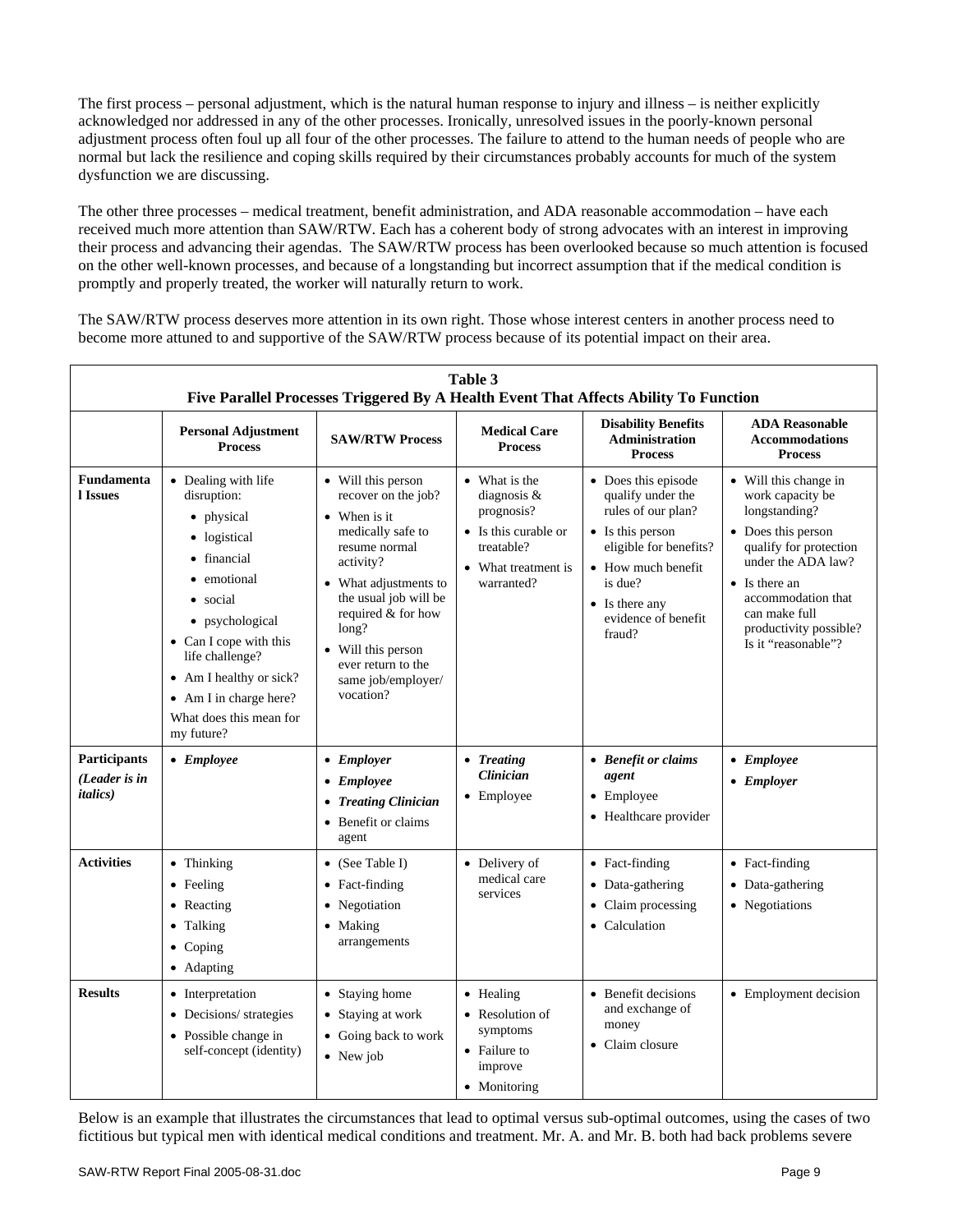The first process – personal adjustment, which is the natural human response to injury and illness – is neither explicitly acknowledged nor addressed in any of the other processes. Ironically, unresolved issues in the poorly-known personal adjustment process often foul up all four of the other processes. The failure to attend to the human needs of people who are normal but lack the resilience and coping skills required by their circumstances probably accounts for much of the system dysfunction we are discussing.

The other three processes – medical treatment, benefit administration, and ADA reasonable accommodation – have each received much more attention than SAW/RTW. Each has a coherent body of strong advocates with an interest in improving their process and advancing their agendas. The SAW/RTW process has been overlooked because so much attention is focused on the other well-known processes, and because of a longstanding but incorrect assumption that if the medical condition is promptly and properly treated, the worker will naturally return to work.

The SAW/RTW process deserves more attention in its own right. Those whose interest centers in another process need to become more attuned to and supportive of the SAW/RTW process because of its potential impact on their area.

**Table 3**
**Five Parallel Processes Triggered By A Health Event That Affects Ability To Function**

| | Personal Adjustment Process | SAW/RTW Process | Medical Care Process | Disability Benefits Administration Process | ADA Reasonable Accommodations Process |
|---|---|---|---|---|---|
| **Fundamental Issues** | • Dealing with life disruption: • physical • logistical • financial • emotional • social • psychological • Can I cope with this life challenge? • Am I healthy or sick? • Am I in charge here? What does this mean for my future? | • Will this person recover on the job? • When is it medically safe to resume normal activity? • What adjustments to the usual job will be required & for how long? • Will this person ever return to the same job/employer/ vocation? | • What is the diagnosis & prognosis? • Is this curable or treatable? • What treatment is warranted? | • Does this episode qualify under the rules of our plan? • Is this person eligible for benefits? • How much benefit is due? • Is there any evidence of benefit fraud? | • Will this change in work capacity be longstanding? • Does this person qualify for protection under the ADA law? • Is there an accommodation that can make full productivity possible? Is it "reasonable"? |
| **Participants** *(Leader is in italics)* | • *Employee* | • *Employer* • *Employee* • *Treating Clinician* • Benefit or claims agent | • *Treating Clinician* • Employee | • *Benefit or claims agent* • Employee • Healthcare provider | • *Employee* • *Employer* |
| **Activities** | • Thinking • Feeling • Reacting • Talking • Coping • Adapting | • (See Table I) • Fact-finding • Negotiation • Making arrangements | • Delivery of medical care services | • Fact-finding • Data-gathering • Claim processing • Calculation | • Fact-finding • Data-gathering • Negotiations |
| **Results** | • Interpretation • Decisions/ strategies • Possible change in self-concept (identity) | • Staying home • Staying at work • Going back to work • New job | • Healing • Resolution of symptoms • Failure to improve • Monitoring | • Benefit decisions and exchange of money • Claim closure | • Employment decision |

Below is an example that illustrates the circumstances that lead to optimal versus sub-optimal outcomes, using the cases of two fictitious but typical men with identical medical conditions and treatment. Mr. A. and Mr. B. both had back problems severe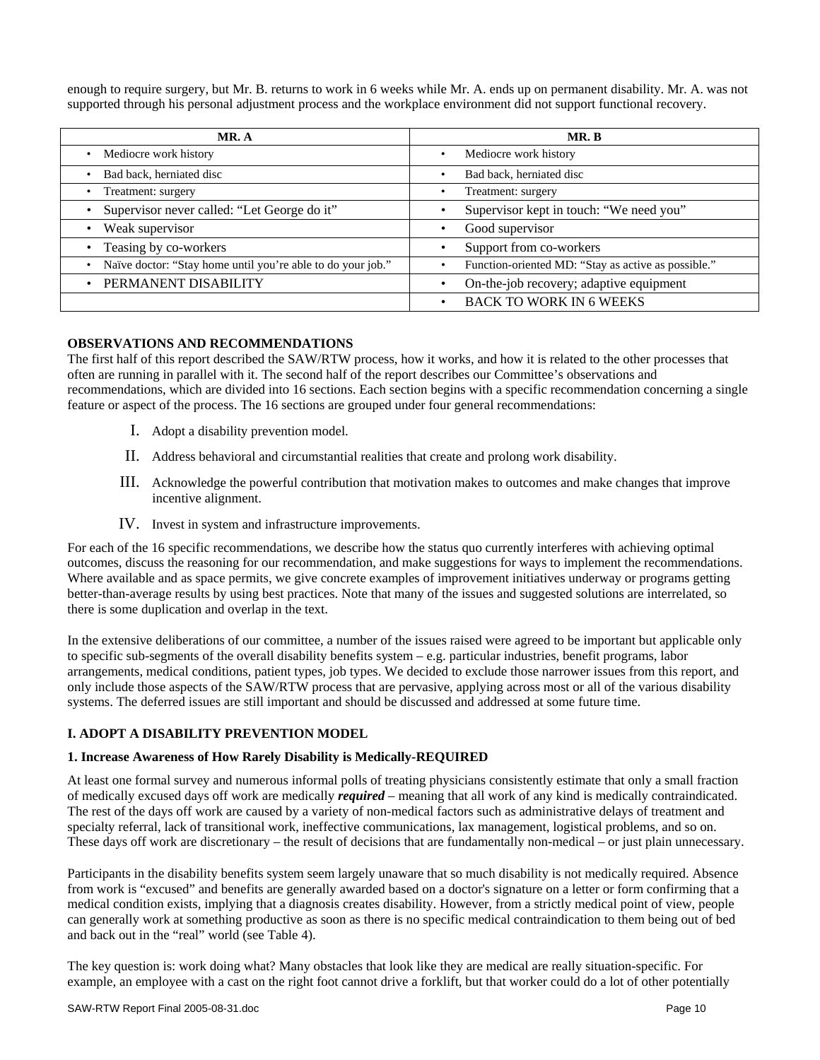enough to require surgery, but Mr. B. returns to work in 6 weeks while Mr. A. ends up on permanent disability. Mr. A. was not supported through his personal adjustment process and the workplace environment did not support functional recovery.

| MR. A | MR. B |
|---|---|
| • Mediocre work history | • Mediocre work history |
| • Bad back, herniated disc | • Bad back, herniated disc |
| • Treatment: surgery | • Treatment: surgery |
| • Supervisor never called: "Let George do it" | • Supervisor kept in touch: "We need you" |
| • Weak supervisor | • Good supervisor |
| • Teasing by co-workers | • Support from co-workers |
| • Naïve doctor: "Stay home until you're able to do your job." | • Function-oriented MD: "Stay as active as possible." |
| • PERMANENT DISABILITY | • On-the-job recovery; adaptive equipment |
| | • BACK TO WORK IN 6 WEEKS |

**OBSERVATIONS AND RECOMMENDATIONS**

The first half of this report described the SAW/RTW process, how it works, and how it is related to the other processes that often are running in parallel with it. The second half of the report describes our Committee's observations and recommendations, which are divided into 16 sections. Each section begins with a specific recommendation concerning a single feature or aspect of the process. The 16 sections are grouped under four general recommendations:

I. Adopt a disability prevention model.

II. Address behavioral and circumstantial realities that create and prolong work disability.

III. Acknowledge the powerful contribution that motivation makes to outcomes and make changes that improve incentive alignment.

IV. Invest in system and infrastructure improvements.

For each of the 16 specific recommendations, we describe how the status quo currently interferes with achieving optimal outcomes, discuss the reasoning for our recommendation, and make suggestions for ways to implement the recommendations. Where available and as space permits, we give concrete examples of improvement initiatives underway or programs getting better-than-average results by using best practices. Note that many of the issues and suggested solutions are interrelated, so there is some duplication and overlap in the text.

In the extensive deliberations of our committee, a number of the issues raised were agreed to be important but applicable only to specific sub-segments of the overall disability benefits system – e.g. particular industries, benefit programs, labor arrangements, medical conditions, patient types, job types. We decided to exclude those narrower issues from this report, and only include those aspects of the SAW/RTW process that are pervasive, applying across most or all of the various disability systems. The deferred issues are still important and should be discussed and addressed at some future time.

## I. ADOPT A DISABILITY PREVENTION MODEL

### 1. Increase Awareness of How Rarely Disability is Medically-REQUIRED

At least one formal survey and numerous informal polls of treating physicians consistently estimate that only a small fraction of medically excused days off work are medically ***required*** – meaning that all work of any kind is medically contraindicated. The rest of the days off work are caused by a variety of non-medical factors such as administrative delays of treatment and specialty referral, lack of transitional work, ineffective communications, lax management, logistical problems, and so on. These days off work are discretionary – the result of decisions that are fundamentally non-medical – or just plain unnecessary.

Participants in the disability benefits system seem largely unaware that so much disability is not medically required. Absence from work is "excused" and benefits are generally awarded based on a doctor's signature on a letter or form confirming that a medical condition exists, implying that a diagnosis creates disability. However, from a strictly medical point of view, people can generally work at something productive as soon as there is no specific medical contraindication to them being out of bed and back out in the "real" world (see Table 4).

The key question is: work doing what? Many obstacles that look like they are medical are really situation-specific. For example, an employee with a cast on the right foot cannot drive a forklift, but that worker could do a lot of other potentially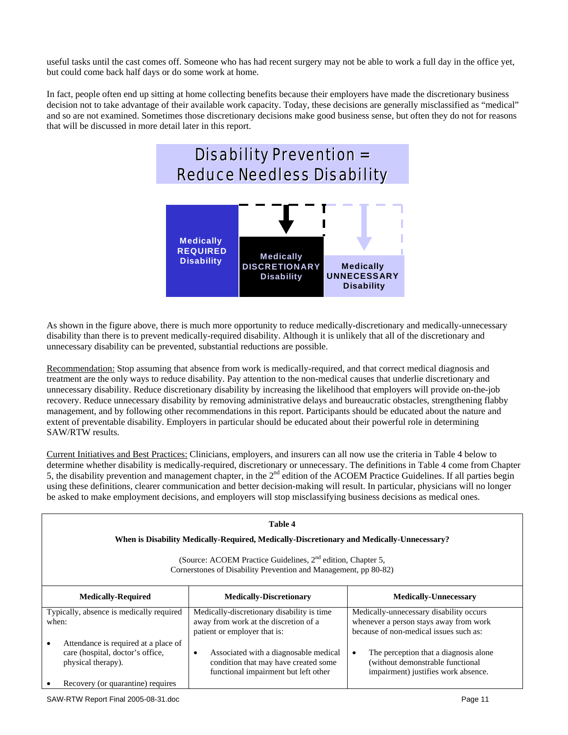useful tasks until the cast comes off. Someone who has had recent surgery may not be able to work a full day in the office yet, but could come back half days or do some work at home.

In fact, people often end up sitting at home collecting benefits because their employers have made the discretionary business decision not to take advantage of their available work capacity. Today, these decisions are generally misclassified as "medical" and so are not examined. Sometimes those discretionary decisions make good business sense, but often they do not for reasons that will be discussed in more detail later in this report.

**Disability Prevention = Reduce Needless Disability**

**Medically REQUIRED Disability** | **Medically DISCRETIONARY Disability** | **Medically UNNECESSARY Disability**

As shown in the figure above, there is much more opportunity to reduce medically-discretionary and medically-unnecessary disability than there is to prevent medically-required disability. Although it is unlikely that all of the discretionary and unnecessary disability can be prevented, substantial reductions are possible.

Recommendation: Stop assuming that absence from work is medically-required, and that correct medical diagnosis and treatment are the only ways to reduce disability. Pay attention to the non-medical causes that underlie discretionary and unnecessary disability. Reduce discretionary disability by increasing the likelihood that employers will provide on-the-job recovery. Reduce unnecessary disability by removing administrative delays and bureaucratic obstacles, strengthening flabby management, and by following other recommendations in this report. Participants should be educated about the nature and extent of preventable disability. Employers in particular should be educated about their powerful role in determining SAW/RTW results.

Current Initiatives and Best Practices: Clinicians, employers, and insurers can all now use the criteria in Table 4 below to determine whether disability is medically-required, discretionary or unnecessary. The definitions in Table 4 come from Chapter 5, the disability prevention and management chapter, in the 2nd edition of the ACOEM Practice Guidelines. If all parties begin using these definitions, clearer communication and better decision-making will result. In particular, physicians will no longer be asked to make employment decisions, and employers will stop misclassifying business decisions as medical ones.

**Table 4**

**When is Disability Medically-Required, Medically-Discretionary and Medically-Unnecessary?**

(Source: ACOEM Practice Guidelines, 2nd edition, Chapter 5, Cornerstones of Disability Prevention and Management, pp 80-82)

| Medically-Required | Medically-Discretionary | Medically-Unnecessary |
|---|---|---|
| Typically, absence is medically required when:<br><br>• Attendance is required at a place of care (hospital, doctor's office, physical therapy).<br><br>• Recovery (or quarantine) requires | Medically-discretionary disability is time away from work at the discretion of a patient or employer that is:<br><br>• Associated with a diagnosable medical condition that may have created some functional impairment but left other | Medically-unnecessary disability occurs whenever a person stays away from work because of non-medical issues such as:<br><br>• The perception that a diagnosis alone (without demonstrable functional impairment) justifies work absence. |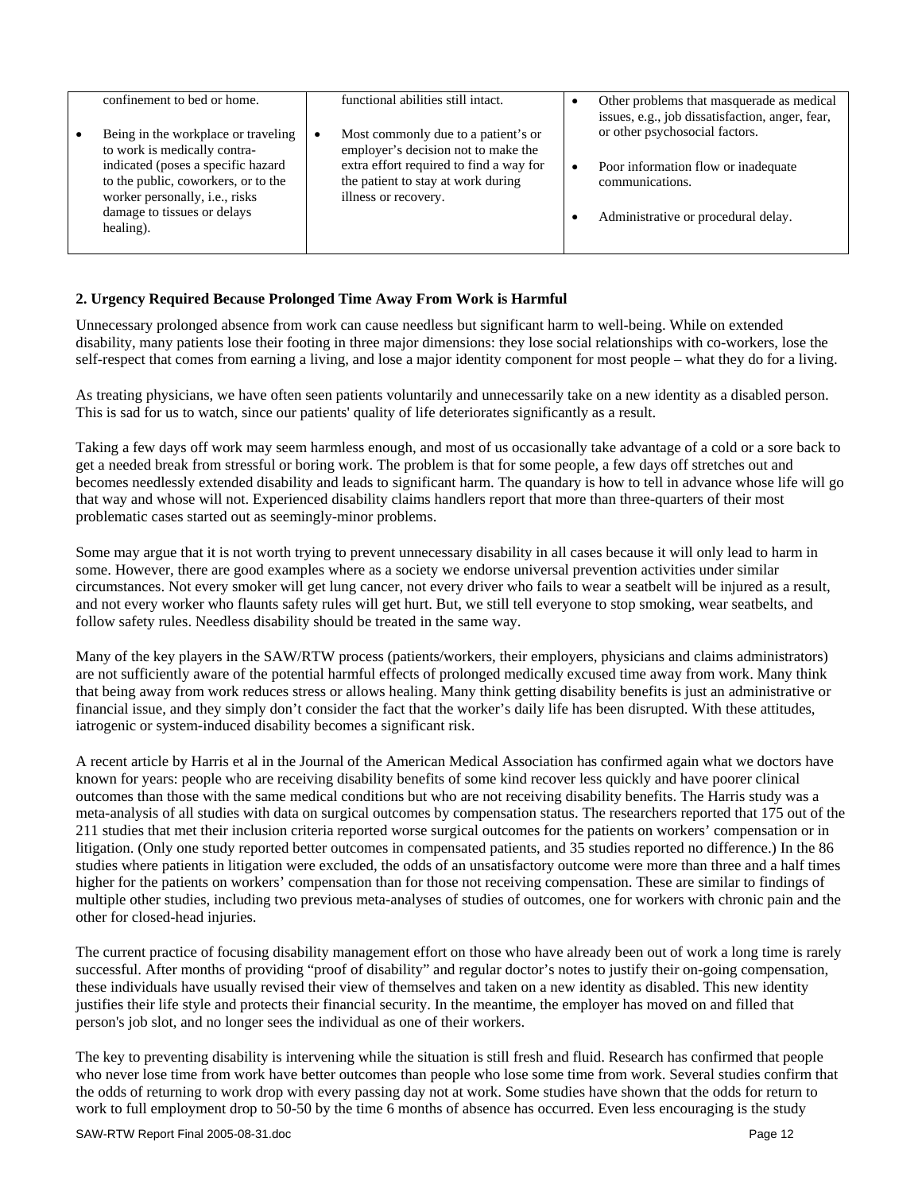| | | |
|---|---|---|
| confinement to bed or home.<br><br>• Being in the workplace or traveling to work is medically contra-indicated (poses a specific hazard to the public, coworkers, or to the worker personally, i.e., risks damage to tissues or delays healing). | functional abilities still intact.<br><br>• Most commonly due to a patient's or employer's decision not to make the extra effort required to find a way for the patient to stay at work during illness or recovery. | • Other problems that masquerade as medical issues, e.g., job dissatisfaction, anger, fear, or other psychosocial factors.<br><br>• Poor information flow or inadequate communications.<br><br>• Administrative or procedural delay. |

**2. Urgency Required Because Prolonged Time Away From Work is Harmful**

Unnecessary prolonged absence from work can cause needless but significant harm to well-being. While on extended disability, many patients lose their footing in three major dimensions: they lose social relationships with co-workers, lose the self-respect that comes from earning a living, and lose a major identity component for most people – what they do for a living.

As treating physicians, we have often seen patients voluntarily and unnecessarily take on a new identity as a disabled person. This is sad for us to watch, since our patients' quality of life deteriorates significantly as a result.

Taking a few days off work may seem harmless enough, and most of us occasionally take advantage of a cold or a sore back to get a needed break from stressful or boring work. The problem is that for some people, a few days off stretches out and becomes needlessly extended disability and leads to significant harm. The quandary is how to tell in advance whose life will go that way and whose will not. Experienced disability claims handlers report that more than three-quarters of their most problematic cases started out as seemingly-minor problems.

Some may argue that it is not worth trying to prevent unnecessary disability in all cases because it will only lead to harm in some. However, there are good examples where as a society we endorse universal prevention activities under similar circumstances. Not every smoker will get lung cancer, not every driver who fails to wear a seatbelt will be injured as a result, and not every worker who flaunts safety rules will get hurt. But, we still tell everyone to stop smoking, wear seatbelts, and follow safety rules. Needless disability should be treated in the same way.

Many of the key players in the SAW/RTW process (patients/workers, their employers, physicians and claims administrators) are not sufficiently aware of the potential harmful effects of prolonged medically excused time away from work. Many think that being away from work reduces stress or allows healing. Many think getting disability benefits is just an administrative or financial issue, and they simply don't consider the fact that the worker's daily life has been disrupted. With these attitudes, iatrogenic or system-induced disability becomes a significant risk.

A recent article by Harris et al in the Journal of the American Medical Association has confirmed again what we doctors have known for years: people who are receiving disability benefits of some kind recover less quickly and have poorer clinical outcomes than those with the same medical conditions but who are not receiving disability benefits. The Harris study was a meta-analysis of all studies with data on surgical outcomes by compensation status. The researchers reported that 175 out of the 211 studies that met their inclusion criteria reported worse surgical outcomes for the patients on workers' compensation or in litigation. (Only one study reported better outcomes in compensated patients, and 35 studies reported no difference.) In the 86 studies where patients in litigation were excluded, the odds of an unsatisfactory outcome were more than three and a half times higher for the patients on workers' compensation than for those not receiving compensation. These are similar to findings of multiple other studies, including two previous meta-analyses of studies of outcomes, one for workers with chronic pain and the other for closed-head injuries.

The current practice of focusing disability management effort on those who have already been out of work a long time is rarely successful. After months of providing "proof of disability" and regular doctor's notes to justify their on-going compensation, these individuals have usually revised their view of themselves and taken on a new identity as disabled. This new identity justifies their life style and protects their financial security. In the meantime, the employer has moved on and filled that person's job slot, and no longer sees the individual as one of their workers.

The key to preventing disability is intervening while the situation is still fresh and fluid. Research has confirmed that people who never lose time from work have better outcomes than people who lose some time from work. Several studies confirm that the odds of returning to work drop with every passing day not at work. Some studies have shown that the odds for return to work to full employment drop to 50-50 by the time 6 months of absence has occurred. Even less encouraging is the study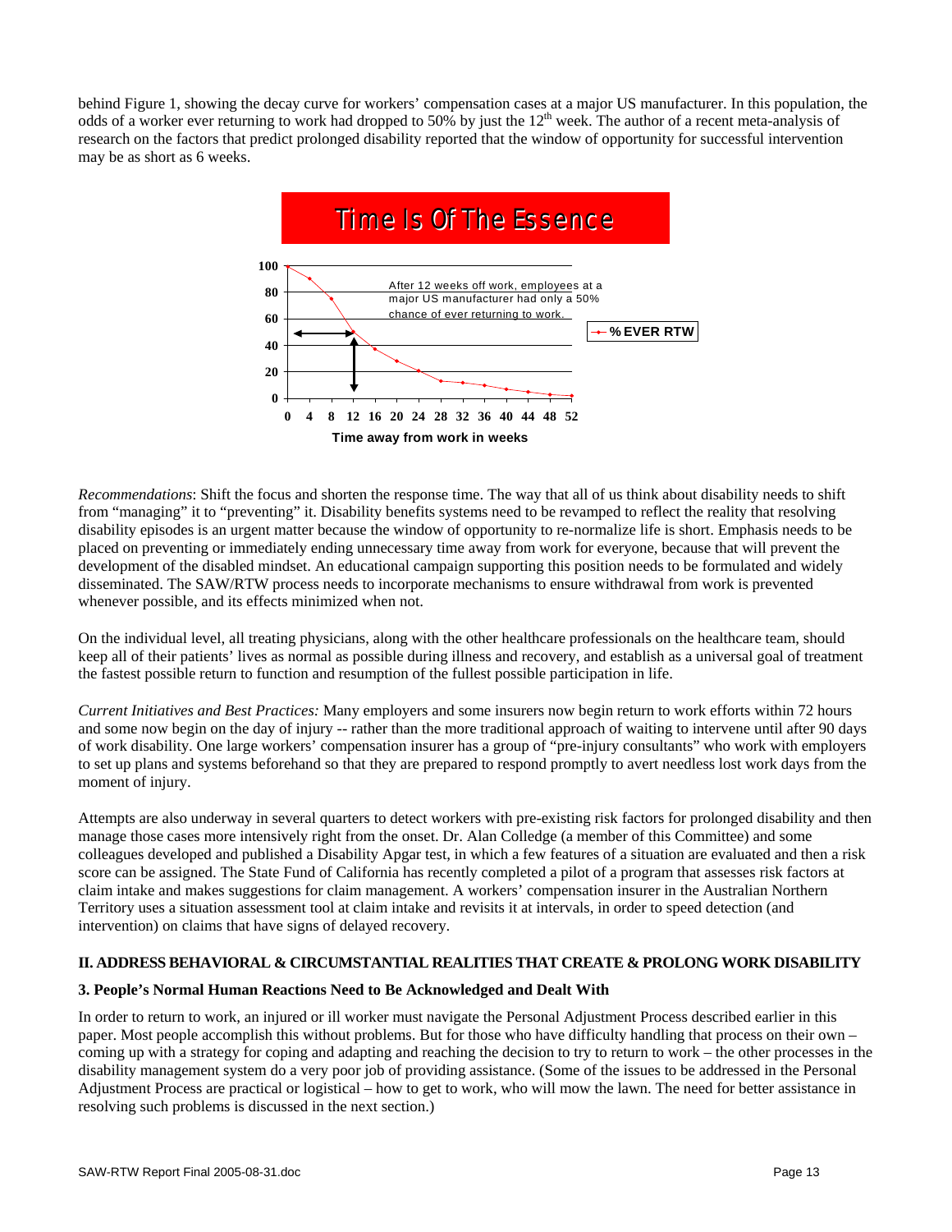behind Figure 1, showing the decay curve for workers' compensation cases at a major US manufacturer. In this population, the odds of a worker ever returning to work had dropped to 50% by just the 12th week. The author of a recent meta-analysis of research on the factors that predict prolonged disability reported that the window of opportunity for successful intervention may be as short as 6 weeks.

*Recommendations*: Shift the focus and shorten the response time. The way that all of us think about disability needs to shift from "managing" it to "preventing" it. Disability benefits systems need to be revamped to reflect the reality that resolving disability episodes is an urgent matter because the window of opportunity to re-normalize life is short. Emphasis needs to be placed on preventing or immediately ending unnecessary time away from work for everyone, because that will prevent the development of the disabled mindset. An educational campaign supporting this position needs to be formulated and widely disseminated. The SAW/RTW process needs to incorporate mechanisms to ensure withdrawal from work is prevented whenever possible, and its effects minimized when not.

On the individual level, all treating physicians, along with the other healthcare professionals on the healthcare team, should keep all of their patients' lives as normal as possible during illness and recovery, and establish as a universal goal of treatment the fastest possible return to function and resumption of the fullest possible participation in life.

*Current Initiatives and Best Practices:* Many employers and some insurers now begin return to work efforts within 72 hours and some now begin on the day of injury -- rather than the more traditional approach of waiting to intervene until after 90 days of work disability. One large workers' compensation insurer has a group of "pre-injury consultants" who work with employers to set up plans and systems beforehand so that they are prepared to respond promptly to avert needless lost work days from the moment of injury.

Attempts are also underway in several quarters to detect workers with pre-existing risk factors for prolonged disability and then manage those cases more intensively right from the onset. Dr. Alan Colledge (a member of this Committee) and some colleagues developed and published a Disability Apgar test, in which a few features of a situation are evaluated and then a risk score can be assigned. The State Fund of California has recently completed a pilot of a program that assesses risk factors at claim intake and makes suggestions for claim management. A workers' compensation insurer in the Australian Northern Territory uses a situation assessment tool at claim intake and revisits it at intervals, in order to speed detection (and intervention) on claims that have signs of delayed recovery.

## II. ADDRESS BEHAVIORAL & CIRCUMSTANTIAL REALITIES THAT CREATE & PROLONG WORK DISABILITY

### 3. People's Normal Human Reactions Need to Be Acknowledged and Dealt With

In order to return to work, an injured or ill worker must navigate the Personal Adjustment Process described earlier in this paper. Most people accomplish this without problems. But for those who have difficulty handling that process on their own – coming up with a strategy for coping and adapting and reaching the decision to try to return to work – the other processes in the disability management system do a very poor job of providing assistance. (Some of the issues to be addressed in the Personal Adjustment Process are practical or logistical – how to get to work, who will mow the lawn. The need for better assistance in resolving such problems is discussed in the next section.)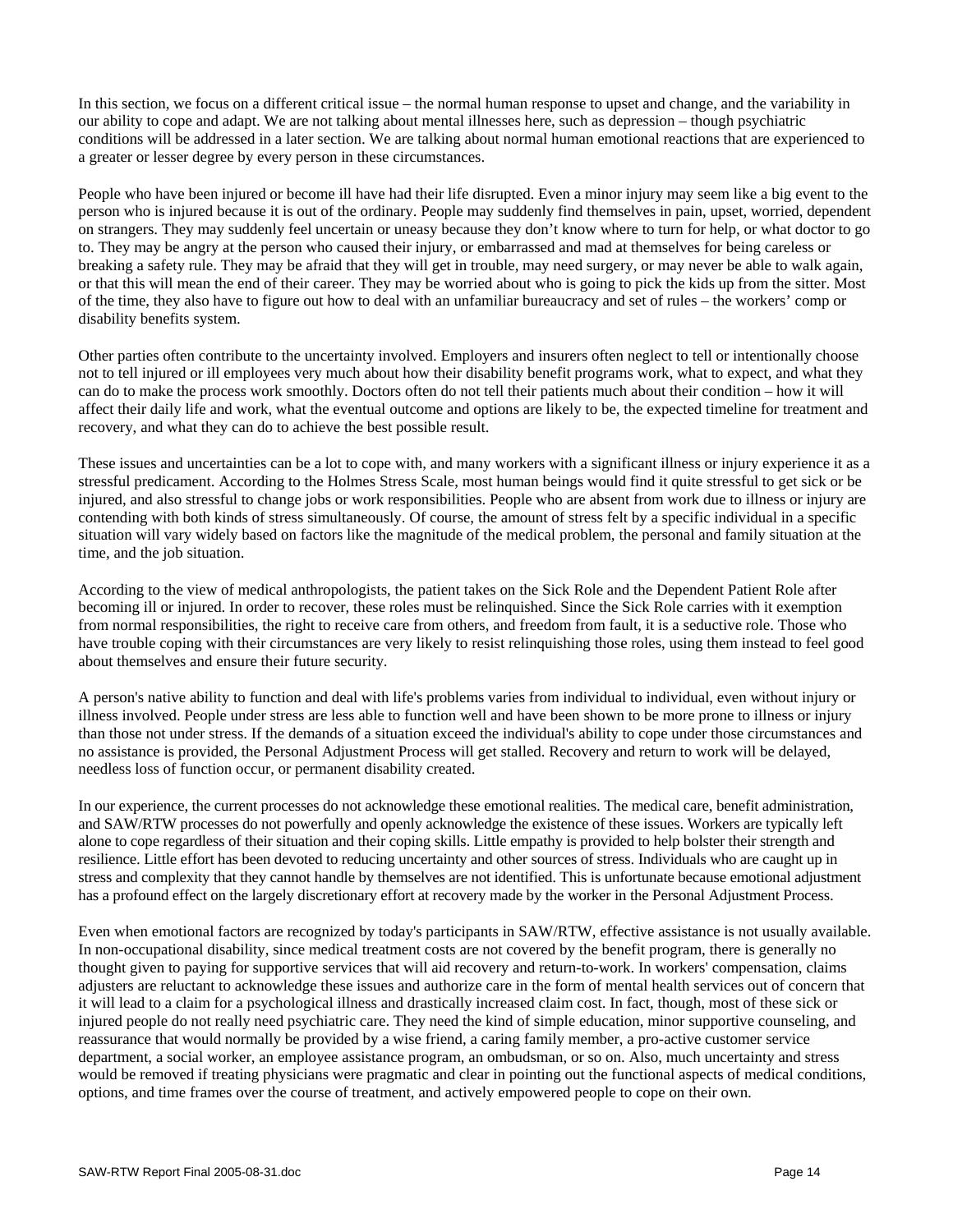In this section, we focus on a different critical issue – the normal human response to upset and change, and the variability in our ability to cope and adapt. We are not talking about mental illnesses here, such as depression – though psychiatric conditions will be addressed in a later section. We are talking about normal human emotional reactions that are experienced to a greater or lesser degree by every person in these circumstances.

People who have been injured or become ill have had their life disrupted. Even a minor injury may seem like a big event to the person who is injured because it is out of the ordinary. People may suddenly find themselves in pain, upset, worried, dependent on strangers. They may suddenly feel uncertain or uneasy because they don't know where to turn for help, or what doctor to go to. They may be angry at the person who caused their injury, or embarrassed and mad at themselves for being careless or breaking a safety rule. They may be afraid that they will get in trouble, may need surgery, or may never be able to walk again, or that this will mean the end of their career. They may be worried about who is going to pick the kids up from the sitter. Most of the time, they also have to figure out how to deal with an unfamiliar bureaucracy and set of rules – the workers' comp or disability benefits system.

Other parties often contribute to the uncertainty involved. Employers and insurers often neglect to tell or intentionally choose not to tell injured or ill employees very much about how their disability benefit programs work, what to expect, and what they can do to make the process work smoothly. Doctors often do not tell their patients much about their condition – how it will affect their daily life and work, what the eventual outcome and options are likely to be, the expected timeline for treatment and recovery, and what they can do to achieve the best possible result.

These issues and uncertainties can be a lot to cope with, and many workers with a significant illness or injury experience it as a stressful predicament. According to the Holmes Stress Scale, most human beings would find it quite stressful to get sick or be injured, and also stressful to change jobs or work responsibilities. People who are absent from work due to illness or injury are contending with both kinds of stress simultaneously. Of course, the amount of stress felt by a specific individual in a specific situation will vary widely based on factors like the magnitude of the medical problem, the personal and family situation at the time, and the job situation.

According to the view of medical anthropologists, the patient takes on the Sick Role and the Dependent Patient Role after becoming ill or injured. In order to recover, these roles must be relinquished. Since the Sick Role carries with it exemption from normal responsibilities, the right to receive care from others, and freedom from fault, it is a seductive role. Those who have trouble coping with their circumstances are very likely to resist relinquishing those roles, using them instead to feel good about themselves and ensure their future security.

A person's native ability to function and deal with life's problems varies from individual to individual, even without injury or illness involved. People under stress are less able to function well and have been shown to be more prone to illness or injury than those not under stress. If the demands of a situation exceed the individual's ability to cope under those circumstances and no assistance is provided, the Personal Adjustment Process will get stalled. Recovery and return to work will be delayed, needless loss of function occur, or permanent disability created.

In our experience, the current processes do not acknowledge these emotional realities. The medical care, benefit administration, and SAW/RTW processes do not powerfully and openly acknowledge the existence of these issues. Workers are typically left alone to cope regardless of their situation and their coping skills. Little empathy is provided to help bolster their strength and resilience. Little effort has been devoted to reducing uncertainty and other sources of stress. Individuals who are caught up in stress and complexity that they cannot handle by themselves are not identified. This is unfortunate because emotional adjustment has a profound effect on the largely discretionary effort at recovery made by the worker in the Personal Adjustment Process.

Even when emotional factors are recognized by today's participants in SAW/RTW, effective assistance is not usually available. In non-occupational disability, since medical treatment costs are not covered by the benefit program, there is generally no thought given to paying for supportive services that will aid recovery and return-to-work. In workers' compensation, claims adjusters are reluctant to acknowledge these issues and authorize care in the form of mental health services out of concern that it will lead to a claim for a psychological illness and drastically increased claim cost. In fact, though, most of these sick or injured people do not really need psychiatric care. They need the kind of simple education, minor supportive counseling, and reassurance that would normally be provided by a wise friend, a caring family member, a pro-active customer service department, a social worker, an employee assistance program, an ombudsman, or so on. Also, much uncertainty and stress would be removed if treating physicians were pragmatic and clear in pointing out the functional aspects of medical conditions, options, and time frames over the course of treatment, and actively empowered people to cope on their own.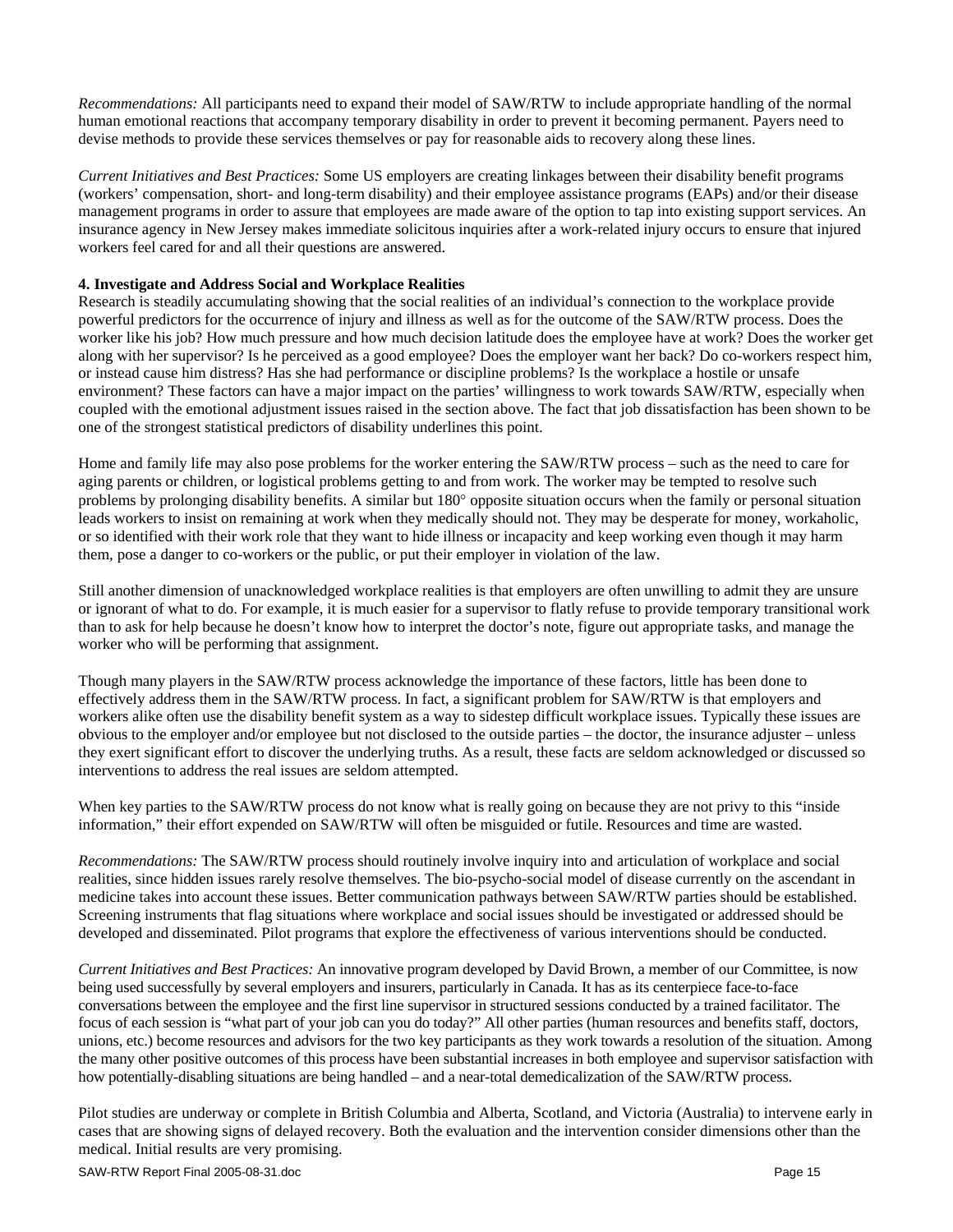*Recommendations:* All participants need to expand their model of SAW/RTW to include appropriate handling of the normal human emotional reactions that accompany temporary disability in order to prevent it becoming permanent. Payers need to devise methods to provide these services themselves or pay for reasonable aids to recovery along these lines.

*Current Initiatives and Best Practices:* Some US employers are creating linkages between their disability benefit programs (workers' compensation, short- and long-term disability) and their employee assistance programs (EAPs) and/or their disease management programs in order to assure that employees are made aware of the option to tap into existing support services. An insurance agency in New Jersey makes immediate solicitous inquiries after a work-related injury occurs to ensure that injured workers feel cared for and all their questions are answered.

**4. Investigate and Address Social and Workplace Realities**

Research is steadily accumulating showing that the social realities of an individual's connection to the workplace provide powerful predictors for the occurrence of injury and illness as well as for the outcome of the SAW/RTW process. Does the worker like his job? How much pressure and how much decision latitude does the employee have at work? Does the worker get along with her supervisor? Is he perceived as a good employee? Does the employer want her back? Do co-workers respect him, or instead cause him distress? Has she had performance or discipline problems? Is the workplace a hostile or unsafe environment? These factors can have a major impact on the parties' willingness to work towards SAW/RTW, especially when coupled with the emotional adjustment issues raised in the section above. The fact that job dissatisfaction has been shown to be one of the strongest statistical predictors of disability underlines this point.

Home and family life may also pose problems for the worker entering the SAW/RTW process – such as the need to care for aging parents or children, or logistical problems getting to and from work. The worker may be tempted to resolve such problems by prolonging disability benefits. A similar but 180° opposite situation occurs when the family or personal situation leads workers to insist on remaining at work when they medically should not. They may be desperate for money, workaholic, or so identified with their work role that they want to hide illness or incapacity and keep working even though it may harm them, pose a danger to co-workers or the public, or put their employer in violation of the law.

Still another dimension of unacknowledged workplace realities is that employers are often unwilling to admit they are unsure or ignorant of what to do. For example, it is much easier for a supervisor to flatly refuse to provide temporary transitional work than to ask for help because he doesn't know how to interpret the doctor's note, figure out appropriate tasks, and manage the worker who will be performing that assignment.

Though many players in the SAW/RTW process acknowledge the importance of these factors, little has been done to effectively address them in the SAW/RTW process. In fact, a significant problem for SAW/RTW is that employers and workers alike often use the disability benefit system as a way to sidestep difficult workplace issues. Typically these issues are obvious to the employer and/or employee but not disclosed to the outside parties – the doctor, the insurance adjuster – unless they exert significant effort to discover the underlying truths. As a result, these facts are seldom acknowledged or discussed so interventions to address the real issues are seldom attempted.

When key parties to the SAW/RTW process do not know what is really going on because they are not privy to this "inside information," their effort expended on SAW/RTW will often be misguided or futile. Resources and time are wasted.

*Recommendations:* The SAW/RTW process should routinely involve inquiry into and articulation of workplace and social realities, since hidden issues rarely resolve themselves. The bio-psycho-social model of disease currently on the ascendant in medicine takes into account these issues. Better communication pathways between SAW/RTW parties should be established. Screening instruments that flag situations where workplace and social issues should be investigated or addressed should be developed and disseminated. Pilot programs that explore the effectiveness of various interventions should be conducted.

*Current Initiatives and Best Practices:* An innovative program developed by David Brown, a member of our Committee, is now being used successfully by several employers and insurers, particularly in Canada. It has as its centerpiece face-to-face conversations between the employee and the first line supervisor in structured sessions conducted by a trained facilitator. The focus of each session is "what part of your job can you do today?" All other parties (human resources and benefits staff, doctors, unions, etc.) become resources and advisors for the two key participants as they work towards a resolution of the situation. Among the many other positive outcomes of this process have been substantial increases in both employee and supervisor satisfaction with how potentially-disabling situations are being handled – and a near-total demedicalization of the SAW/RTW process.

Pilot studies are underway or complete in British Columbia and Alberta, Scotland, and Victoria (Australia) to intervene early in cases that are showing signs of delayed recovery. Both the evaluation and the intervention consider dimensions other than the medical. Initial results are very promising.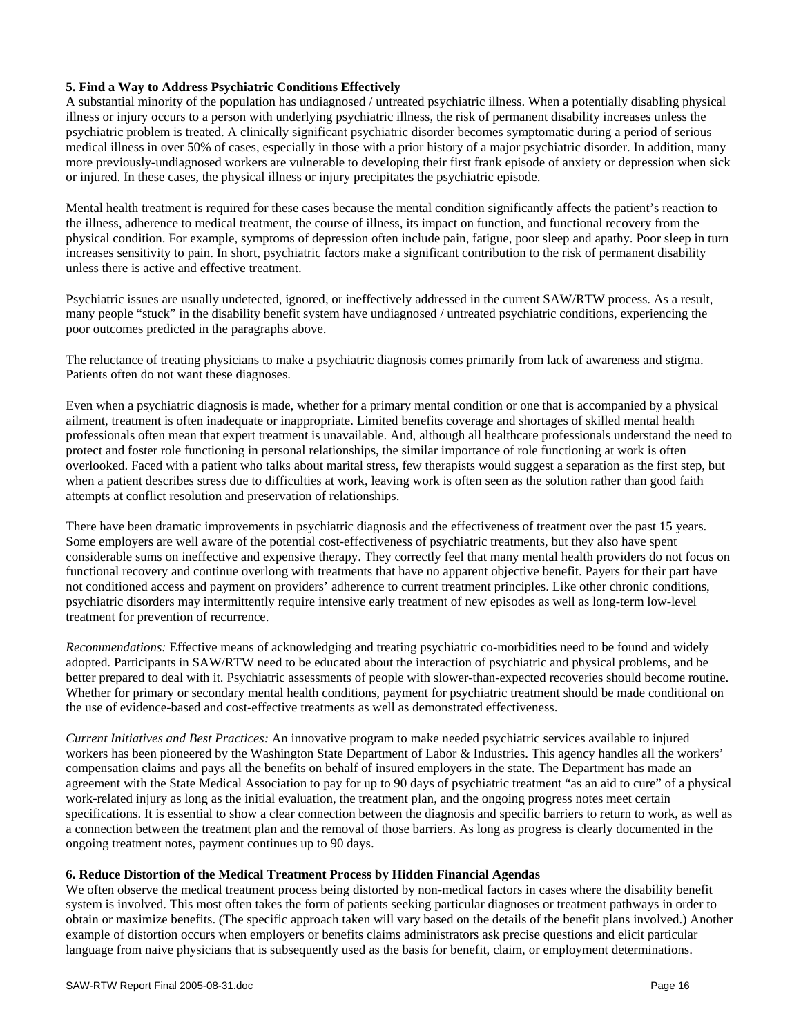### 5. Find a Way to Address Psychiatric Conditions Effectively

A substantial minority of the population has undiagnosed / untreated psychiatric illness. When a potentially disabling physical illness or injury occurs to a person with underlying psychiatric illness, the risk of permanent disability increases unless the psychiatric problem is treated. A clinically significant psychiatric disorder becomes symptomatic during a period of serious medical illness in over 50% of cases, especially in those with a prior history of a major psychiatric disorder. In addition, many more previously-undiagnosed workers are vulnerable to developing their first frank episode of anxiety or depression when sick or injured. In these cases, the physical illness or injury precipitates the psychiatric episode.

Mental health treatment is required for these cases because the mental condition significantly affects the patient's reaction to the illness, adherence to medical treatment, the course of illness, its impact on function, and functional recovery from the physical condition. For example, symptoms of depression often include pain, fatigue, poor sleep and apathy. Poor sleep in turn increases sensitivity to pain. In short, psychiatric factors make a significant contribution to the risk of permanent disability unless there is active and effective treatment.

Psychiatric issues are usually undetected, ignored, or ineffectively addressed in the current SAW/RTW process. As a result, many people "stuck" in the disability benefit system have undiagnosed / untreated psychiatric conditions, experiencing the poor outcomes predicted in the paragraphs above.

The reluctance of treating physicians to make a psychiatric diagnosis comes primarily from lack of awareness and stigma. Patients often do not want these diagnoses.

Even when a psychiatric diagnosis is made, whether for a primary mental condition or one that is accompanied by a physical ailment, treatment is often inadequate or inappropriate. Limited benefits coverage and shortages of skilled mental health professionals often mean that expert treatment is unavailable. And, although all healthcare professionals understand the need to protect and foster role functioning in personal relationships, the similar importance of role functioning at work is often overlooked. Faced with a patient who talks about marital stress, few therapists would suggest a separation as the first step, but when a patient describes stress due to difficulties at work, leaving work is often seen as the solution rather than good faith attempts at conflict resolution and preservation of relationships.

There have been dramatic improvements in psychiatric diagnosis and the effectiveness of treatment over the past 15 years. Some employers are well aware of the potential cost-effectiveness of psychiatric treatments, but they also have spent considerable sums on ineffective and expensive therapy. They correctly feel that many mental health providers do not focus on functional recovery and continue overlong with treatments that have no apparent objective benefit. Payers for their part have not conditioned access and payment on providers' adherence to current treatment principles. Like other chronic conditions, psychiatric disorders may intermittently require intensive early treatment of new episodes as well as long-term low-level treatment for prevention of recurrence.

*Recommendations:* Effective means of acknowledging and treating psychiatric co-morbidities need to be found and widely adopted. Participants in SAW/RTW need to be educated about the interaction of psychiatric and physical problems, and be better prepared to deal with it. Psychiatric assessments of people with slower-than-expected recoveries should become routine. Whether for primary or secondary mental health conditions, payment for psychiatric treatment should be made conditional on the use of evidence-based and cost-effective treatments as well as demonstrated effectiveness.

*Current Initiatives and Best Practices:* An innovative program to make needed psychiatric services available to injured workers has been pioneered by the Washington State Department of Labor & Industries. This agency handles all the workers' compensation claims and pays all the benefits on behalf of insured employers in the state. The Department has made an agreement with the State Medical Association to pay for up to 90 days of psychiatric treatment "as an aid to cure" of a physical work-related injury as long as the initial evaluation, the treatment plan, and the ongoing progress notes meet certain specifications. It is essential to show a clear connection between the diagnosis and specific barriers to return to work, as well as a connection between the treatment plan and the removal of those barriers. As long as progress is clearly documented in the ongoing treatment notes, payment continues up to 90 days.

### 6. Reduce Distortion of the Medical Treatment Process by Hidden Financial Agendas

We often observe the medical treatment process being distorted by non-medical factors in cases where the disability benefit system is involved. This most often takes the form of patients seeking particular diagnoses or treatment pathways in order to obtain or maximize benefits. (The specific approach taken will vary based on the details of the benefit plans involved.) Another example of distortion occurs when employers or benefits claims administrators ask precise questions and elicit particular language from naive physicians that is subsequently used as the basis for benefit, claim, or employment determinations.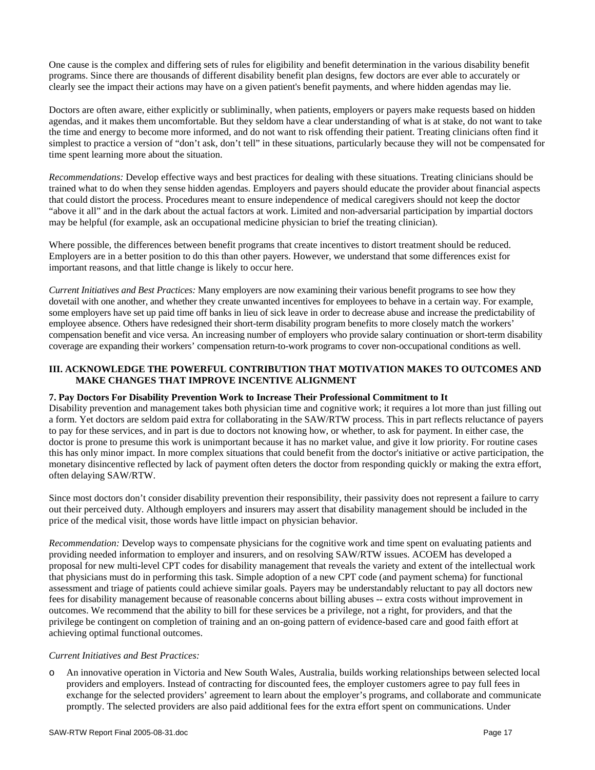One cause is the complex and differing sets of rules for eligibility and benefit determination in the various disability benefit programs. Since there are thousands of different disability benefit plan designs, few doctors are ever able to accurately or clearly see the impact their actions may have on a given patient's benefit payments, and where hidden agendas may lie.

Doctors are often aware, either explicitly or subliminally, when patients, employers or payers make requests based on hidden agendas, and it makes them uncomfortable. But they seldom have a clear understanding of what is at stake, do not want to take the time and energy to become more informed, and do not want to risk offending their patient. Treating clinicians often find it simplest to practice a version of "don't ask, don't tell" in these situations, particularly because they will not be compensated for time spent learning more about the situation.

*Recommendations:* Develop effective ways and best practices for dealing with these situations. Treating clinicians should be trained what to do when they sense hidden agendas. Employers and payers should educate the provider about financial aspects that could distort the process. Procedures meant to ensure independence of medical caregivers should not keep the doctor "above it all" and in the dark about the actual factors at work. Limited and non-adversarial participation by impartial doctors may be helpful (for example, ask an occupational medicine physician to brief the treating clinician).

Where possible, the differences between benefit programs that create incentives to distort treatment should be reduced. Employers are in a better position to do this than other payers. However, we understand that some differences exist for important reasons, and that little change is likely to occur here.

*Current Initiatives and Best Practices:* Many employers are now examining their various benefit programs to see how they dovetail with one another, and whether they create unwanted incentives for employees to behave in a certain way. For example, some employers have set up paid time off banks in lieu of sick leave in order to decrease abuse and increase the predictability of employee absence. Others have redesigned their short-term disability program benefits to more closely match the workers' compensation benefit and vice versa. An increasing number of employers who provide salary continuation or short-term disability coverage are expanding their workers' compensation return-to-work programs to cover non-occupational conditions as well.

## III. ACKNOWLEDGE THE POWERFUL CONTRIBUTION THAT MOTIVATION MAKES TO OUTCOMES AND MAKE CHANGES THAT IMPROVE INCENTIVE ALIGNMENT

### 7. Pay Doctors For Disability Prevention Work to Increase Their Professional Commitment to It

Disability prevention and management takes both physician time and cognitive work; it requires a lot more than just filling out a form. Yet doctors are seldom paid extra for collaborating in the SAW/RTW process. This in part reflects reluctance of payers to pay for these services, and in part is due to doctors not knowing how, or whether, to ask for payment. In either case, the doctor is prone to presume this work is unimportant because it has no market value, and give it low priority. For routine cases this has only minor impact. In more complex situations that could benefit from the doctor's initiative or active participation, the monetary disincentive reflected by lack of payment often deters the doctor from responding quickly or making the extra effort, often delaying SAW/RTW.

Since most doctors don't consider disability prevention their responsibility, their passivity does not represent a failure to carry out their perceived duty. Although employers and insurers may assert that disability management should be included in the price of the medical visit, those words have little impact on physician behavior.

*Recommendation:* Develop ways to compensate physicians for the cognitive work and time spent on evaluating patients and providing needed information to employer and insurers, and on resolving SAW/RTW issues. ACOEM has developed a proposal for new multi-level CPT codes for disability management that reveals the variety and extent of the intellectual work that physicians must do in performing this task. Simple adoption of a new CPT code (and payment schema) for functional assessment and triage of patients could achieve similar goals. Payers may be understandably reluctant to pay all doctors new fees for disability management because of reasonable concerns about billing abuses -- extra costs without improvement in outcomes. We recommend that the ability to bill for these services be a privilege, not a right, for providers, and that the privilege be contingent on completion of training and an on-going pattern of evidence-based care and good faith effort at achieving optimal functional outcomes.

*Current Initiatives and Best Practices:*

- An innovative operation in Victoria and New South Wales, Australia, builds working relationships between selected local providers and employers. Instead of contracting for discounted fees, the employer customers agree to pay full fees in exchange for the selected providers' agreement to learn about the employer's programs, and collaborate and communicate promptly. The selected providers are also paid additional fees for the extra effort spent on communications. Under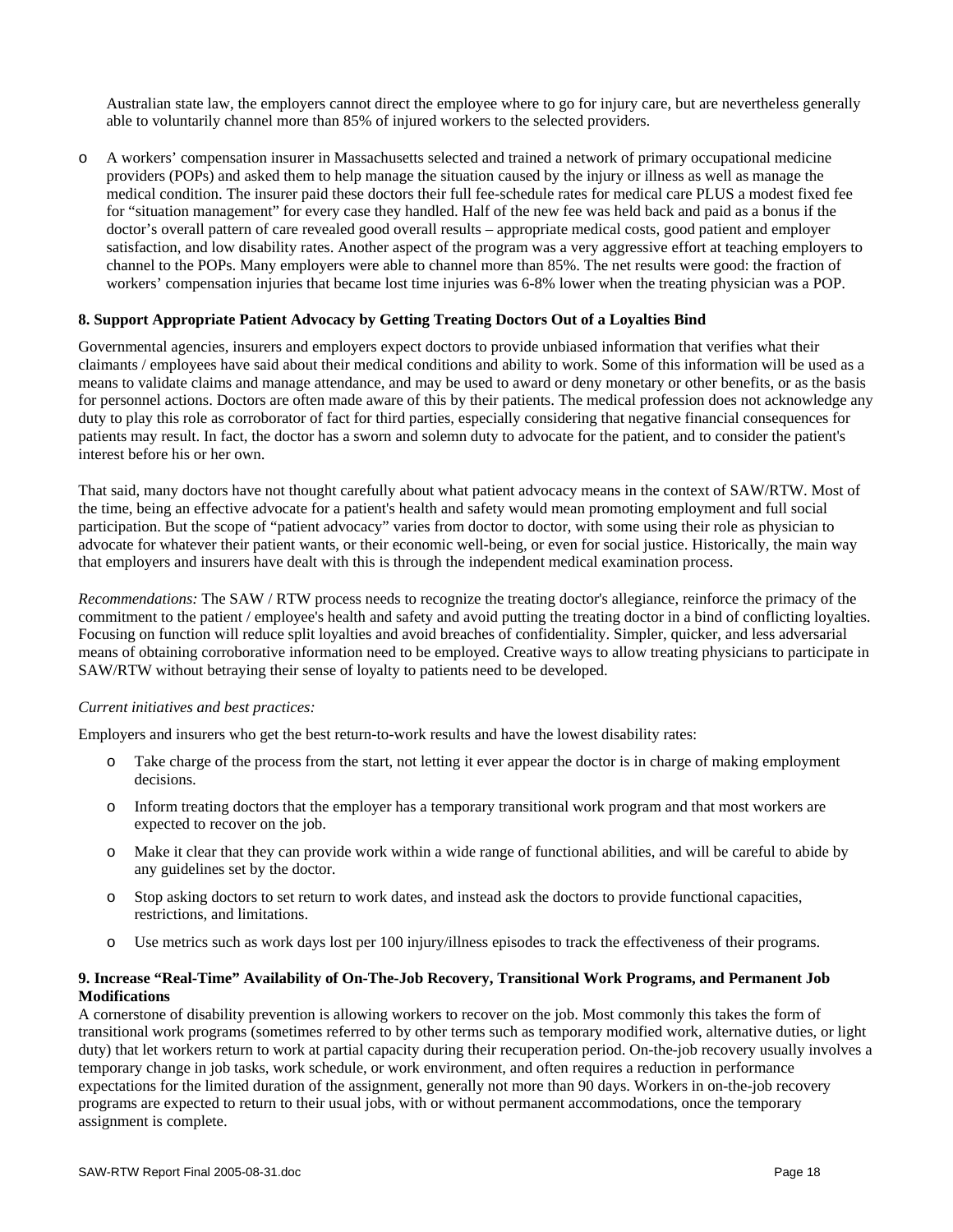Australian state law, the employers cannot direct the employee where to go for injury care, but are nevertheless generally able to voluntarily channel more than 85% of injured workers to the selected providers.

- A workers' compensation insurer in Massachusetts selected and trained a network of primary occupational medicine providers (POPs) and asked them to help manage the situation caused by the injury or illness as well as manage the medical condition. The insurer paid these doctors their full fee-schedule rates for medical care PLUS a modest fixed fee for "situation management" for every case they handled. Half of the new fee was held back and paid as a bonus if the doctor's overall pattern of care revealed good overall results – appropriate medical costs, good patient and employer satisfaction, and low disability rates. Another aspect of the program was a very aggressive effort at teaching employers to channel to the POPs. Many employers were able to channel more than 85%. The net results were good: the fraction of workers' compensation injuries that became lost time injuries was 6-8% lower when the treating physician was a POP.

### 8. Support Appropriate Patient Advocacy by Getting Treating Doctors Out of a Loyalties Bind

Governmental agencies, insurers and employers expect doctors to provide unbiased information that verifies what their claimants / employees have said about their medical conditions and ability to work. Some of this information will be used as a means to validate claims and manage attendance, and may be used to award or deny monetary or other benefits, or as the basis for personnel actions. Doctors are often made aware of this by their patients. The medical profession does not acknowledge any duty to play this role as corroborator of fact for third parties, especially considering that negative financial consequences for patients may result. In fact, the doctor has a sworn and solemn duty to advocate for the patient, and to consider the patient's interest before his or her own.

That said, many doctors have not thought carefully about what patient advocacy means in the context of SAW/RTW. Most of the time, being an effective advocate for a patient's health and safety would mean promoting employment and full social participation. But the scope of "patient advocacy" varies from doctor to doctor, with some using their role as physician to advocate for whatever their patient wants, or their economic well-being, or even for social justice. Historically, the main way that employers and insurers have dealt with this is through the independent medical examination process.

*Recommendations:* The SAW / RTW process needs to recognize the treating doctor's allegiance, reinforce the primacy of the commitment to the patient / employee's health and safety and avoid putting the treating doctor in a bind of conflicting loyalties. Focusing on function will reduce split loyalties and avoid breaches of confidentiality. Simpler, quicker, and less adversarial means of obtaining corroborative information need to be employed. Creative ways to allow treating physicians to participate in SAW/RTW without betraying their sense of loyalty to patients need to be developed.

*Current initiatives and best practices:*

Employers and insurers who get the best return-to-work results and have the lowest disability rates:

- Take charge of the process from the start, not letting it ever appear the doctor is in charge of making employment decisions.
- Inform treating doctors that the employer has a temporary transitional work program and that most workers are expected to recover on the job.
- Make it clear that they can provide work within a wide range of functional abilities, and will be careful to abide by any guidelines set by the doctor.
- Stop asking doctors to set return to work dates, and instead ask the doctors to provide functional capacities, restrictions, and limitations.
- Use metrics such as work days lost per 100 injury/illness episodes to track the effectiveness of their programs.

### 9. Increase "Real-Time" Availability of On-The-Job Recovery, Transitional Work Programs, and Permanent Job Modifications

A cornerstone of disability prevention is allowing workers to recover on the job. Most commonly this takes the form of transitional work programs (sometimes referred to by other terms such as temporary modified work, alternative duties, or light duty) that let workers return to work at partial capacity during their recuperation period. On-the-job recovery usually involves a temporary change in job tasks, work schedule, or work environment, and often requires a reduction in performance expectations for the limited duration of the assignment, generally not more than 90 days. Workers in on-the-job recovery programs are expected to return to their usual jobs, with or without permanent accommodations, once the temporary assignment is complete.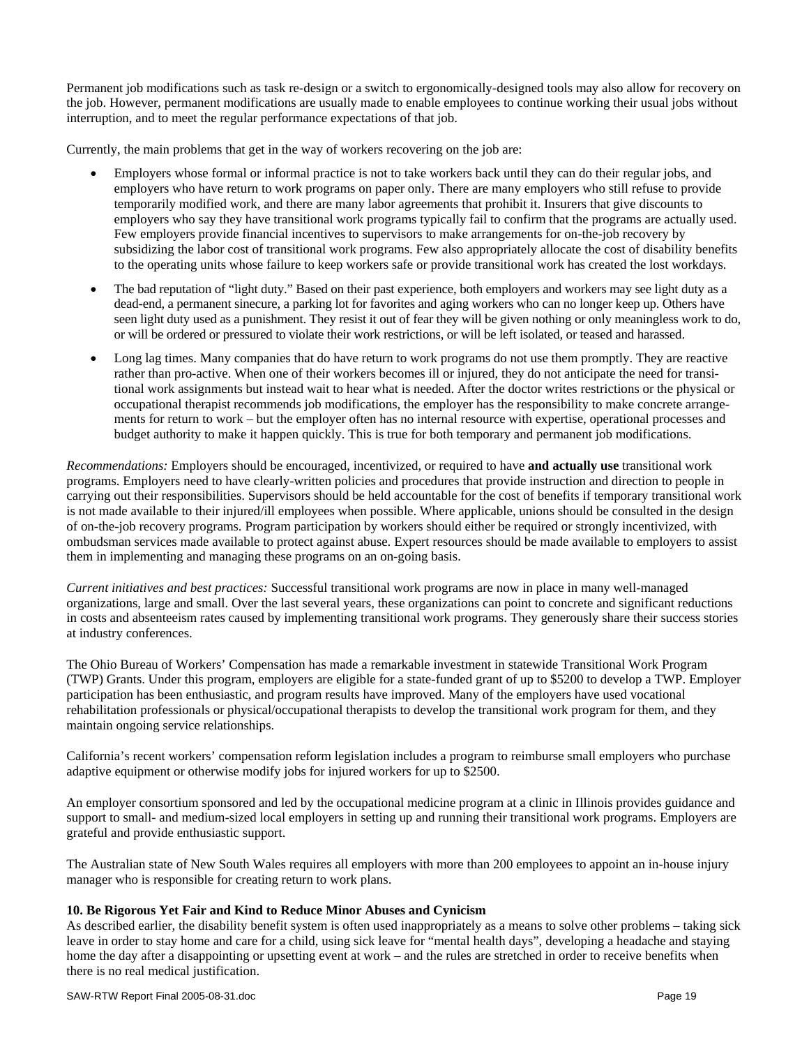Permanent job modifications such as task re-design or a switch to ergonomically-designed tools may also allow for recovery on the job. However, permanent modifications are usually made to enable employees to continue working their usual jobs without interruption, and to meet the regular performance expectations of that job.

Currently, the main problems that get in the way of workers recovering on the job are:

- Employers whose formal or informal practice is not to take workers back until they can do their regular jobs, and employers who have return to work programs on paper only. There are many employers who still refuse to provide temporarily modified work, and there are many labor agreements that prohibit it. Insurers that give discounts to employers who say they have transitional work programs typically fail to confirm that the programs are actually used. Few employers provide financial incentives to supervisors to make arrangements for on-the-job recovery by subsidizing the labor cost of transitional work programs. Few also appropriately allocate the cost of disability benefits to the operating units whose failure to keep workers safe or provide transitional work has created the lost workdays.
- The bad reputation of "light duty." Based on their past experience, both employers and workers may see light duty as a dead-end, a permanent sinecure, a parking lot for favorites and aging workers who can no longer keep up. Others have seen light duty used as a punishment. They resist it out of fear they will be given nothing or only meaningless work to do, or will be ordered or pressured to violate their work restrictions, or will be left isolated, or teased and harassed.
- Long lag times. Many companies that do have return to work programs do not use them promptly. They are reactive rather than pro-active. When one of their workers becomes ill or injured, they do not anticipate the need for transitional work assignments but instead wait to hear what is needed. After the doctor writes restrictions or the physical or occupational therapist recommends job modifications, the employer has the responsibility to make concrete arrangements for return to work – but the employer often has no internal resource with expertise, operational processes and budget authority to make it happen quickly. This is true for both temporary and permanent job modifications.

*Recommendations:* Employers should be encouraged, incentivized, or required to have **and actually use** transitional work programs. Employers need to have clearly-written policies and procedures that provide instruction and direction to people in carrying out their responsibilities. Supervisors should be held accountable for the cost of benefits if temporary transitional work is not made available to their injured/ill employees when possible. Where applicable, unions should be consulted in the design of on-the-job recovery programs. Program participation by workers should either be required or strongly incentivized, with ombudsman services made available to protect against abuse. Expert resources should be made available to employers to assist them in implementing and managing these programs on an on-going basis.

*Current initiatives and best practices:* Successful transitional work programs are now in place in many well-managed organizations, large and small. Over the last several years, these organizations can point to concrete and significant reductions in costs and absenteeism rates caused by implementing transitional work programs. They generously share their success stories at industry conferences.

The Ohio Bureau of Workers' Compensation has made a remarkable investment in statewide Transitional Work Program (TWP) Grants. Under this program, employers are eligible for a state-funded grant of up to $5200 to develop a TWP. Employer participation has been enthusiastic, and program results have improved. Many of the employers have used vocational rehabilitation professionals or physical/occupational therapists to develop the transitional work program for them, and they maintain ongoing service relationships.

California's recent workers' compensation reform legislation includes a program to reimburse small employers who purchase adaptive equipment or otherwise modify jobs for injured workers for up to $2500.

An employer consortium sponsored and led by the occupational medicine program at a clinic in Illinois provides guidance and support to small- and medium-sized local employers in setting up and running their transitional work programs. Employers are grateful and provide enthusiastic support.

The Australian state of New South Wales requires all employers with more than 200 employees to appoint an in-house injury manager who is responsible for creating return to work plans.

### 10. Be Rigorous Yet Fair and Kind to Reduce Minor Abuses and Cynicism

As described earlier, the disability benefit system is often used inappropriately as a means to solve other problems – taking sick leave in order to stay home and care for a child, using sick leave for "mental health days", developing a headache and staying home the day after a disappointing or upsetting event at work – and the rules are stretched in order to receive benefits when there is no real medical justification.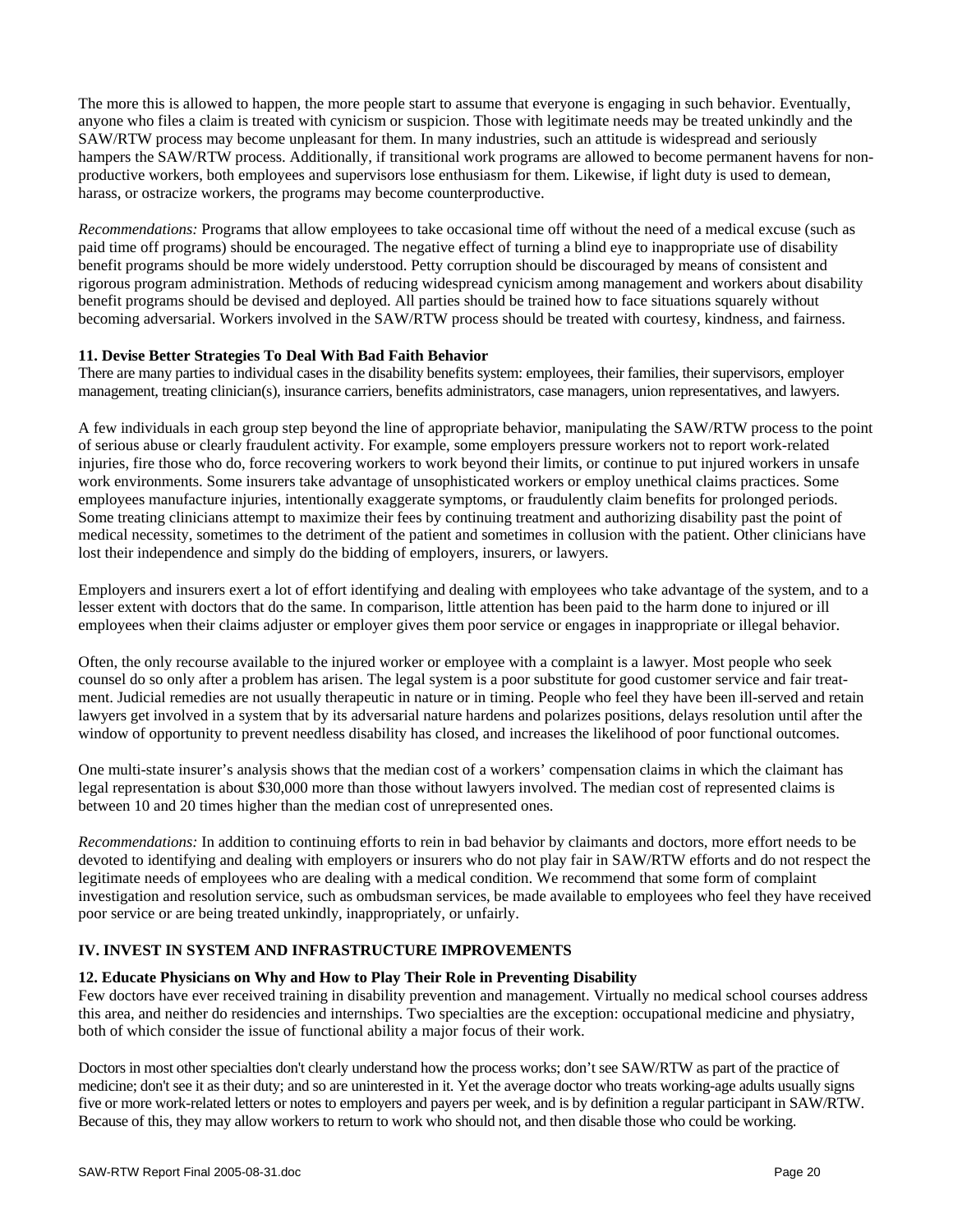The more this is allowed to happen, the more people start to assume that everyone is engaging in such behavior. Eventually, anyone who files a claim is treated with cynicism or suspicion. Those with legitimate needs may be treated unkindly and the SAW/RTW process may become unpleasant for them. In many industries, such an attitude is widespread and seriously hampers the SAW/RTW process. Additionally, if transitional work programs are allowed to become permanent havens for non-productive workers, both employees and supervisors lose enthusiasm for them. Likewise, if light duty is used to demean, harass, or ostracize workers, the programs may become counterproductive.

*Recommendations:* Programs that allow employees to take occasional time off without the need of a medical excuse (such as paid time off programs) should be encouraged. The negative effect of turning a blind eye to inappropriate use of disability benefit programs should be more widely understood. Petty corruption should be discouraged by means of consistent and rigorous program administration. Methods of reducing widespread cynicism among management and workers about disability benefit programs should be devised and deployed. All parties should be trained how to face situations squarely without becoming adversarial. Workers involved in the SAW/RTW process should be treated with courtesy, kindness, and fairness.

### 11. Devise Better Strategies To Deal With Bad Faith Behavior

There are many parties to individual cases in the disability benefits system: employees, their families, their supervisors, employer management, treating clinician(s), insurance carriers, benefits administrators, case managers, union representatives, and lawyers.

A few individuals in each group step beyond the line of appropriate behavior, manipulating the SAW/RTW process to the point of serious abuse or clearly fraudulent activity. For example, some employers pressure workers not to report work-related injuries, fire those who do, force recovering workers to work beyond their limits, or continue to put injured workers in unsafe work environments. Some insurers take advantage of unsophisticated workers or employ unethical claims practices. Some employees manufacture injuries, intentionally exaggerate symptoms, or fraudulently claim benefits for prolonged periods. Some treating clinicians attempt to maximize their fees by continuing treatment and authorizing disability past the point of medical necessity, sometimes to the detriment of the patient and sometimes in collusion with the patient. Other clinicians have lost their independence and simply do the bidding of employers, insurers, or lawyers.

Employers and insurers exert a lot of effort identifying and dealing with employees who take advantage of the system, and to a lesser extent with doctors that do the same. In comparison, little attention has been paid to the harm done to injured or ill employees when their claims adjuster or employer gives them poor service or engages in inappropriate or illegal behavior.

Often, the only recourse available to the injured worker or employee with a complaint is a lawyer. Most people who seek counsel do so only after a problem has arisen. The legal system is a poor substitute for good customer service and fair treatment. Judicial remedies are not usually therapeutic in nature or in timing. People who feel they have been ill-served and retain lawyers get involved in a system that by its adversarial nature hardens and polarizes positions, delays resolution until after the window of opportunity to prevent needless disability has closed, and increases the likelihood of poor functional outcomes.

One multi-state insurer's analysis shows that the median cost of a workers' compensation claims in which the claimant has legal representation is about $30,000 more than those without lawyers involved. The median cost of represented claims is between 10 and 20 times higher than the median cost of unrepresented ones.

*Recommendations:* In addition to continuing efforts to rein in bad behavior by claimants and doctors, more effort needs to be devoted to identifying and dealing with employers or insurers who do not play fair in SAW/RTW efforts and do not respect the legitimate needs of employees who are dealing with a medical condition. We recommend that some form of complaint investigation and resolution service, such as ombudsman services, be made available to employees who feel they have received poor service or are being treated unkindly, inappropriately, or unfairly.

## IV. INVEST IN SYSTEM AND INFRASTRUCTURE IMPROVEMENTS

### 12. Educate Physicians on Why and How to Play Their Role in Preventing Disability

Few doctors have ever received training in disability prevention and management. Virtually no medical school courses address this area, and neither do residencies and internships. Two specialties are the exception: occupational medicine and physiatry, both of which consider the issue of functional ability a major focus of their work.

Doctors in most other specialties don't clearly understand how the process works; don't see SAW/RTW as part of the practice of medicine; don't see it as their duty; and so are uninterested in it. Yet the average doctor who treats working-age adults usually signs five or more work-related letters or notes to employers and payers per week, and is by definition a regular participant in SAW/RTW. Because of this, they may allow workers to return to work who should not, and then disable those who could be working.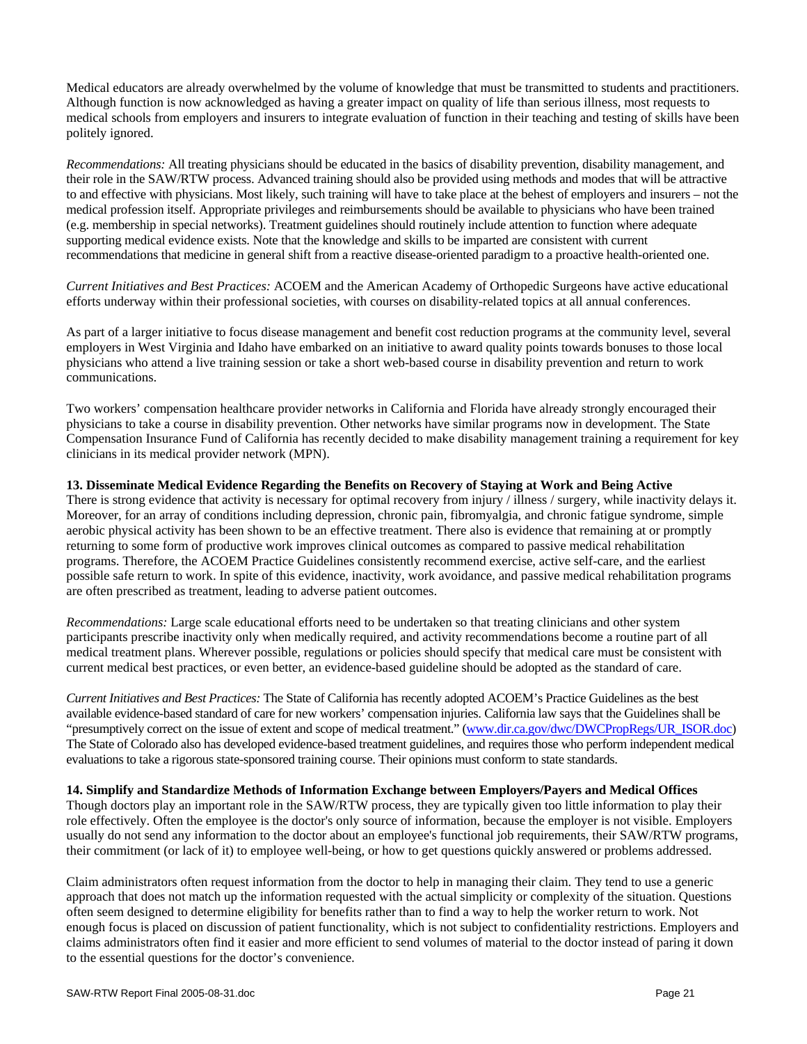Medical educators are already overwhelmed by the volume of knowledge that must be transmitted to students and practitioners. Although function is now acknowledged as having a greater impact on quality of life than serious illness, most requests to medical schools from employers and insurers to integrate evaluation of function in their teaching and testing of skills have been politely ignored.

*Recommendations:* All treating physicians should be educated in the basics of disability prevention, disability management, and their role in the SAW/RTW process. Advanced training should also be provided using methods and modes that will be attractive to and effective with physicians. Most likely, such training will have to take place at the behest of employers and insurers – not the medical profession itself. Appropriate privileges and reimbursements should be available to physicians who have been trained (e.g. membership in special networks). Treatment guidelines should routinely include attention to function where adequate supporting medical evidence exists. Note that the knowledge and skills to be imparted are consistent with current recommendations that medicine in general shift from a reactive disease-oriented paradigm to a proactive health-oriented one.

*Current Initiatives and Best Practices:* ACOEM and the American Academy of Orthopedic Surgeons have active educational efforts underway within their professional societies, with courses on disability-related topics at all annual conferences.

As part of a larger initiative to focus disease management and benefit cost reduction programs at the community level, several employers in West Virginia and Idaho have embarked on an initiative to award quality points towards bonuses to those local physicians who attend a live training session or take a short web-based course in disability prevention and return to work communications.

Two workers' compensation healthcare provider networks in California and Florida have already strongly encouraged their physicians to take a course in disability prevention. Other networks have similar programs now in development. The State Compensation Insurance Fund of California has recently decided to make disability management training a requirement for key clinicians in its medical provider network (MPN).

**13. Disseminate Medical Evidence Regarding the Benefits on Recovery of Staying at Work and Being Active**

There is strong evidence that activity is necessary for optimal recovery from injury / illness / surgery, while inactivity delays it. Moreover, for an array of conditions including depression, chronic pain, fibromyalgia, and chronic fatigue syndrome, simple aerobic physical activity has been shown to be an effective treatment. There also is evidence that remaining at or promptly returning to some form of productive work improves clinical outcomes as compared to passive medical rehabilitation programs. Therefore, the ACOEM Practice Guidelines consistently recommend exercise, active self-care, and the earliest possible safe return to work. In spite of this evidence, inactivity, work avoidance, and passive medical rehabilitation programs are often prescribed as treatment, leading to adverse patient outcomes.

*Recommendations:* Large scale educational efforts need to be undertaken so that treating clinicians and other system participants prescribe inactivity only when medically required, and activity recommendations become a routine part of all medical treatment plans. Wherever possible, regulations or policies should specify that medical care must be consistent with current medical best practices, or even better, an evidence-based guideline should be adopted as the standard of care.

*Current Initiatives and Best Practices:* The State of California has recently adopted ACOEM's Practice Guidelines as the best available evidence-based standard of care for new workers' compensation injuries. California law says that the Guidelines shall be "presumptively correct on the issue of extent and scope of medical treatment." (www.dir.ca.gov/dwc/DWCPropRegs/UR_ISOR.doc) The State of Colorado also has developed evidence-based treatment guidelines, and requires those who perform independent medical evaluations to take a rigorous state-sponsored training course. Their opinions must conform to state standards.

**14. Simplify and Standardize Methods of Information Exchange between Employers/Payers and Medical Offices**

Though doctors play an important role in the SAW/RTW process, they are typically given too little information to play their role effectively. Often the employee is the doctor's only source of information, because the employer is not visible. Employers usually do not send any information to the doctor about an employee's functional job requirements, their SAW/RTW programs, their commitment (or lack of it) to employee well-being, or how to get questions quickly answered or problems addressed.

Claim administrators often request information from the doctor to help in managing their claim. They tend to use a generic approach that does not match up the information requested with the actual simplicity or complexity of the situation. Questions often seem designed to determine eligibility for benefits rather than to find a way to help the worker return to work. Not enough focus is placed on discussion of patient functionality, which is not subject to confidentiality restrictions. Employers and claims administrators often find it easier and more efficient to send volumes of material to the doctor instead of paring it down to the essential questions for the doctor's convenience.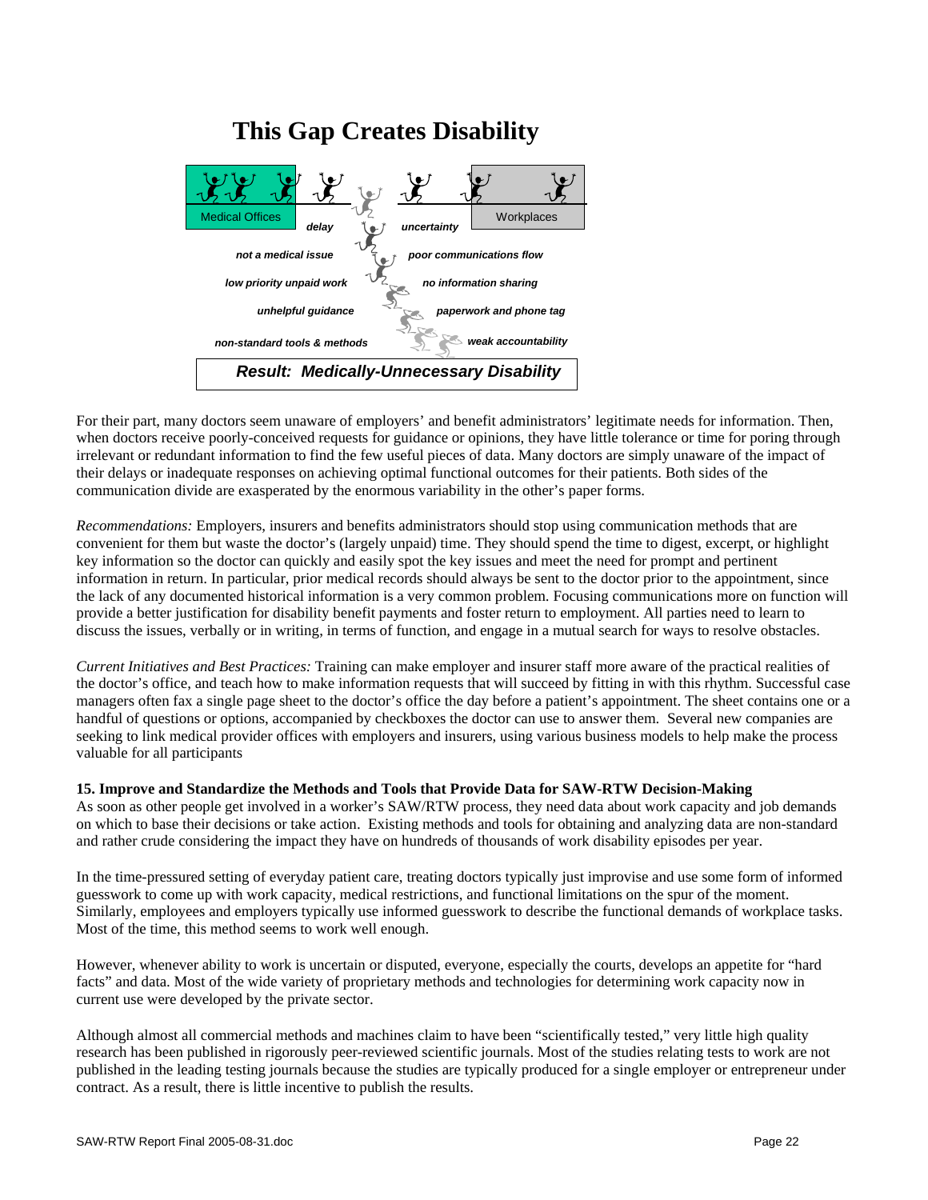## This Gap Creates Disability

Medical Offices | Workplaces

*delay* | *uncertainty*

*not a medical issue* | *poor communications flow*

*low priority unpaid work* | *no information sharing*

*unhelpful guidance* | *paperwork and phone tag*

*non-standard tools & methods* | *weak accountability*

***Result: Medically-Unnecessary Disability***

For their part, many doctors seem unaware of employers' and benefit administrators' legitimate needs for information. Then, when doctors receive poorly-conceived requests for guidance or opinions, they have little tolerance or time for poring through irrelevant or redundant information to find the few useful pieces of data. Many doctors are simply unaware of the impact of their delays or inadequate responses on achieving optimal functional outcomes for their patients. Both sides of the communication divide are exasperated by the enormous variability in the other's paper forms.

*Recommendations:* Employers, insurers and benefits administrators should stop using communication methods that are convenient for them but waste the doctor's (largely unpaid) time. They should spend the time to digest, excerpt, or highlight key information so the doctor can quickly and easily spot the key issues and meet the need for prompt and pertinent information in return. In particular, prior medical records should always be sent to the doctor prior to the appointment, since the lack of any documented historical information is a very common problem. Focusing communications more on function will provide a better justification for disability benefit payments and foster return to employment. All parties need to learn to discuss the issues, verbally or in writing, in terms of function, and engage in a mutual search for ways to resolve obstacles.

*Current Initiatives and Best Practices:* Training can make employer and insurer staff more aware of the practical realities of the doctor's office, and teach how to make information requests that will succeed by fitting in with this rhythm. Successful case managers often fax a single page sheet to the doctor's office the day before a patient's appointment. The sheet contains one or a handful of questions or options, accompanied by checkboxes the doctor can use to answer them. Several new companies are seeking to link medical provider offices with employers and insurers, using various business models to help make the process valuable for all participants

**15. Improve and Standardize the Methods and Tools that Provide Data for SAW-RTW Decision-Making**

As soon as other people get involved in a worker's SAW/RTW process, they need data about work capacity and job demands on which to base their decisions or take action. Existing methods and tools for obtaining and analyzing data are non-standard and rather crude considering the impact they have on hundreds of thousands of work disability episodes per year.

In the time-pressured setting of everyday patient care, treating doctors typically just improvise and use some form of informed guesswork to come up with work capacity, medical restrictions, and functional limitations on the spur of the moment. Similarly, employees and employers typically use informed guesswork to describe the functional demands of workplace tasks. Most of the time, this method seems to work well enough.

However, whenever ability to work is uncertain or disputed, everyone, especially the courts, develops an appetite for "hard facts" and data. Most of the wide variety of proprietary methods and technologies for determining work capacity now in current use were developed by the private sector.

Although almost all commercial methods and machines claim to have been "scientifically tested," very little high quality research has been published in rigorously peer-reviewed scientific journals. Most of the studies relating tests to work are not published in the leading testing journals because the studies are typically produced for a single employer or entrepreneur under contract. As a result, there is little incentive to publish the results.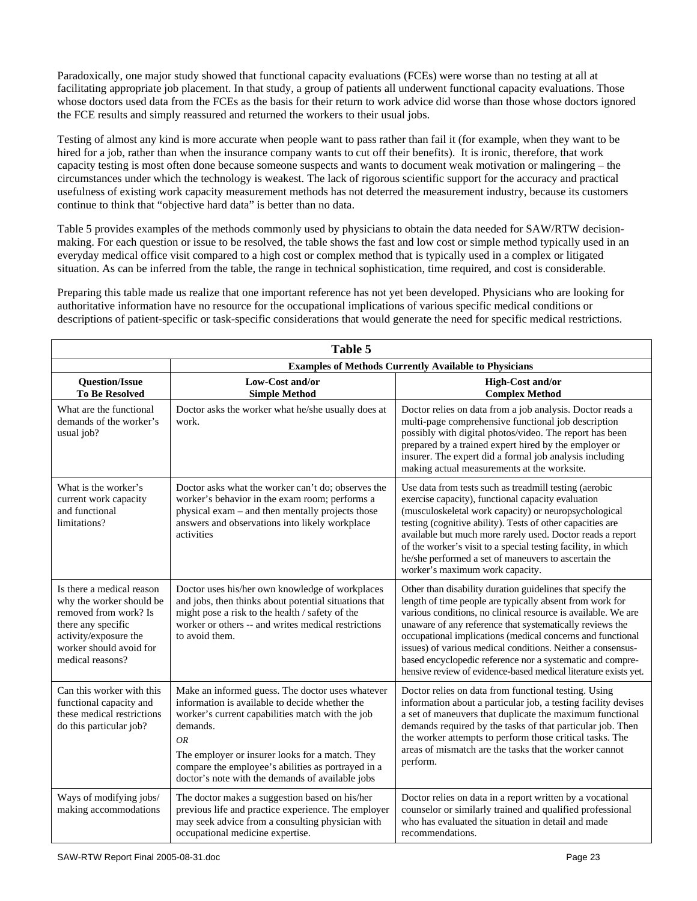Paradoxically, one major study showed that functional capacity evaluations (FCEs) were worse than no testing at all at facilitating appropriate job placement. In that study, a group of patients all underwent functional capacity evaluations. Those whose doctors used data from the FCEs as the basis for their return to work advice did worse than those whose doctors ignored the FCE results and simply reassured and returned the workers to their usual jobs.

Testing of almost any kind is more accurate when people want to pass rather than fail it (for example, when they want to be hired for a job, rather than when the insurance company wants to cut off their benefits). It is ironic, therefore, that work capacity testing is most often done because someone suspects and wants to document weak motivation or malingering – the circumstances under which the technology is weakest. The lack of rigorous scientific support for the accuracy and practical usefulness of existing work capacity measurement methods has not deterred the measurement industry, because its customers continue to think that "objective hard data" is better than no data.

Table 5 provides examples of the methods commonly used by physicians to obtain the data needed for SAW/RTW decision-making. For each question or issue to be resolved, the table shows the fast and low cost or simple method typically used in an everyday medical office visit compared to a high cost or complex method that is typically used in a complex or litigated situation. As can be inferred from the table, the range in technical sophistication, time required, and cost is considerable.

Preparing this table made us realize that one important reference has not yet been developed. Physicians who are looking for authoritative information have no resource for the occupational implications of various specific medical conditions or descriptions of patient-specific or task-specific considerations that would generate the need for specific medical restrictions.

**Table 5**

| | **Examples of Methods Currently Available to Physicians** | |
|---|---|---|
| **Question/Issue To Be Resolved** | **Low-Cost and/or Simple Method** | **High-Cost and/or Complex Method** |
| What are the functional demands of the worker's usual job? | Doctor asks the worker what he/she usually does at work. | Doctor relies on data from a job analysis. Doctor reads a multi-page comprehensive functional job description possibly with digital photos/video. The report has been prepared by a trained expert hired by the employer or insurer. The expert did a formal job analysis including making actual measurements at the worksite. |
| What is the worker's current work capacity and functional limitations? | Doctor asks what the worker can't do; observes the worker's behavior in the exam room; performs a physical exam – and then mentally projects those answers and observations into likely workplace activities | Use data from tests such as treadmill testing (aerobic exercise capacity), functional capacity evaluation (musculoskeletal work capacity) or neuropsychological testing (cognitive ability). Tests of other capacities are available but much more rarely used. Doctor reads a report of the worker's visit to a special testing facility, in which he/she performed a set of maneuvers to ascertain the worker's maximum work capacity. |
| Is there a medical reason why the worker should be removed from work? Is there any specific activity/exposure the worker should avoid for medical reasons? | Doctor uses his/her own knowledge of workplaces and jobs, then thinks about potential situations that might pose a risk to the health / safety of the worker or others -- and writes medical restrictions to avoid them. | Other than disability duration guidelines that specify the length of time people are typically absent from work for various conditions, no clinical resource is available. We are unaware of any reference that systematically reviews the occupational implications (medical concerns and functional issues) of various medical conditions. Neither a consensus-based encyclopedic reference nor a systematic and comprehensive review of evidence-based medical literature exists yet. |
| Can this worker with this functional capacity and these medical restrictions do this particular job? | Make an informed guess. The doctor uses whatever information is available to decide whether the worker's current capabilities match with the job demands. *OR* The employer or insurer looks for a match. They compare the employee's abilities as portrayed in a doctor's note with the demands of available jobs | Doctor relies on data from functional testing. Using information about a particular job, a testing facility devises a set of maneuvers that duplicate the maximum functional demands required by the tasks of that particular job. Then the worker attempts to perform those critical tasks. The areas of mismatch are the tasks that the worker cannot perform. |
| Ways of modifying jobs/ making accommodations | The doctor makes a suggestion based on his/her previous life and practice experience. The employer may seek advice from a consulting physician with occupational medicine expertise. | Doctor relies on data in a report written by a vocational counselor or similarly trained and qualified professional who has evaluated the situation in detail and made recommendations. |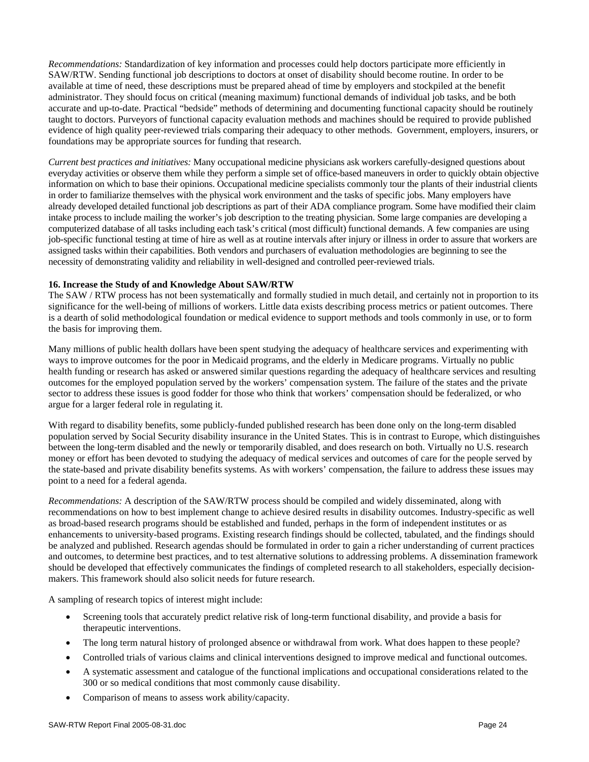*Recommendations:* Standardization of key information and processes could help doctors participate more efficiently in SAW/RTW. Sending functional job descriptions to doctors at onset of disability should become routine. In order to be available at time of need, these descriptions must be prepared ahead of time by employers and stockpiled at the benefit administrator. They should focus on critical (meaning maximum) functional demands of individual job tasks, and be both accurate and up-to-date. Practical "bedside" methods of determining and documenting functional capacity should be routinely taught to doctors. Purveyors of functional capacity evaluation methods and machines should be required to provide published evidence of high quality peer-reviewed trials comparing their adequacy to other methods. Government, employers, insurers, or foundations may be appropriate sources for funding that research.

*Current best practices and initiatives:* Many occupational medicine physicians ask workers carefully-designed questions about everyday activities or observe them while they perform a simple set of office-based maneuvers in order to quickly obtain objective information on which to base their opinions. Occupational medicine specialists commonly tour the plants of their industrial clients in order to familiarize themselves with the physical work environment and the tasks of specific jobs. Many employers have already developed detailed functional job descriptions as part of their ADA compliance program. Some have modified their claim intake process to include mailing the worker's job description to the treating physician. Some large companies are developing a computerized database of all tasks including each task's critical (most difficult) functional demands. A few companies are using job-specific functional testing at time of hire as well as at routine intervals after injury or illness in order to assure that workers are assigned tasks within their capabilities. Both vendors and purchasers of evaluation methodologies are beginning to see the necessity of demonstrating validity and reliability in well-designed and controlled peer-reviewed trials.

**16. Increase the Study of and Knowledge About SAW/RTW**

The SAW / RTW process has not been systematically and formally studied in much detail, and certainly not in proportion to its significance for the well-being of millions of workers. Little data exists describing process metrics or patient outcomes. There is a dearth of solid methodological foundation or medical evidence to support methods and tools commonly in use, or to form the basis for improving them.

Many millions of public health dollars have been spent studying the adequacy of healthcare services and experimenting with ways to improve outcomes for the poor in Medicaid programs, and the elderly in Medicare programs. Virtually no public health funding or research has asked or answered similar questions regarding the adequacy of healthcare services and resulting outcomes for the employed population served by the workers' compensation system. The failure of the states and the private sector to address these issues is good fodder for those who think that workers' compensation should be federalized, or who argue for a larger federal role in regulating it.

With regard to disability benefits, some publicly-funded published research has been done only on the long-term disabled population served by Social Security disability insurance in the United States. This is in contrast to Europe, which distinguishes between the long-term disabled and the newly or temporarily disabled, and does research on both. Virtually no U.S. research money or effort has been devoted to studying the adequacy of medical services and outcomes of care for the people served by the state-based and private disability benefits systems. As with workers' compensation, the failure to address these issues may point to a need for a federal agenda.

*Recommendations:* A description of the SAW/RTW process should be compiled and widely disseminated, along with recommendations on how to best implement change to achieve desired results in disability outcomes. Industry-specific as well as broad-based research programs should be established and funded, perhaps in the form of independent institutes or as enhancements to university-based programs. Existing research findings should be collected, tabulated, and the findings should be analyzed and published. Research agendas should be formulated in order to gain a richer understanding of current practices and outcomes, to determine best practices, and to test alternative solutions to addressing problems. A dissemination framework should be developed that effectively communicates the findings of completed research to all stakeholders, especially decision-makers. This framework should also solicit needs for future research.

A sampling of research topics of interest might include:

- Screening tools that accurately predict relative risk of long-term functional disability, and provide a basis for therapeutic interventions.
- The long term natural history of prolonged absence or withdrawal from work. What does happen to these people?
- Controlled trials of various claims and clinical interventions designed to improve medical and functional outcomes.
- A systematic assessment and catalogue of the functional implications and occupational considerations related to the 300 or so medical conditions that most commonly cause disability.
- Comparison of means to assess work ability/capacity.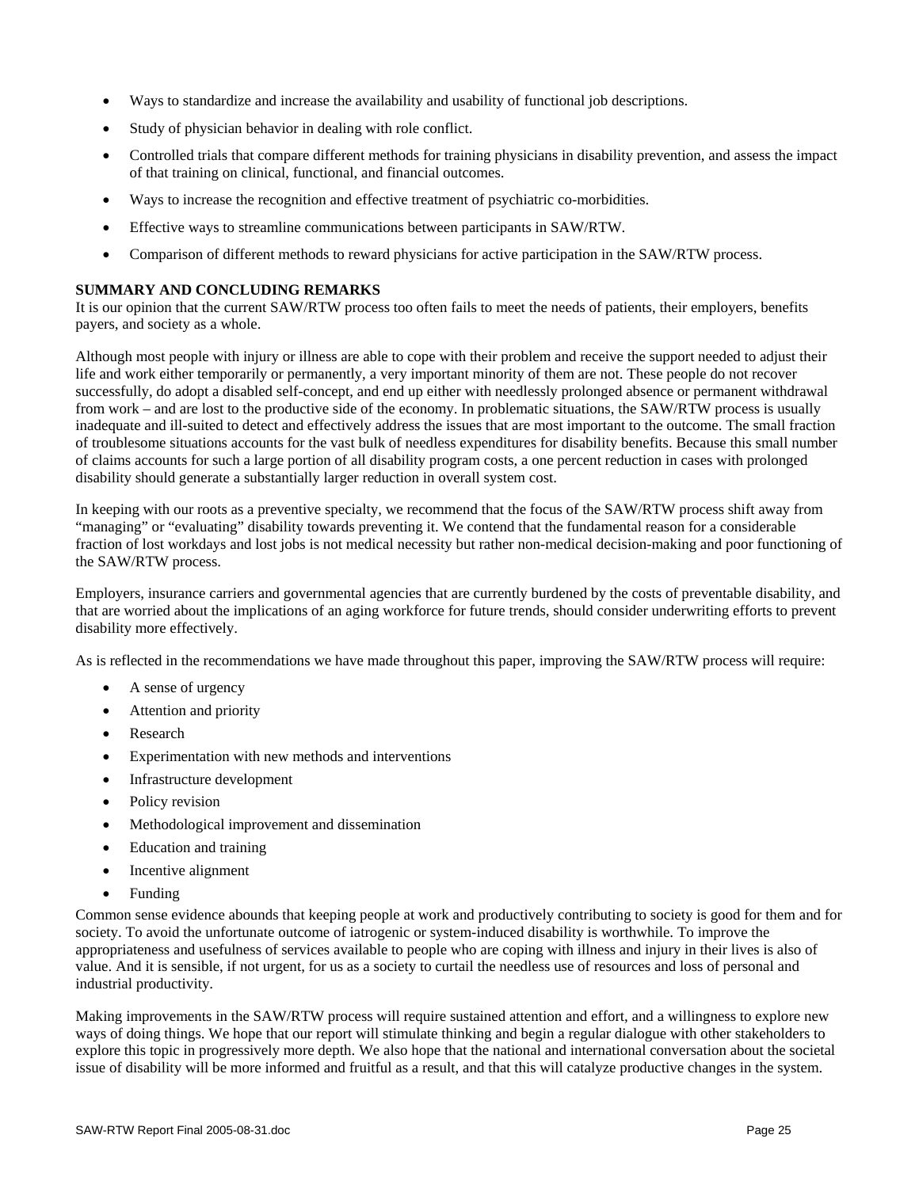- Ways to standardize and increase the availability and usability of functional job descriptions.
- Study of physician behavior in dealing with role conflict.
- Controlled trials that compare different methods for training physicians in disability prevention, and assess the impact of that training on clinical, functional, and financial outcomes.
- Ways to increase the recognition and effective treatment of psychiatric co-morbidities.
- Effective ways to streamline communications between participants in SAW/RTW.
- Comparison of different methods to reward physicians for active participation in the SAW/RTW process.

**SUMMARY AND CONCLUDING REMARKS**

It is our opinion that the current SAW/RTW process too often fails to meet the needs of patients, their employers, benefits payers, and society as a whole.

Although most people with injury or illness are able to cope with their problem and receive the support needed to adjust their life and work either temporarily or permanently, a very important minority of them are not. These people do not recover successfully, do adopt a disabled self-concept, and end up either with needlessly prolonged absence or permanent withdrawal from work – and are lost to the productive side of the economy. In problematic situations, the SAW/RTW process is usually inadequate and ill-suited to detect and effectively address the issues that are most important to the outcome. The small fraction of troublesome situations accounts for the vast bulk of needless expenditures for disability benefits. Because this small number of claims accounts for such a large portion of all disability program costs, a one percent reduction in cases with prolonged disability should generate a substantially larger reduction in overall system cost.

In keeping with our roots as a preventive specialty, we recommend that the focus of the SAW/RTW process shift away from "managing" or "evaluating" disability towards preventing it. We contend that the fundamental reason for a considerable fraction of lost workdays and lost jobs is not medical necessity but rather non-medical decision-making and poor functioning of the SAW/RTW process.

Employers, insurance carriers and governmental agencies that are currently burdened by the costs of preventable disability, and that are worried about the implications of an aging workforce for future trends, should consider underwriting efforts to prevent disability more effectively.

As is reflected in the recommendations we have made throughout this paper, improving the SAW/RTW process will require:

- A sense of urgency
- Attention and priority
- Research
- Experimentation with new methods and interventions
- Infrastructure development
- Policy revision
- Methodological improvement and dissemination
- Education and training
- Incentive alignment
- Funding

Common sense evidence abounds that keeping people at work and productively contributing to society is good for them and for society. To avoid the unfortunate outcome of iatrogenic or system-induced disability is worthwhile. To improve the appropriateness and usefulness of services available to people who are coping with illness and injury in their lives is also of value. And it is sensible, if not urgent, for us as a society to curtail the needless use of resources and loss of personal and industrial productivity.

Making improvements in the SAW/RTW process will require sustained attention and effort, and a willingness to explore new ways of doing things. We hope that our report will stimulate thinking and begin a regular dialogue with other stakeholders to explore this topic in progressively more depth. We also hope that the national and international conversation about the societal issue of disability will be more informed and fruitful as a result, and that this will catalyze productive changes in the system.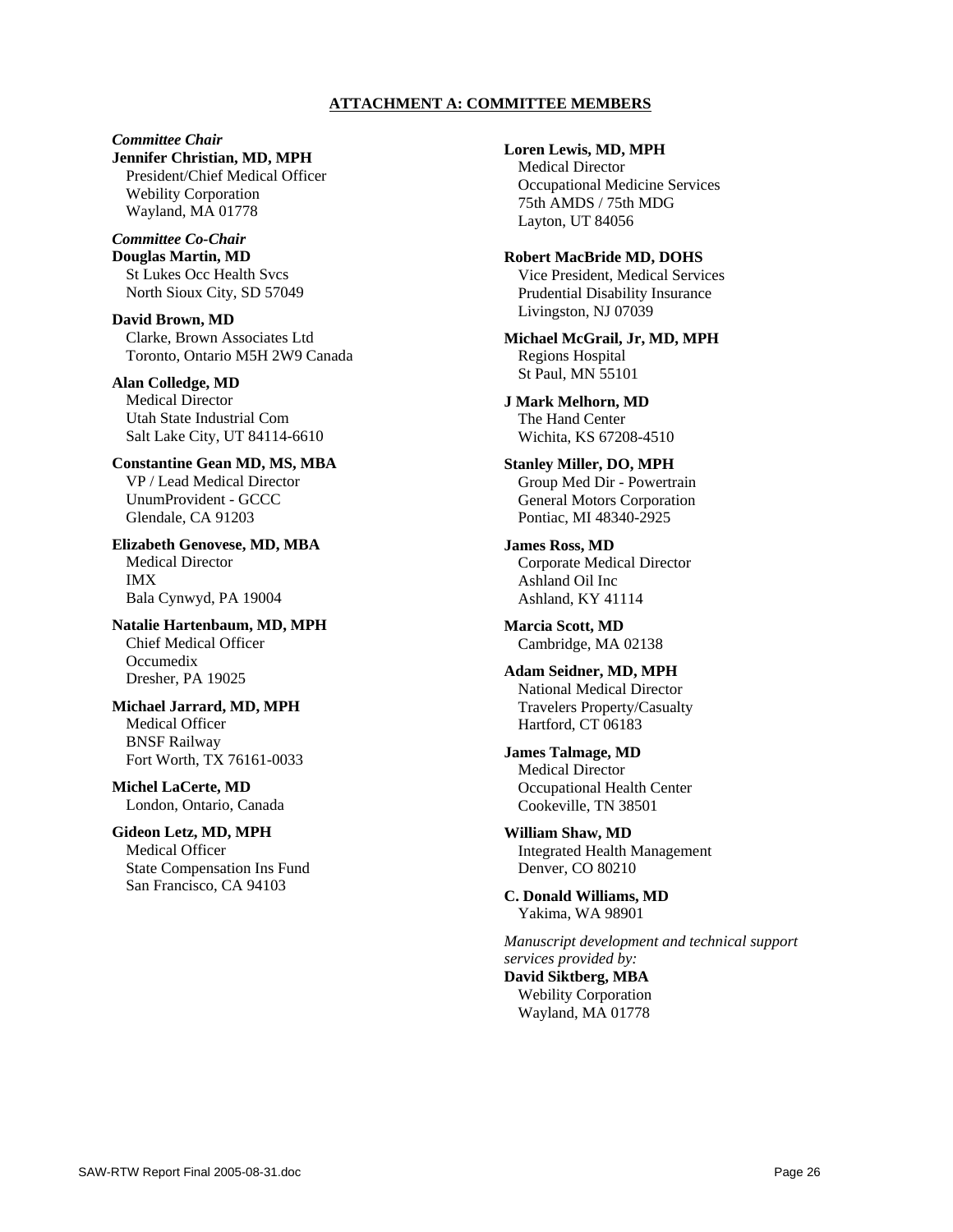## ATTACHMENT A: COMMITTEE MEMBERS

*Committee Chair*
**Jennifer Christian, MD, MPH**
President/Chief Medical Officer
Webility Corporation
Wayland, MA 01778

*Committee Co-Chair*
**Douglas Martin, MD**
St Lukes Occ Health Svcs
North Sioux City, SD 57049

**David Brown, MD**
Clarke, Brown Associates Ltd
Toronto, Ontario M5H 2W9 Canada

**Alan Colledge, MD**
Medical Director
Utah State Industrial Com
Salt Lake City, UT 84114-6610

**Constantine Gean MD, MS, MBA**
VP / Lead Medical Director
UnumProvident - GCCC
Glendale, CA 91203

**Elizabeth Genovese, MD, MBA**
Medical Director
IMX
Bala Cynwyd, PA 19004

**Natalie Hartenbaum, MD, MPH**
Chief Medical Officer
Occumedix
Dresher, PA 19025

**Michael Jarrard, MD, MPH**
Medical Officer
BNSF Railway
Fort Worth, TX 76161-0033

**Michel LaCerte, MD**
London, Ontario, Canada

**Gideon Letz, MD, MPH**
Medical Officer
State Compensation Ins Fund
San Francisco, CA 94103

**Loren Lewis, MD, MPH**
Medical Director
Occupational Medicine Services
75th AMDS / 75th MDG
Layton, UT 84056

**Robert MacBride MD, DOHS**
Vice President, Medical Services
Prudential Disability Insurance
Livingston, NJ 07039

**Michael McGrail, Jr, MD, MPH**
Regions Hospital
St Paul, MN 55101

**J Mark Melhorn, MD**
The Hand Center
Wichita, KS 67208-4510

**Stanley Miller, DO, MPH**
Group Med Dir - Powertrain
General Motors Corporation
Pontiac, MI 48340-2925

**James Ross, MD**
Corporate Medical Director
Ashland Oil Inc
Ashland, KY 41114

**Marcia Scott, MD**
Cambridge, MA 02138

**Adam Seidner, MD, MPH**
National Medical Director
Travelers Property/Casualty
Hartford, CT 06183

**James Talmage, MD**
Medical Director
Occupational Health Center
Cookeville, TN 38501

**William Shaw, MD**
Integrated Health Management
Denver, CO 80210

**C. Donald Williams, MD**
Yakima, WA 98901

*Manuscript development and technical support services provided by:*
**David Siktberg, MBA**
Webility Corporation
Wayland, MA 01778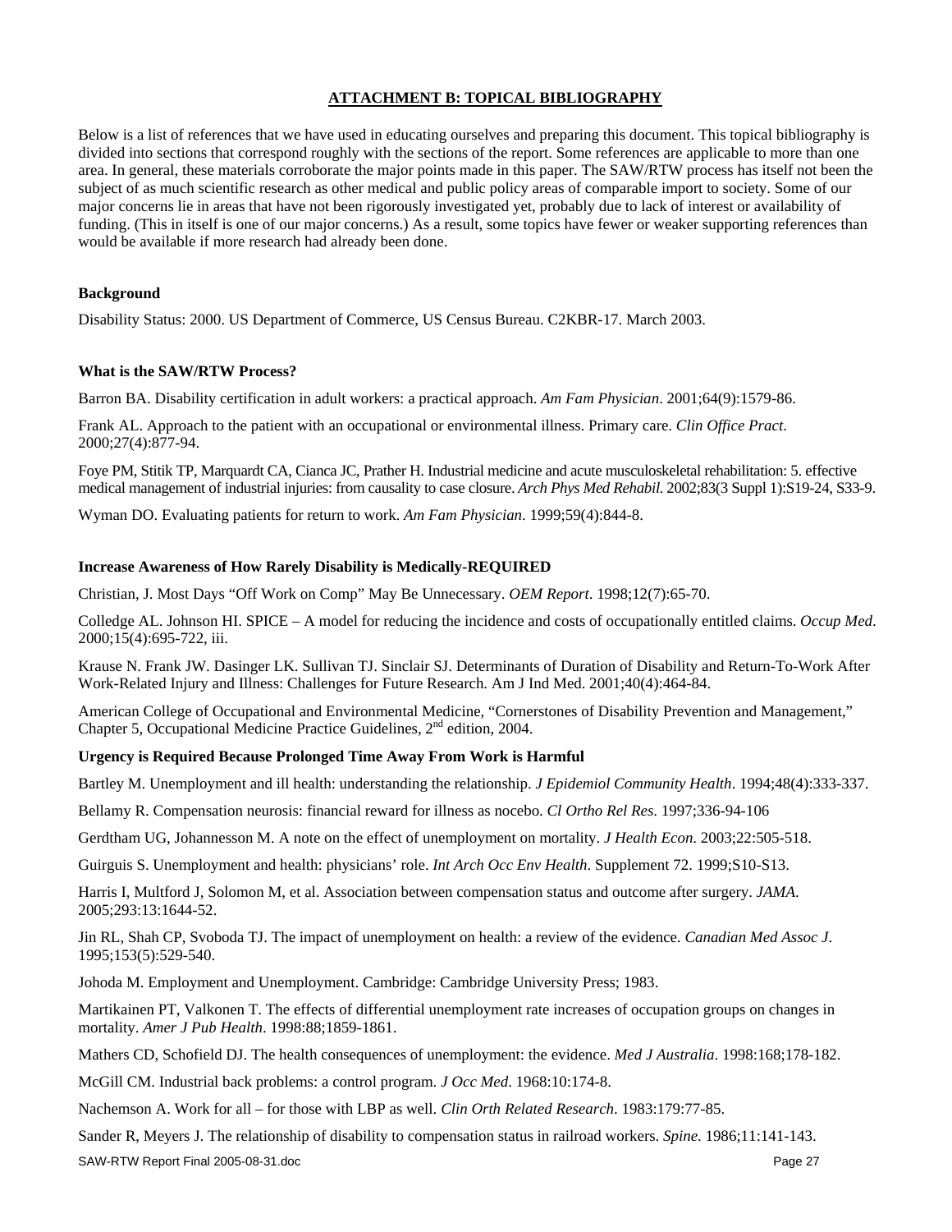## ATTACHMENT B: TOPICAL BIBLIOGRAPHY

Below is a list of references that we have used in educating ourselves and preparing this document. This topical bibliography is divided into sections that correspond roughly with the sections of the report. Some references are applicable to more than one area. In general, these materials corroborate the major points made in this paper. The SAW/RTW process has itself not been the subject of as much scientific research as other medical and public policy areas of comparable import to society. Some of our major concerns lie in areas that have not been rigorously investigated yet, probably due to lack of interest or availability of funding. (This in itself is one of our major concerns.) As a result, some topics have fewer or weaker supporting references than would be available if more research had already been done.

### Background

Disability Status: 2000. US Department of Commerce, US Census Bureau. C2KBR-17. March 2003.

### What is the SAW/RTW Process?

Barron BA. Disability certification in adult workers: a practical approach. *Am Fam Physician*. 2001;64(9):1579-86.

Frank AL. Approach to the patient with an occupational or environmental illness. Primary care. *Clin Office Pract*. 2000;27(4):877-94.

Foye PM, Stitik TP, Marquardt CA, Cianca JC, Prather H. Industrial medicine and acute musculoskeletal rehabilitation: 5. effective medical management of industrial injuries: from causality to case closure. *Arch Phys Med Rehabil.* 2002;83(3 Suppl 1):S19-24, S33-9.

Wyman DO. Evaluating patients for return to work. *Am Fam Physician*. 1999;59(4):844-8.

### Increase Awareness of How Rarely Disability is Medically-REQUIRED

Christian, J. Most Days "Off Work on Comp" May Be Unnecessary. *OEM Report*. 1998;12(7):65-70.

Colledge AL. Johnson HI. SPICE – A model for reducing the incidence and costs of occupationally entitled claims. *Occup Med*. 2000;15(4):695-722, iii.

Krause N. Frank JW. Dasinger LK. Sullivan TJ. Sinclair SJ. Determinants of Duration of Disability and Return-To-Work After Work-Related Injury and Illness: Challenges for Future Research. Am J Ind Med. 2001;40(4):464-84.

American College of Occupational and Environmental Medicine, "Cornerstones of Disability Prevention and Management," Chapter 5, Occupational Medicine Practice Guidelines, 2nd edition, 2004.

### Urgency is Required Because Prolonged Time Away From Work is Harmful

Bartley M. Unemployment and ill health: understanding the relationship. *J Epidemiol Community Health*. 1994;48(4):333-337.

Bellamy R. Compensation neurosis: financial reward for illness as nocebo. *Cl Ortho Rel Res*. 1997;336-94-106

Gerdtham UG, Johannesson M. A note on the effect of unemployment on mortality. *J Health Econ*. 2003;22:505-518.

Guirguis S. Unemployment and health: physicians' role. *Int Arch Occ Env Health*. Supplement 72. 1999;S10-S13.

Harris I, Multford J, Solomon M, et al. Association between compensation status and outcome after surgery. *JAMA*. 2005;293:13:1644-52.

Jin RL, Shah CP, Svoboda TJ. The impact of unemployment on health: a review of the evidence. *Canadian Med Assoc J*. 1995;153(5):529-540.

Johoda M. Employment and Unemployment. Cambridge: Cambridge University Press; 1983.

Martikainen PT, Valkonen T. The effects of differential unemployment rate increases of occupation groups on changes in mortality. *Amer J Pub Health*. 1998:88;1859-1861.

Mathers CD, Schofield DJ. The health consequences of unemployment: the evidence. *Med J Australia*. 1998:168;178-182.

McGill CM. Industrial back problems: a control program. *J Occ Med*. 1968:10:174-8.

Nachemson A. Work for all – for those with LBP as well. *Clin Orth Related Research*. 1983:179:77-85.

Sander R, Meyers J. The relationship of disability to compensation status in railroad workers. *Spine*. 1986;11:141-143.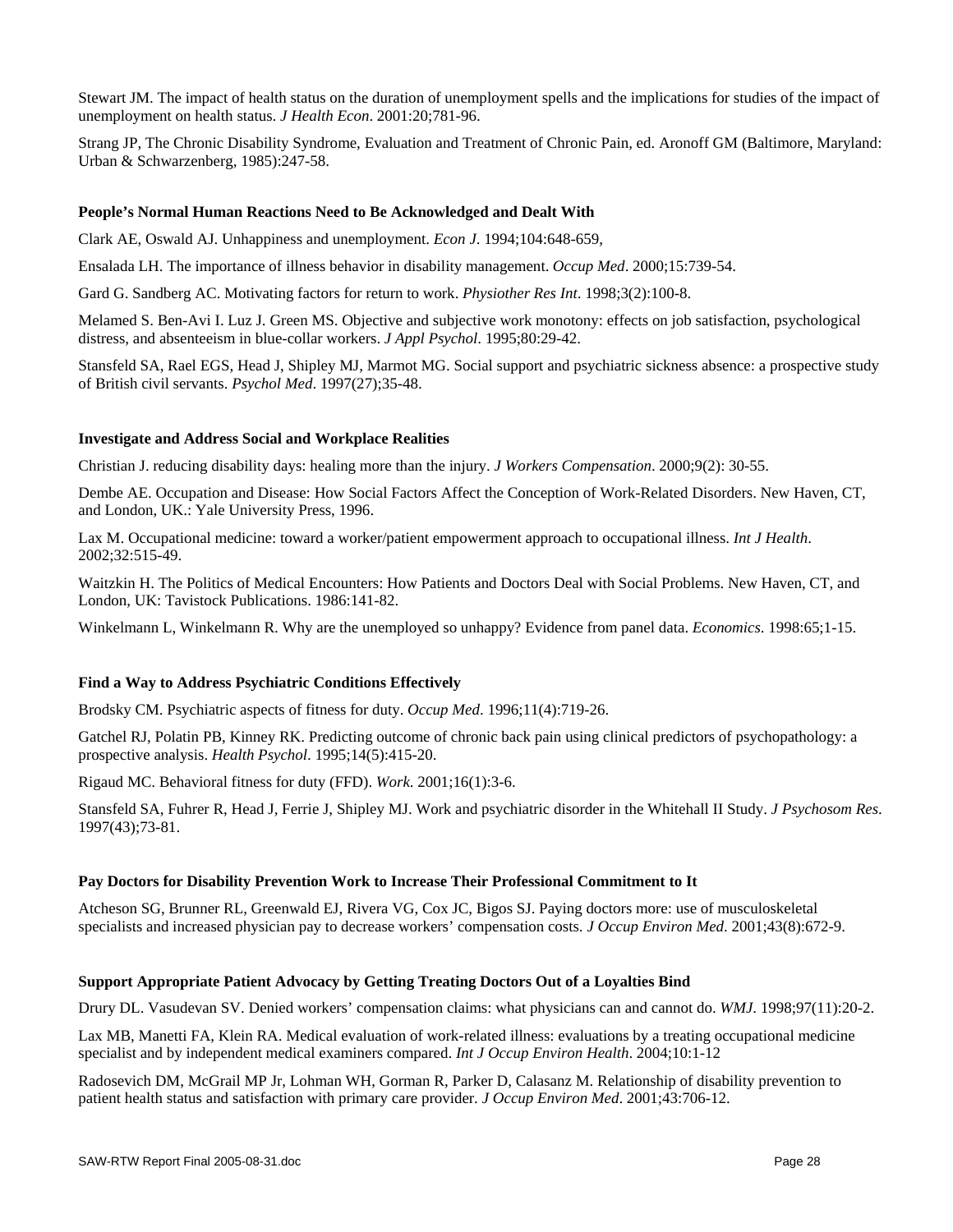Stewart JM. The impact of health status on the duration of unemployment spells and the implications for studies of the impact of unemployment on health status. *J Health Econ*. 2001:20;781-96.

Strang JP, The Chronic Disability Syndrome, Evaluation and Treatment of Chronic Pain, ed. Aronoff GM (Baltimore, Maryland: Urban & Schwarzenberg, 1985):247-58.

**People's Normal Human Reactions Need to Be Acknowledged and Dealt With**

Clark AE, Oswald AJ. Unhappiness and unemployment. *Econ J*. 1994;104:648-659,

Ensalada LH. The importance of illness behavior in disability management. *Occup Med*. 2000;15:739-54.

Gard G. Sandberg AC. Motivating factors for return to work. *Physiother Res Int*. 1998;3(2):100-8.

Melamed S. Ben-Avi I. Luz J. Green MS. Objective and subjective work monotony: effects on job satisfaction, psychological distress, and absenteeism in blue-collar workers. *J Appl Psychol*. 1995;80:29-42.

Stansfeld SA, Rael EGS, Head J, Shipley MJ, Marmot MG. Social support and psychiatric sickness absence: a prospective study of British civil servants. *Psychol Med*. 1997(27);35-48.

**Investigate and Address Social and Workplace Realities**

Christian J. reducing disability days: healing more than the injury. *J Workers Compensation*. 2000;9(2): 30-55.

Dembe AE. Occupation and Disease: How Social Factors Affect the Conception of Work-Related Disorders. New Haven, CT, and London, UK.: Yale University Press, 1996.

Lax M. Occupational medicine: toward a worker/patient empowerment approach to occupational illness. *Int J Health*. 2002;32:515-49.

Waitzkin H. The Politics of Medical Encounters: How Patients and Doctors Deal with Social Problems. New Haven, CT, and London, UK: Tavistock Publications. 1986:141-82.

Winkelmann L, Winkelmann R. Why are the unemployed so unhappy? Evidence from panel data. *Economics*. 1998:65;1-15.

**Find a Way to Address Psychiatric Conditions Effectively**

Brodsky CM. Psychiatric aspects of fitness for duty. *Occup Med*. 1996;11(4):719-26.

Gatchel RJ, Polatin PB, Kinney RK. Predicting outcome of chronic back pain using clinical predictors of psychopathology: a prospective analysis. *Health Psychol*. 1995;14(5):415-20.

Rigaud MC. Behavioral fitness for duty (FFD). *Work*. 2001;16(1):3-6.

Stansfeld SA, Fuhrer R, Head J, Ferrie J, Shipley MJ. Work and psychiatric disorder in the Whitehall II Study. *J Psychosom Res*. 1997(43);73-81.

**Pay Doctors for Disability Prevention Work to Increase Their Professional Commitment to It**

Atcheson SG, Brunner RL, Greenwald EJ, Rivera VG, Cox JC, Bigos SJ. Paying doctors more: use of musculoskeletal specialists and increased physician pay to decrease workers' compensation costs. *J Occup Environ Med*. 2001;43(8):672-9.

**Support Appropriate Patient Advocacy by Getting Treating Doctors Out of a Loyalties Bind**

Drury DL. Vasudevan SV. Denied workers' compensation claims: what physicians can and cannot do. *WMJ*. 1998;97(11):20-2.

Lax MB, Manetti FA, Klein RA. Medical evaluation of work-related illness: evaluations by a treating occupational medicine specialist and by independent medical examiners compared. *Int J Occup Environ Health*. 2004;10:1-12

Radosevich DM, McGrail MP Jr, Lohman WH, Gorman R, Parker D, Calasanz M. Relationship of disability prevention to patient health status and satisfaction with primary care provider. *J Occup Environ Med*. 2001;43:706-12.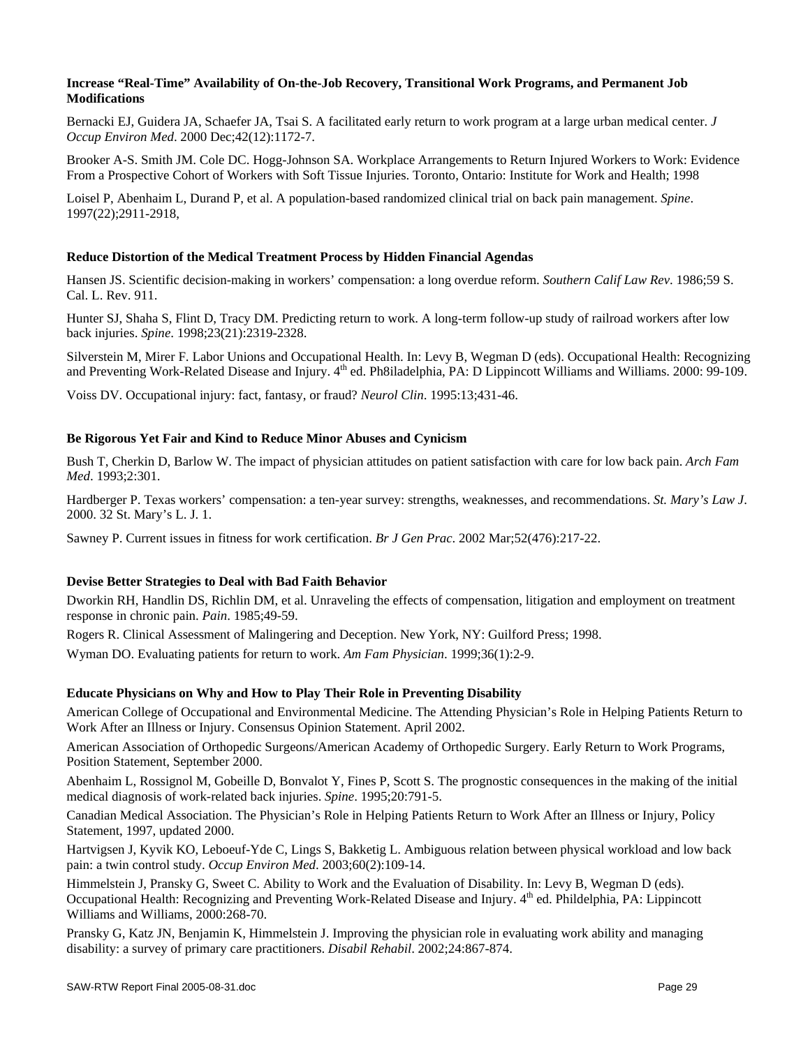**Increase "Real-Time" Availability of On-the-Job Recovery, Transitional Work Programs, and Permanent Job Modifications**

Bernacki EJ, Guidera JA, Schaefer JA, Tsai S. A facilitated early return to work program at a large urban medical center. *J Occup Environ Med*. 2000 Dec;42(12):1172-7.

Brooker A-S. Smith JM. Cole DC. Hogg-Johnson SA. Workplace Arrangements to Return Injured Workers to Work: Evidence From a Prospective Cohort of Workers with Soft Tissue Injuries. Toronto, Ontario: Institute for Work and Health; 1998

Loisel P, Abenhaim L, Durand P, et al. A population-based randomized clinical trial on back pain management. *Spine*. 1997(22);2911-2918,

**Reduce Distortion of the Medical Treatment Process by Hidden Financial Agendas**

Hansen JS. Scientific decision-making in workers' compensation: a long overdue reform. *Southern Calif Law Rev*. 1986;59 S. Cal. L. Rev. 911.

Hunter SJ, Shaha S, Flint D, Tracy DM. Predicting return to work. A long-term follow-up study of railroad workers after low back injuries. *Spine*. 1998;23(21):2319-2328.

Silverstein M, Mirer F. Labor Unions and Occupational Health. In: Levy B, Wegman D (eds). Occupational Health: Recognizing and Preventing Work-Related Disease and Injury. 4th ed. Ph8iladelphia, PA: D Lippincott Williams and Williams. 2000: 99-109.

Voiss DV. Occupational injury: fact, fantasy, or fraud? *Neurol Clin*. 1995:13;431-46.

**Be Rigorous Yet Fair and Kind to Reduce Minor Abuses and Cynicism**

Bush T, Cherkin D, Barlow W. The impact of physician attitudes on patient satisfaction with care for low back pain. *Arch Fam Med*. 1993;2:301.

Hardberger P. Texas workers' compensation: a ten-year survey: strengths, weaknesses, and recommendations. *St. Mary's Law J*. 2000. 32 St. Mary's L. J. 1.

Sawney P. Current issues in fitness for work certification. *Br J Gen Prac*. 2002 Mar;52(476):217-22.

**Devise Better Strategies to Deal with Bad Faith Behavior**

Dworkin RH, Handlin DS, Richlin DM, et al. Unraveling the effects of compensation, litigation and employment on treatment response in chronic pain. *Pain*. 1985;49-59.

Rogers R. Clinical Assessment of Malingering and Deception. New York, NY: Guilford Press; 1998.

Wyman DO. Evaluating patients for return to work. *Am Fam Physician*. 1999;36(1):2-9.

**Educate Physicians on Why and How to Play Their Role in Preventing Disability**

American College of Occupational and Environmental Medicine. The Attending Physician's Role in Helping Patients Return to Work After an Illness or Injury. Consensus Opinion Statement. April 2002.

American Association of Orthopedic Surgeons/American Academy of Orthopedic Surgery. Early Return to Work Programs, Position Statement, September 2000.

Abenhaim L, Rossignol M, Gobeille D, Bonvalot Y, Fines P, Scott S. The prognostic consequences in the making of the initial medical diagnosis of work-related back injuries. *Spine*. 1995;20:791-5.

Canadian Medical Association. The Physician's Role in Helping Patients Return to Work After an Illness or Injury, Policy Statement, 1997, updated 2000.

Hartvigsen J, Kyvik KO, Leboeuf-Yde C, Lings S, Bakketig L. Ambiguous relation between physical workload and low back pain: a twin control study. *Occup Environ Med*. 2003;60(2):109-14.

Himmelstein J, Pransky G, Sweet C. Ability to Work and the Evaluation of Disability. In: Levy B, Wegman D (eds). Occupational Health: Recognizing and Preventing Work-Related Disease and Injury. 4th ed. Phildelphia, PA: Lippincott Williams and Williams, 2000:268-70.

Pransky G, Katz JN, Benjamin K, Himmelstein J. Improving the physician role in evaluating work ability and managing disability: a survey of primary care practitioners. *Disabil Rehabil*. 2002;24:867-874.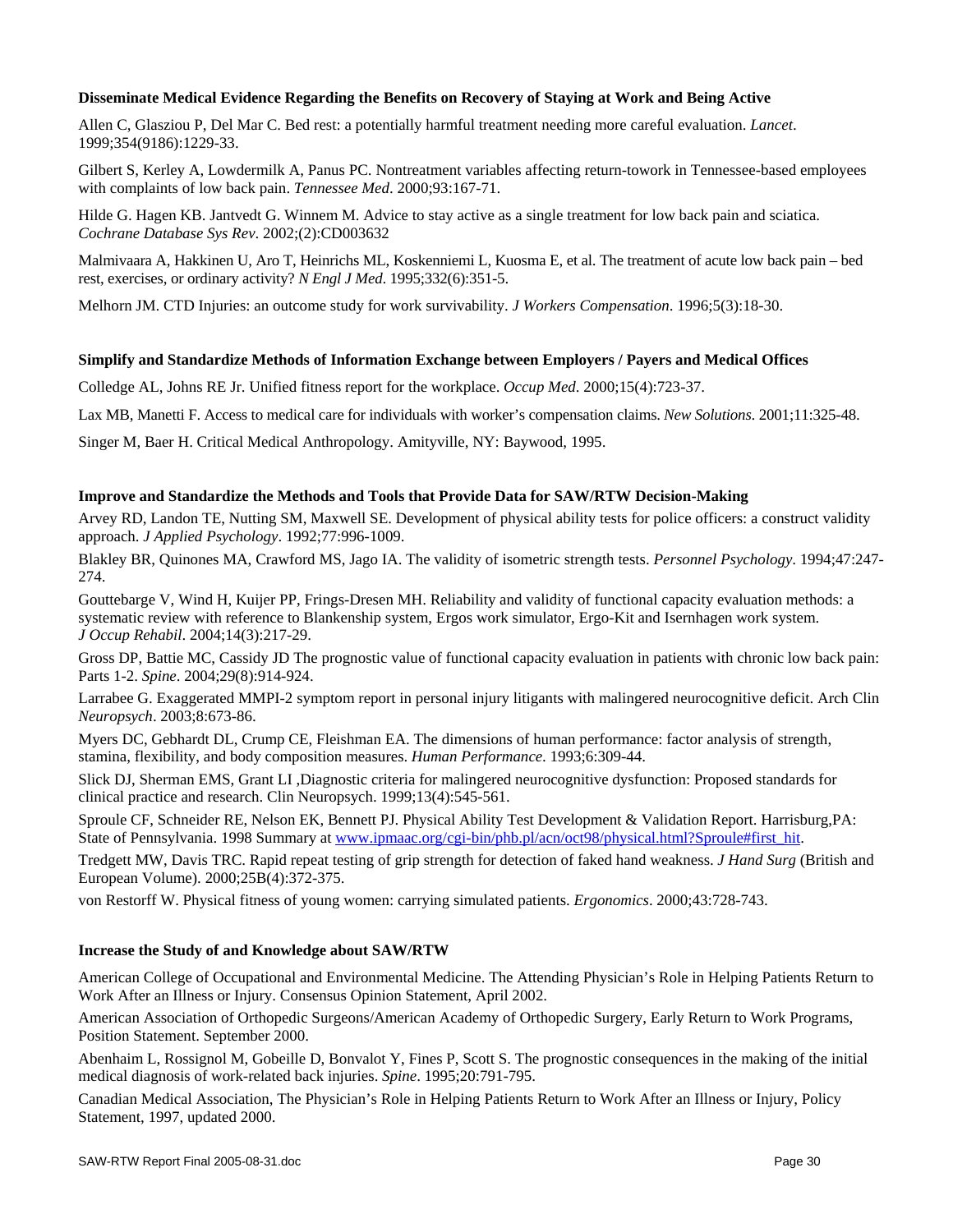#### Disseminate Medical Evidence Regarding the Benefits on Recovery of Staying at Work and Being Active

Allen C, Glasziou P, Del Mar C. Bed rest: a potentially harmful treatment needing more careful evaluation. *Lancet*. 1999;354(9186):1229-33.

Gilbert S, Kerley A, Lowdermilk A, Panus PC. Nontreatment variables affecting return-towork in Tennessee-based employees with complaints of low back pain. *Tennessee Med*. 2000;93:167-71.

Hilde G. Hagen KB. Jantvedt G. Winnem M. Advice to stay active as a single treatment for low back pain and sciatica. *Cochrane Database Sys Rev*. 2002;(2):CD003632

Malmivaara A, Hakkinen U, Aro T, Heinrichs ML, Koskenniemi L, Kuosma E, et al. The treatment of acute low back pain – bed rest, exercises, or ordinary activity? *N Engl J Med*. 1995;332(6):351-5.

Melhorn JM. CTD Injuries: an outcome study for work survivability. *J Workers Compensation*. 1996;5(3):18-30.

#### Simplify and Standardize Methods of Information Exchange between Employers / Payers and Medical Offices

Colledge AL, Johns RE Jr. Unified fitness report for the workplace. *Occup Med*. 2000;15(4):723-37.

Lax MB, Manetti F. Access to medical care for individuals with worker's compensation claims. *New Solutions*. 2001;11:325-48.

Singer M, Baer H. Critical Medical Anthropology. Amityville, NY: Baywood, 1995.

#### Improve and Standardize the Methods and Tools that Provide Data for SAW/RTW Decision-Making

Arvey RD, Landon TE, Nutting SM, Maxwell SE. Development of physical ability tests for police officers: a construct validity approach. *J Applied Psychology*. 1992;77:996-1009.

Blakley BR, Quinones MA, Crawford MS, Jago IA. The validity of isometric strength tests. *Personnel Psychology*. 1994;47:247-274.

Gouttebarge V, Wind H, Kuijer PP, Frings-Dresen MH. Reliability and validity of functional capacity evaluation methods: a systematic review with reference to Blankenship system, Ergos work simulator, Ergo-Kit and Isernhagen work system. *J Occup Rehabil*. 2004;14(3):217-29.

Gross DP, Battie MC, Cassidy JD The prognostic value of functional capacity evaluation in patients with chronic low back pain: Parts 1-2. *Spine*. 2004;29(8):914-924.

Larrabee G. Exaggerated MMPI-2 symptom report in personal injury litigants with malingered neurocognitive deficit. Arch Clin *Neuropsych*. 2003;8:673-86.

Myers DC, Gebhardt DL, Crump CE, Fleishman EA. The dimensions of human performance: factor analysis of strength, stamina, flexibility, and body composition measures. *Human Performance*. 1993;6:309-44.

Slick DJ, Sherman EMS, Grant LI ,Diagnostic criteria for malingered neurocognitive dysfunction: Proposed standards for clinical practice and research. Clin Neuropsych. 1999;13(4):545-561.

Sproule CF, Schneider RE, Nelson EK, Bennett PJ. Physical Ability Test Development & Validation Report. Harrisburg,PA: State of Pennsylvania. 1998 Summary at www.ipmaac.org/cgi-bin/phb.pl/acn/oct98/physical.html?Sproule#first_hit.

Tredgett MW, Davis TRC. Rapid repeat testing of grip strength for detection of faked hand weakness. *J Hand Surg* (British and European Volume). 2000;25B(4):372-375.

von Restorff W. Physical fitness of young women: carrying simulated patients. *Ergonomics*. 2000;43:728-743.

#### Increase the Study of and Knowledge about SAW/RTW

American College of Occupational and Environmental Medicine. The Attending Physician's Role in Helping Patients Return to Work After an Illness or Injury. Consensus Opinion Statement, April 2002.

American Association of Orthopedic Surgeons/American Academy of Orthopedic Surgery, Early Return to Work Programs, Position Statement. September 2000.

Abenhaim L, Rossignol M, Gobeille D, Bonvalot Y, Fines P, Scott S. The prognostic consequences in the making of the initial medical diagnosis of work-related back injuries. *Spine*. 1995;20:791-795.

Canadian Medical Association, The Physician's Role in Helping Patients Return to Work After an Illness or Injury, Policy Statement, 1997, updated 2000.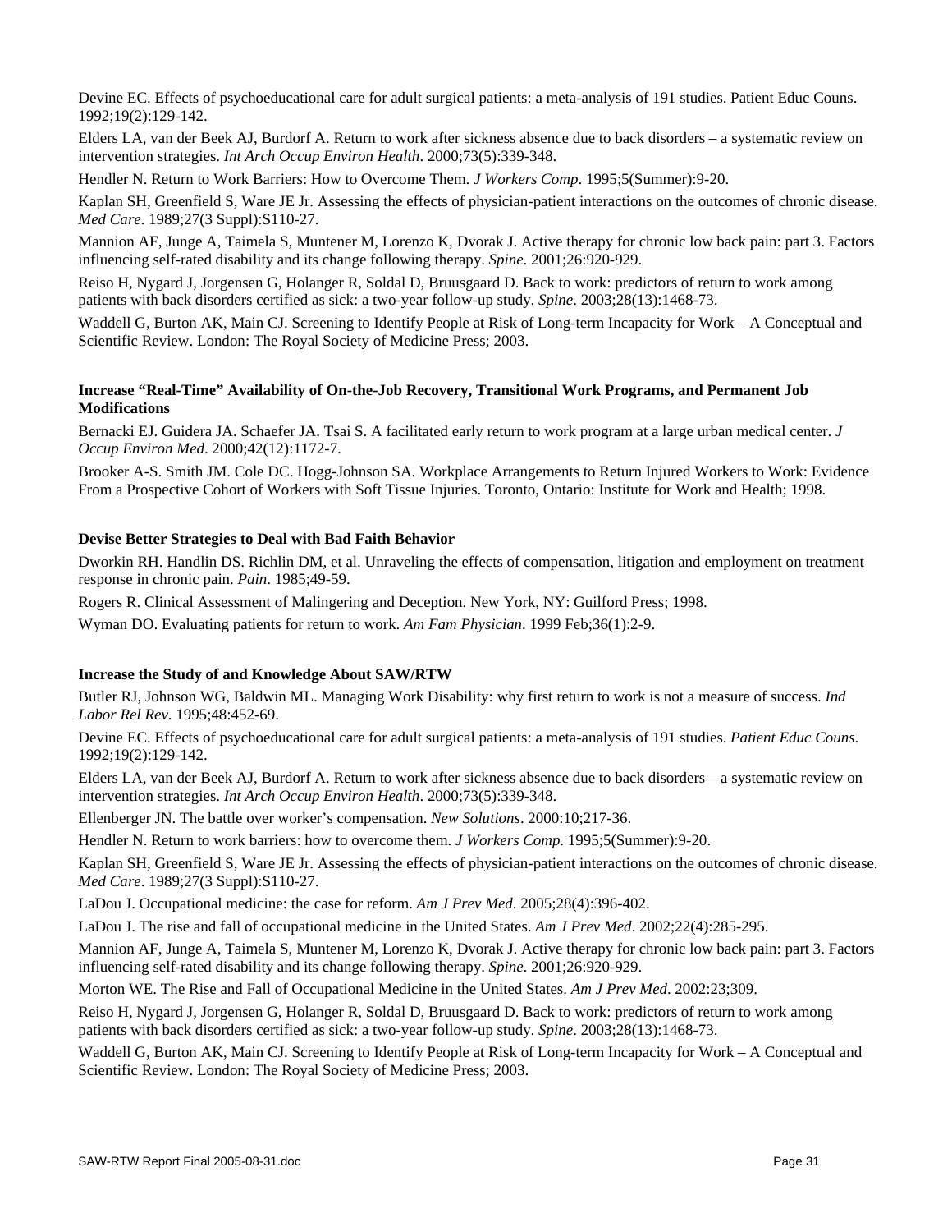Devine EC. Effects of psychoeducational care for adult surgical patients: a meta-analysis of 191 studies. Patient Educ Couns. 1992;19(2):129-142.

Elders LA, van der Beek AJ, Burdorf A. Return to work after sickness absence due to back disorders – a systematic review on intervention strategies. *Int Arch Occup Environ Health*. 2000;73(5):339-348.

Hendler N. Return to Work Barriers: How to Overcome Them. *J Workers Comp*. 1995;5(Summer):9-20.

Kaplan SH, Greenfield S, Ware JE Jr. Assessing the effects of physician-patient interactions on the outcomes of chronic disease. *Med Care*. 1989;27(3 Suppl):S110-27.

Mannion AF, Junge A, Taimela S, Muntener M, Lorenzo K, Dvorak J. Active therapy for chronic low back pain: part 3. Factors influencing self-rated disability and its change following therapy. *Spine*. 2001;26:920-929.

Reiso H, Nygard J, Jorgensen G, Holanger R, Soldal D, Bruusgaard D. Back to work: predictors of return to work among patients with back disorders certified as sick: a two-year follow-up study. *Spine*. 2003;28(13):1468-73.

Waddell G, Burton AK, Main CJ. Screening to Identify People at Risk of Long-term Incapacity for Work – A Conceptual and Scientific Review. London: The Royal Society of Medicine Press; 2003.

**Increase "Real-Time" Availability of On-the-Job Recovery, Transitional Work Programs, and Permanent Job Modifications**

Bernacki EJ. Guidera JA. Schaefer JA. Tsai S. A facilitated early return to work program at a large urban medical center. *J Occup Environ Med*. 2000;42(12):1172-7.

Brooker A-S. Smith JM. Cole DC. Hogg-Johnson SA. Workplace Arrangements to Return Injured Workers to Work: Evidence From a Prospective Cohort of Workers with Soft Tissue Injuries. Toronto, Ontario: Institute for Work and Health; 1998.

**Devise Better Strategies to Deal with Bad Faith Behavior**

Dworkin RH. Handlin DS. Richlin DM, et al. Unraveling the effects of compensation, litigation and employment on treatment response in chronic pain. *Pain*. 1985;49-59.

Rogers R. Clinical Assessment of Malingering and Deception. New York, NY: Guilford Press; 1998.

Wyman DO. Evaluating patients for return to work. *Am Fam Physician*. 1999 Feb;36(1):2-9.

**Increase the Study of and Knowledge About SAW/RTW**

Butler RJ, Johnson WG, Baldwin ML. Managing Work Disability: why first return to work is not a measure of success. *Ind Labor Rel Rev*. 1995;48:452-69.

Devine EC. Effects of psychoeducational care for adult surgical patients: a meta-analysis of 191 studies. *Patient Educ Couns*. 1992;19(2):129-142.

Elders LA, van der Beek AJ, Burdorf A. Return to work after sickness absence due to back disorders – a systematic review on intervention strategies. *Int Arch Occup Environ Health*. 2000;73(5):339-348.

Ellenberger JN. The battle over worker's compensation. *New Solutions*. 2000:10;217-36.

Hendler N. Return to work barriers: how to overcome them. *J Workers Comp*. 1995;5(Summer):9-20.

Kaplan SH, Greenfield S, Ware JE Jr. Assessing the effects of physician-patient interactions on the outcomes of chronic disease. *Med Care*. 1989;27(3 Suppl):S110-27.

LaDou J. Occupational medicine: the case for reform. *Am J Prev Med*. 2005;28(4):396-402.

LaDou J. The rise and fall of occupational medicine in the United States. *Am J Prev Med*. 2002;22(4):285-295.

Mannion AF, Junge A, Taimela S, Muntener M, Lorenzo K, Dvorak J. Active therapy for chronic low back pain: part 3. Factors influencing self-rated disability and its change following therapy. *Spine*. 2001;26:920-929.

Morton WE. The Rise and Fall of Occupational Medicine in the United States. *Am J Prev Med*. 2002:23;309.

Reiso H, Nygard J, Jorgensen G, Holanger R, Soldal D, Bruusgaard D. Back to work: predictors of return to work among patients with back disorders certified as sick: a two-year follow-up study. *Spine*. 2003;28(13):1468-73.

Waddell G, Burton AK, Main CJ. Screening to Identify People at Risk of Long-term Incapacity for Work – A Conceptual and Scientific Review. London: The Royal Society of Medicine Press; 2003.